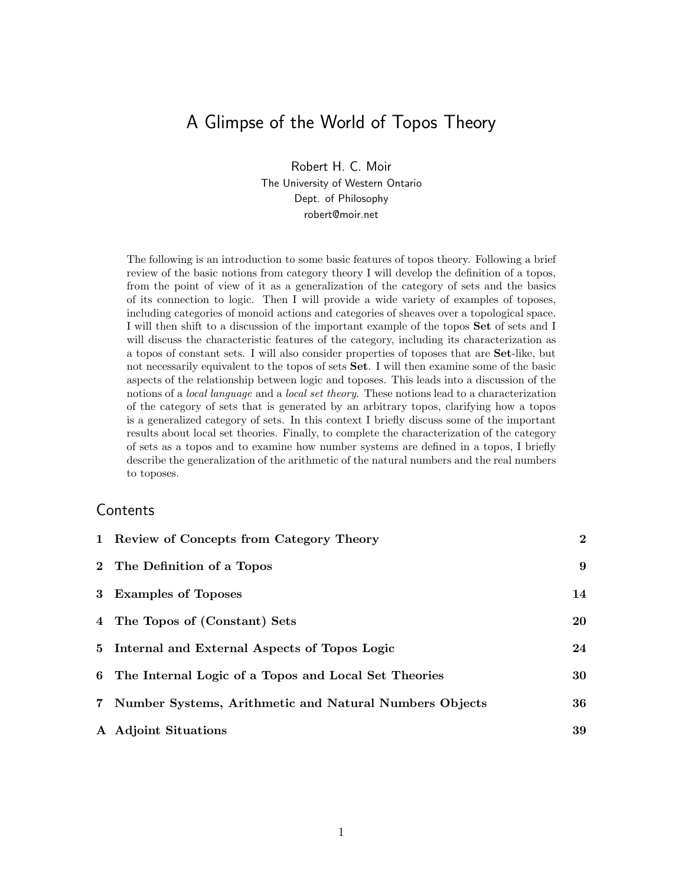# A Glimpse of the World of Topos Theory

Robert H. C. Moir
The University of Western Ontario
Dept. of Philosophy
robert@moir.net

The following is an introduction to some basic features of topos theory. Following a brief review of the basic notions from category theory I will develop the definition of a topos, from the point of view of it as a generalization of the category of sets and the basics of its connection to logic. Then I will provide a wide variety of examples of toposes, including categories of monoid actions and categories of sheaves over a topological space. I will then shift to a discussion of the important example of the topos **Set** of sets and I will discuss the characteristic features of the category, including its characterization as a topos of constant sets. I will also consider properties of toposes that are **Set**-like, but not necessarily equivalent to the topos of sets **Set**. I will then examine some of the basic aspects of the relationship between logic and toposes. This leads into a discussion of the notions of a *local language* and a *local set theory*. These notions lead to a characterization of the category of sets that is generated by an arbitrary topos, clarifying how a topos is a generalized category of sets. In this context I briefly discuss some of the important results about local set theories. Finally, to complete the characterization of the category of sets as a topos and to examine how number systems are defined in a topos, I briefly describe the generalization of the arithmetic of the natural numbers and the real numbers to toposes.

## Contents

| | | |
|---|---|---|
| **1** | **Review of Concepts from Category Theory** | **2** |
| **2** | **The Definition of a Topos** | **9** |
| **3** | **Examples of Toposes** | **14** |
| **4** | **The Topos of (Constant) Sets** | **20** |
| **5** | **Internal and External Aspects of Topos Logic** | **24** |
| **6** | **The Internal Logic of a Topos and Local Set Theories** | **30** |
| **7** | **Number Systems, Arithmetic and Natural Numbers Objects** | **36** |
| **A** | **Adjoint Situations** | **39** |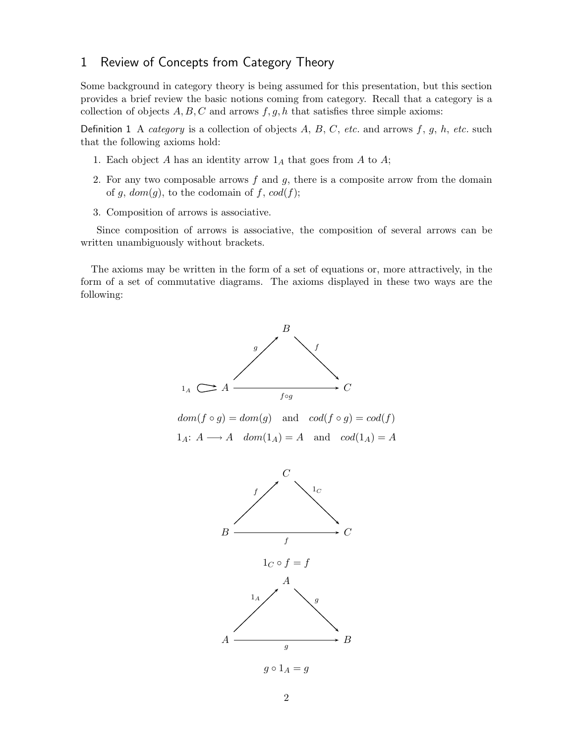## 1 Review of Concepts from Category Theory

Some background in category theory is being assumed for this presentation, but this section provides a brief review the basic notions coming from category. Recall that a category is a collection of objects $A, B, C$ and arrows $f, g, h$ that satisfies three simple axioms:

**Definition 1** A *category* is a collection of objects $A$, $B$, $C$, *etc.* and arrows $f$, $g$, $h$, *etc.* such that the following axioms hold:

1. Each object $A$ has an identity arrow $1_A$ that goes from $A$ to $A$;
2. For any two composable arrows $f$ and $g$, there is a composite arrow from the domain of $g$, $dom(g)$, to the codomain of $f$, $cod(f)$;
3. Composition of arrows is associative.

Since composition of arrows is associative, the composition of several arrows can be written unambiguously without brackets.

The axioms may be written in the form of a set of equations or, more attractively, in the form of a set of commutative diagrams. The axioms displayed in these two ways are the following:

$$\begin{array}{ccccc} & & B & & \\ & \overset{g}{\nearrow} & & \overset{f}{\searrow} & \\ 1_A \circlearrowright A & & \xrightarrow[f \circ g]{} & & C \end{array}$$

$$dom(f \circ g) = dom(g) \quad \text{and} \quad cod(f \circ g) = cod(f)$$

$$1_A \colon A \longrightarrow A \quad dom(1_A) = A \quad \text{and} \quad cod(1_A) = A$$

$$\begin{array}{ccccc} & & C & & \\ & \overset{f}{\nearrow} & & \overset{1_C}{\searrow} & \\ B & & \xrightarrow[f]{} & & C \end{array}$$

$$1_C \circ f = f$$

$$\begin{array}{ccccc} & & A & & \\ & \overset{1_A}{\nearrow} & & \overset{g}{\searrow} & \\ A & & \xrightarrow[g]{} & & B \end{array}$$

$$g \circ 1_A = g$$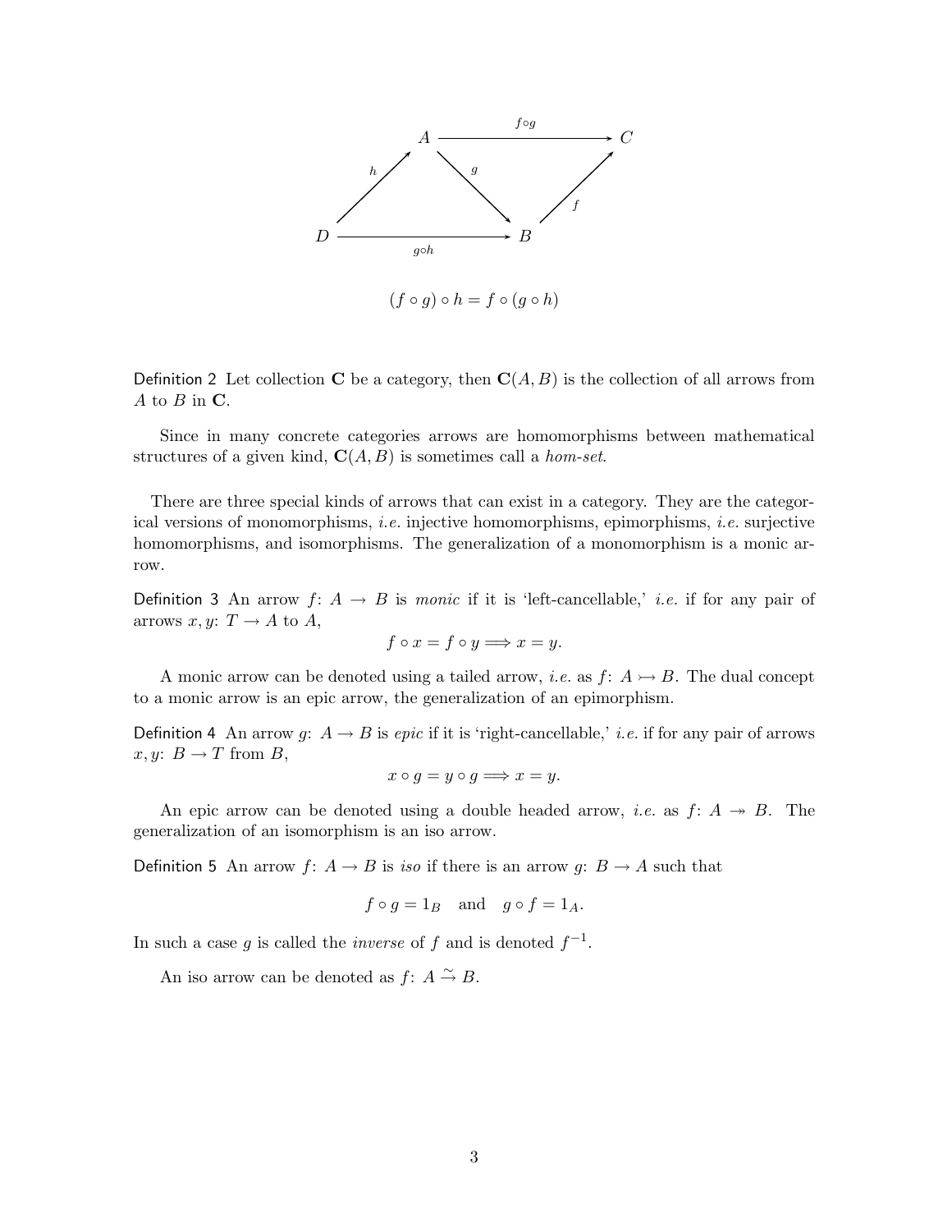$$(f \circ g) \circ h = f \circ (g \circ h)$$

**Definition 2** Let collection $\mathbf{C}$ be a category, then $\mathbf{C}(A, B)$ is the collection of all arrows from $A$ to $B$ in $\mathbf{C}$.

Since in many concrete categories arrows are homomorphisms between mathematical structures of a given kind, $\mathbf{C}(A, B)$ is sometimes call a *hom-set*.

There are three special kinds of arrows that can exist in a category. They are the categorical versions of monomorphisms, *i.e.* injective homomorphisms, epimorphisms, *i.e.* surjective homomorphisms, and isomorphisms. The generalization of a monomorphism is a monic arrow.

**Definition 3** An arrow $f\colon A \to B$ is *monic* if it is 'left-cancellable,' *i.e.* if for any pair of arrows $x, y\colon T \to A$ to $A$,

$$f \circ x = f \circ y \Longrightarrow x = y.$$

A monic arrow can be denoted using a tailed arrow, *i.e.* as $f\colon A \rightarrowtail B$. The dual concept to a monic arrow is an epic arrow, the generalization of an epimorphism.

**Definition 4** An arrow $g\colon A \to B$ is *epic* if it is 'right-cancellable,' *i.e.* if for any pair of arrows $x, y\colon B \to T$ from $B$,

$$x \circ g = y \circ g \Longrightarrow x = y.$$

An epic arrow can be denoted using a double headed arrow, *i.e.* as $f\colon A \twoheadrightarrow B$. The generalization of an isomorphism is an iso arrow.

**Definition 5** An arrow $f\colon A \to B$ is *iso* if there is an arrow $g\colon B \to A$ such that

$$f \circ g = 1_B \quad \text{and} \quad g \circ f = 1_A.$$

In such a case $g$ is called the *inverse* of $f$ and is denoted $f^{-1}$.

An iso arrow can be denoted as $f\colon A \xrightarrow{\sim} B$.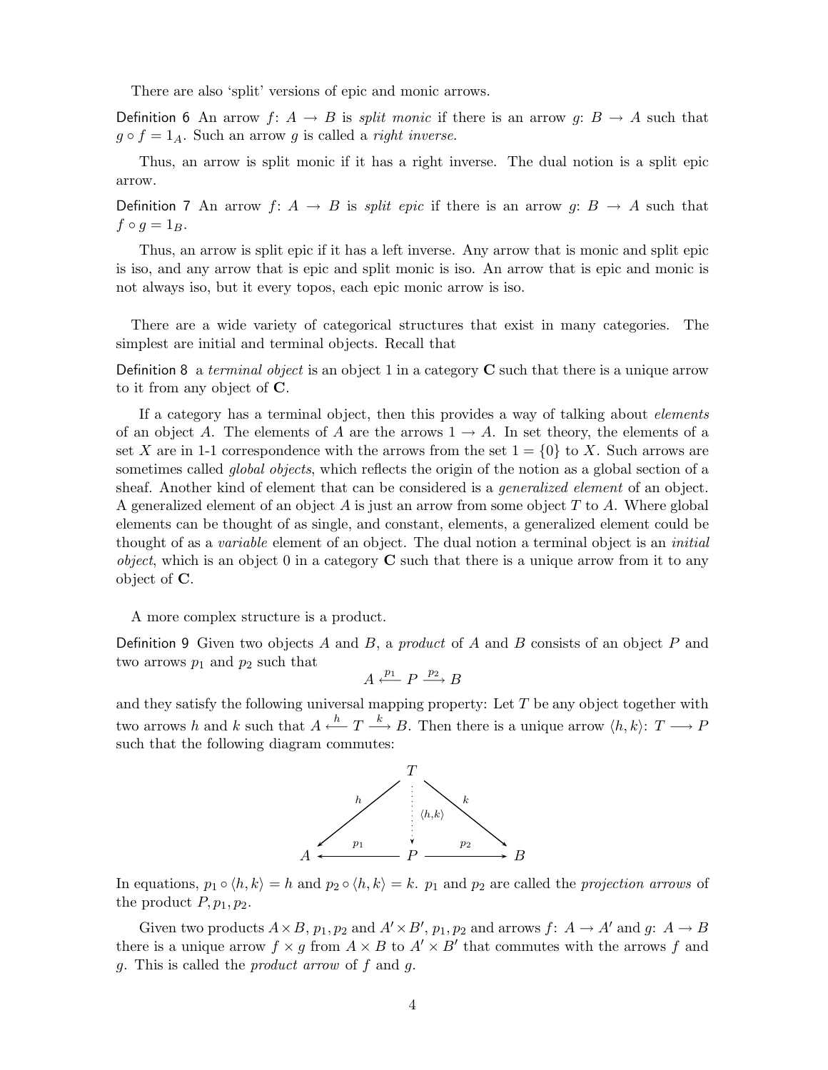There are also 'split' versions of epic and monic arrows.

Definition 6 An arrow $f: A \to B$ is *split monic* if there is an arrow $g: B \to A$ such that $g \circ f = 1_A$. Such an arrow $g$ is called a *right inverse*.

Thus, an arrow is split monic if it has a right inverse. The dual notion is a split epic arrow.

Definition 7 An arrow $f: A \to B$ is *split epic* if there is an arrow $g: B \to A$ such that $f \circ g = 1_B$.

Thus, an arrow is split epic if it has a left inverse. Any arrow that is monic and split epic is iso, and any arrow that is epic and split monic is iso. An arrow that is epic and monic is not always iso, but it every topos, each epic monic arrow is iso.

There are a wide variety of categorical structures that exist in many categories. The simplest are initial and terminal objects. Recall that

Definition 8 a *terminal object* is an object 1 in a category $\mathbf{C}$ such that there is a unique arrow to it from any object of $\mathbf{C}$.

If a category has a terminal object, then this provides a way of talking about *elements* of an object $A$. The elements of $A$ are the arrows $1 \to A$. In set theory, the elements of a set $X$ are in 1-1 correspondence with the arrows from the set $1 = \{0\}$ to $X$. Such arrows are sometimes called *global objects*, which reflects the origin of the notion as a global section of a sheaf. Another kind of element that can be considered is a *generalized element* of an object. A generalized element of an object $A$ is just an arrow from some object $T$ to $A$. Where global elements can be thought of as single, and constant, elements, a generalized element could be thought of as a *variable* element of an object. The dual notion a terminal object is an *initial object*, which is an object 0 in a category $\mathbf{C}$ such that there is a unique arrow from it to any object of $\mathbf{C}$.

A more complex structure is a product.

Definition 9 Given two objects $A$ and $B$, a *product* of $A$ and $B$ consists of an object $P$ and two arrows $p_1$ and $p_2$ such that

$$A \xleftarrow{p_1} P \xrightarrow{p_2} B$$

and they satisfy the following universal mapping property: Let $T$ be any object together with two arrows $h$ and $k$ such that $A \xleftarrow{h} T \xrightarrow{k} B$. Then there is a unique arrow $\langle h, k\rangle: T \longrightarrow P$ such that the following diagram commutes:

$$\begin{array}{ccccc} & & T & & \\ & \swarrow^{h} & \vdots \langle h,k\rangle & \searrow^{k} & \\ A & \xleftarrow{p_1} & P & \xrightarrow{p_2} & B \end{array}$$

In equations, $p_1 \circ \langle h, k\rangle = h$ and $p_2 \circ \langle h, k\rangle = k$. $p_1$ and $p_2$ are called the *projection arrows* of the product $P, p_1, p_2$.

Given two products $A \times B, p_1, p_2$ and $A' \times B', p_1, p_2$ and arrows $f: A \to A'$ and $g: A \to B$ there is a unique arrow $f \times g$ from $A \times B$ to $A' \times B'$ that commutes with the arrows $f$ and $g$. This is called the *product arrow* of $f$ and $g$.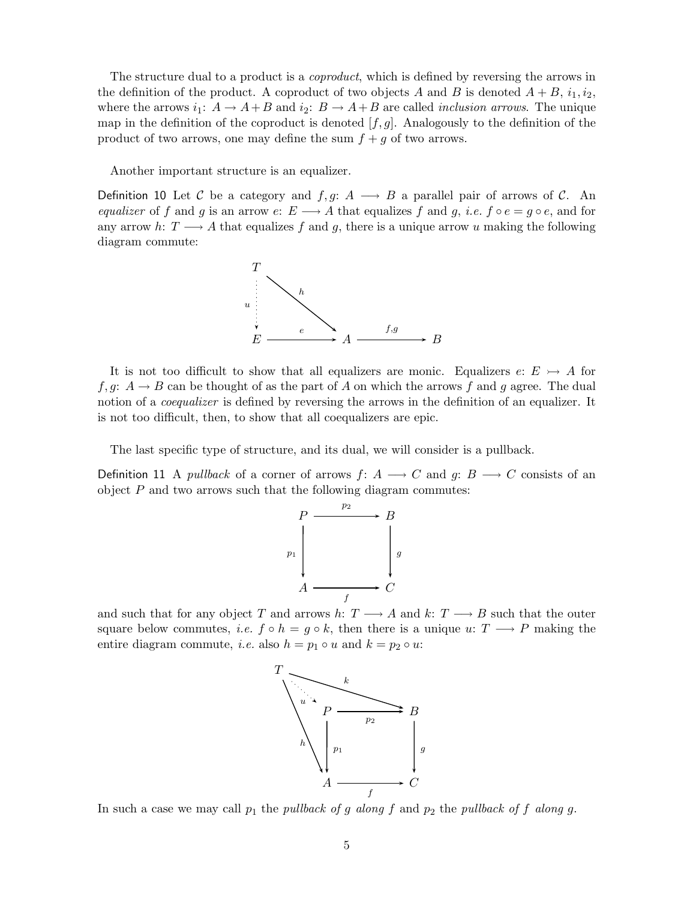The structure dual to a product is a *coproduct*, which is defined by reversing the arrows in the definition of the product. A coproduct of two objects $A$ and $B$ is denoted $A + B$, $i_1, i_2$, where the arrows $i_1 \colon A \to A+B$ and $i_2 \colon B \to A+B$ are called *inclusion arrows*. The unique map in the definition of the coproduct is denoted $[f, g]$. Analogously to the definition of the product of two arrows, one may define the sum $f + g$ of two arrows.

Another important structure is an equalizer.

**Definition 10** Let $\mathcal{C}$ be a category and $f, g \colon A \longrightarrow B$ a parallel pair of arrows of $\mathcal{C}$. An *equalizer* of $f$ and $g$ is an arrow $e \colon E \longrightarrow A$ that equalizes $f$ and $g$, *i.e.* $f \circ e = g \circ e$, and for any arrow $h \colon T \longrightarrow A$ that equalizes $f$ and $g$, there is a unique arrow $u$ making the following diagram commute:

$$
\begin{array}{ccccc}
T & & & & \\
\vdots u & \searrow^{h} & & & \\
E & \xrightarrow{e} & A & \xrightarrow{f,g} & B
\end{array}
$$

It is not too difficult to show that all equalizers are monic. Equalizers $e \colon E \rightarrowtail A$ for $f, g \colon A \to B$ can be thought of as the part of $A$ on which the arrows $f$ and $g$ agree. The dual notion of a *coequalizer* is defined by reversing the arrows in the definition of an equalizer. It is not too difficult, then, to show that all coequalizers are epic.

The last specific type of structure, and its dual, we will consider is a pullback.

**Definition 11** A *pullback* of a corner of arrows $f \colon A \longrightarrow C$ and $g \colon B \longrightarrow C$ consists of an object $P$ and two arrows such that the following diagram commutes:

$$
\begin{array}{ccc}
P & \xrightarrow{p_2} & B \\
{\scriptstyle p_1}\downarrow & & \downarrow{\scriptstyle g} \\
A & \xrightarrow[f]{} & C
\end{array}
$$

and such that for any object $T$ and arrows $h \colon T \longrightarrow A$ and $k \colon T \longrightarrow B$ such that the outer square below commutes, *i.e.* $f \circ h = g \circ k$, then there is a unique $u \colon T \longrightarrow P$ making the entire diagram commute, *i.e.* also $h = p_1 \circ u$ and $k = p_2 \circ u$:

$$
\begin{array}{cccc}
T & & & \\
& \overset{u}{\searrow} & \overset{k}{\longrightarrow} & \\
& P & \xrightarrow{p_2} & B \\
{\scriptstyle h}\searrow & {\scriptstyle p_1}\downarrow & & \downarrow{\scriptstyle g} \\
& A & \xrightarrow[f]{} & C
\end{array}
$$

In such a case we may call $p_1$ the *pullback of $g$ along $f$* and $p_2$ the *pullback of $f$ along $g$*.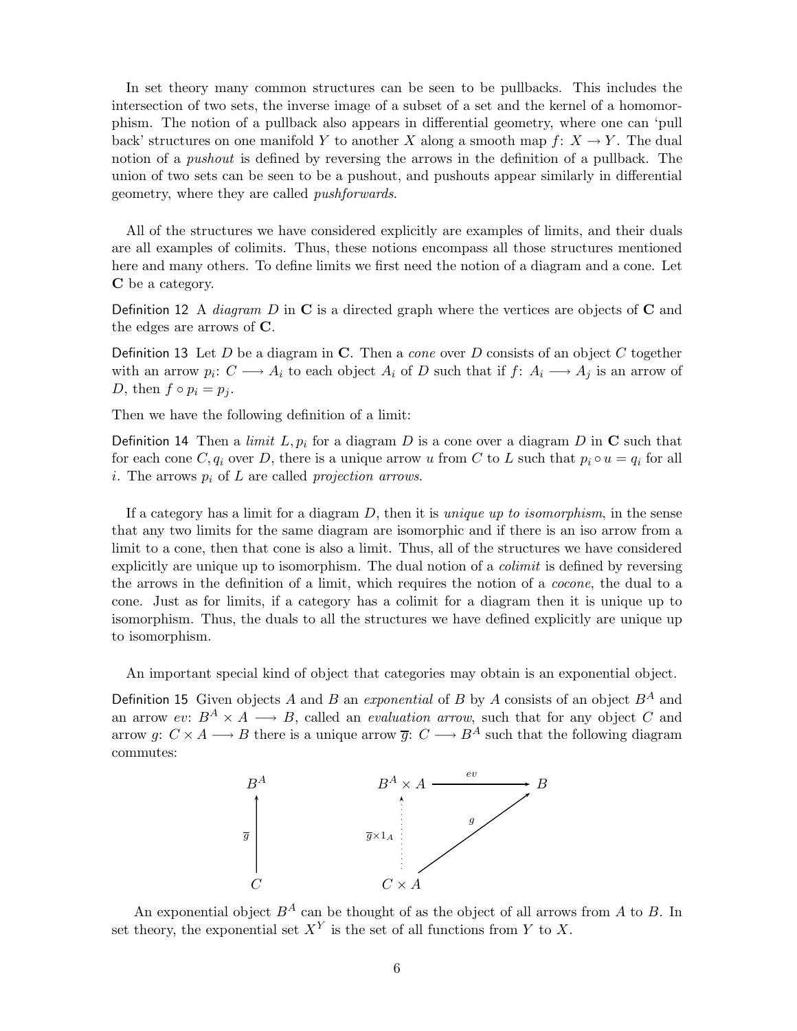In set theory many common structures can be seen to be pullbacks. This includes the intersection of two sets, the inverse image of a subset of a set and the kernel of a homomorphism. The notion of a pullback also appears in differential geometry, where one can 'pull back' structures on one manifold $Y$ to another $X$ along a smooth map $f\colon X \to Y$. The dual notion of a *pushout* is defined by reversing the arrows in the definition of a pullback. The union of two sets can be seen to be a pushout, and pushouts appear similarly in differential geometry, where they are called *pushforwards*.

All of the structures we have considered explicitly are examples of limits, and their duals are all examples of colimits. Thus, these notions encompass all those structures mentioned here and many others. To define limits we first need the notion of a diagram and a cone. Let $\mathbf{C}$ be a category.

**Definition 12** A *diagram* $D$ in $\mathbf{C}$ is a directed graph where the vertices are objects of $\mathbf{C}$ and the edges are arrows of $\mathbf{C}$.

**Definition 13** Let $D$ be a diagram in $\mathbf{C}$. Then a *cone* over $D$ consists of an object $C$ together with an arrow $p_i\colon C \longrightarrow A_i$ to each object $A_i$ of $D$ such that if $f\colon A_i \longrightarrow A_j$ is an arrow of $D$, then $f \circ p_i = p_j$.

Then we have the following definition of a limit:

**Definition 14** Then a *limit* $L, p_i$ for a diagram $D$ is a cone over a diagram $D$ in $\mathbf{C}$ such that for each cone $C, q_i$ over $D$, there is a unique arrow $u$ from $C$ to $L$ such that $p_i \circ u = q_i$ for all $i$. The arrows $p_i$ of $L$ are called *projection arrows*.

If a category has a limit for a diagram $D$, then it is *unique up to isomorphism*, in the sense that any two limits for the same diagram are isomorphic and if there is an iso arrow from a limit to a cone, then that cone is also a limit. Thus, all of the structures we have considered explicitly are unique up to isomorphism. The dual notion of a *colimit* is defined by reversing the arrows in the definition of a limit, which requires the notion of a *cocone*, the dual to a cone. Just as for limits, if a category has a colimit for a diagram then it is unique up to isomorphism. Thus, the duals to all the structures we have defined explicitly are unique up to isomorphism.

An important special kind of object that categories may obtain is an exponential object.

**Definition 15** Given objects $A$ and $B$ an *exponential* of $B$ by $A$ consists of an object $B^A$ and an arrow $ev\colon B^A \times A \longrightarrow B$, called an *evaluation arrow*, such that for any object $C$ and arrow $g\colon C \times A \longrightarrow B$ there is a unique arrow $\overline{g}\colon C \longrightarrow B^A$ such that the following diagram commutes:

$$
\begin{array}{ccccc}
B^A & \qquad & B^A \times A & \xrightarrow{\;ev\;} & B \\
\uparrow{\scriptstyle \overline{g}} & & \uparrow{\scriptstyle \overline{g}\times 1_A} & \nearrow{\scriptstyle g} & \\
C & & C \times A & &
\end{array}
$$

An exponential object $B^A$ can be thought of as the object of all arrows from $A$ to $B$. In set theory, the exponential set $X^Y$ is the set of all functions from $Y$ to $X$.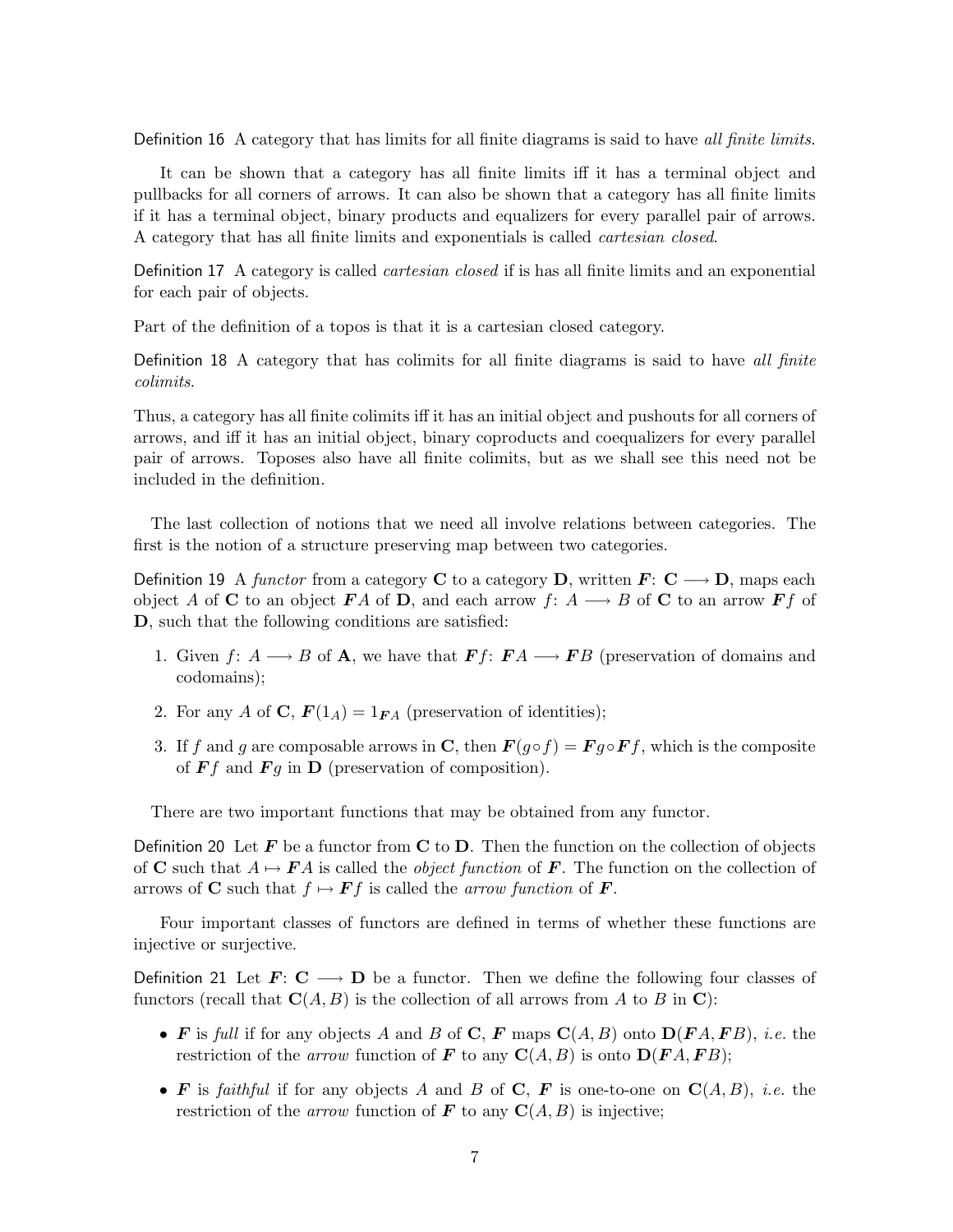Definition 16 A category that has limits for all finite diagrams is said to have *all finite limits*.

It can be shown that a category has all finite limits iff it has a terminal object and pullbacks for all corners of arrows. It can also be shown that a category has all finite limits if it has a terminal object, binary products and equalizers for every parallel pair of arrows. A category that has all finite limits and exponentials is called *cartesian closed*.

Definition 17 A category is called *cartesian closed* if is has all finite limits and an exponential for each pair of objects.

Part of the definition of a topos is that it is a cartesian closed category.

Definition 18 A category that has colimits for all finite diagrams is said to have *all finite colimits*.

Thus, a category has all finite colimits iff it has an initial object and pushouts for all corners of arrows, and iff it has an initial object, binary coproducts and coequalizers for every parallel pair of arrows. Toposes also have all finite colimits, but as we shall see this need not be included in the definition.

The last collection of notions that we need all involve relations between categories. The first is the notion of a structure preserving map between two categories.

Definition 19 A *functor* from a category $\mathbf{C}$ to a category $\mathbf{D}$, written $\boldsymbol{F}\colon \mathbf{C} \longrightarrow \mathbf{D}$, maps each object $A$ of $\mathbf{C}$ to an object $\boldsymbol{F}A$ of $\mathbf{D}$, and each arrow $f\colon A \longrightarrow B$ of $\mathbf{C}$ to an arrow $\boldsymbol{F}f$ of $\mathbf{D}$, such that the following conditions are satisfied:

1. Given $f\colon A \longrightarrow B$ of $\mathbf{A}$, we have that $\boldsymbol{F}f\colon \boldsymbol{F}A \longrightarrow \boldsymbol{F}B$ (preservation of domains and codomains);
2. For any $A$ of $\mathbf{C}$, $\boldsymbol{F}(1_A) = 1_{\boldsymbol{F}A}$ (preservation of identities);
3. If $f$ and $g$ are composable arrows in $\mathbf{C}$, then $\boldsymbol{F}(g \circ f) = \boldsymbol{F}g \circ \boldsymbol{F}f$, which is the composite of $\boldsymbol{F}f$ and $\boldsymbol{F}g$ in $\mathbf{D}$ (preservation of composition).

There are two important functions that may be obtained from any functor.

Definition 20 Let $\boldsymbol{F}$ be a functor from $\mathbf{C}$ to $\mathbf{D}$. Then the function on the collection of objects of $\mathbf{C}$ such that $A \mapsto \boldsymbol{F}A$ is called the *object function* of $\boldsymbol{F}$. The function on the collection of arrows of $\mathbf{C}$ such that $f \mapsto \boldsymbol{F}f$ is called the *arrow function* of $\boldsymbol{F}$.

Four important classes of functors are defined in terms of whether these functions are injective or surjective.

Definition 21 Let $\boldsymbol{F}\colon \mathbf{C} \longrightarrow \mathbf{D}$ be a functor. Then we define the following four classes of functors (recall that $\mathbf{C}(A, B)$ is the collection of all arrows from $A$ to $B$ in $\mathbf{C}$):

- $\boldsymbol{F}$ is *full* if for any objects $A$ and $B$ of $\mathbf{C}$, $\boldsymbol{F}$ maps $\mathbf{C}(A, B)$ onto $\mathbf{D}(\boldsymbol{F}A, \boldsymbol{F}B)$, *i.e.* the restriction of the *arrow* function of $\boldsymbol{F}$ to any $\mathbf{C}(A, B)$ is onto $\mathbf{D}(\boldsymbol{F}A, \boldsymbol{F}B)$;
- $\boldsymbol{F}$ is *faithful* if for any objects $A$ and $B$ of $\mathbf{C}$, $\boldsymbol{F}$ is one-to-one on $\mathbf{C}(A, B)$, *i.e.* the restriction of the *arrow* function of $\boldsymbol{F}$ to any $\mathbf{C}(A, B)$ is injective;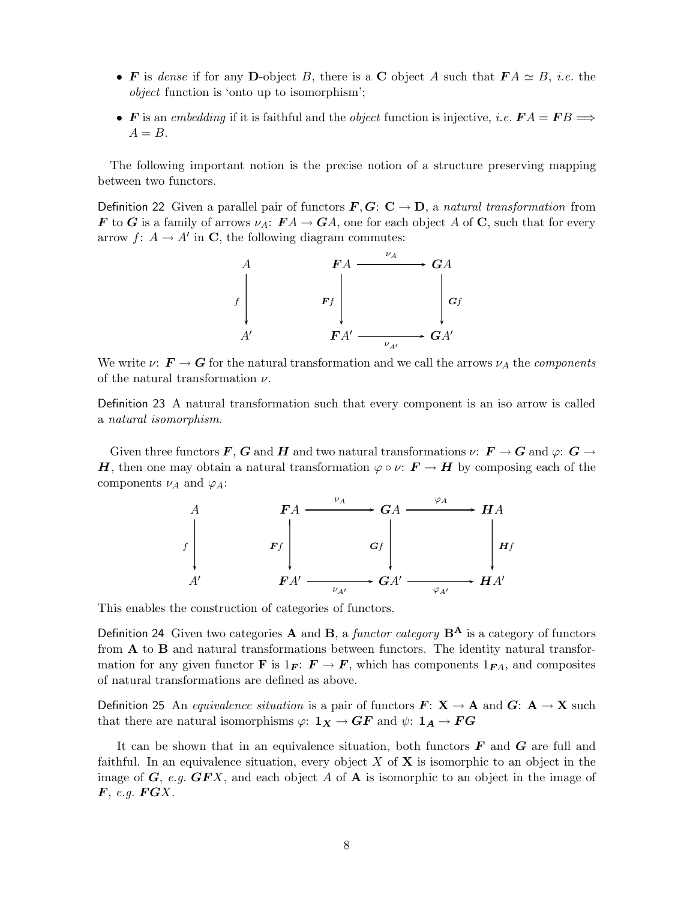- $\boldsymbol{F}$ is *dense* if for any **D**-object $B$, there is a **C** object $A$ such that $\boldsymbol{F}A \simeq B$, *i.e.* the *object* function is 'onto up to isomorphism';
- $\boldsymbol{F}$ is an *embedding* if it is faithful and the *object* function is injective, *i.e.* $\boldsymbol{F}A = \boldsymbol{F}B \implies A = B$.

The following important notion is the precise notion of a structure preserving mapping between two functors.

Definition 22 Given a parallel pair of functors $\boldsymbol{F}, \boldsymbol{G} \colon \mathbf{C} \to \mathbf{D}$, a *natural transformation* from $\boldsymbol{F}$ to $\boldsymbol{G}$ is a family of arrows $\nu_A \colon \boldsymbol{F}A \to \boldsymbol{G}A$, one for each object $A$ of $\mathbf{C}$, such that for every arrow $f \colon A \to A'$ in $\mathbf{C}$, the following diagram commutes:

$$
\begin{array}{ccc}
A & \qquad & \boldsymbol{F}A & \xrightarrow{\nu_A} & \boldsymbol{G}A \\
\downarrow f & & \downarrow \boldsymbol{F}f & & \downarrow \boldsymbol{G}f \\
A' & & \boldsymbol{F}A' & \xrightarrow[\nu_{A'}]{} & \boldsymbol{G}A'
\end{array}
$$

We write $\nu \colon \boldsymbol{F} \to \boldsymbol{G}$ for the natural transformation and we call the arrows $\nu_A$ the *components* of the natural transformation $\nu$.

Definition 23 A natural transformation such that every component is an iso arrow is called a *natural isomorphism*.

Given three functors $\boldsymbol{F}$, $\boldsymbol{G}$ and $\boldsymbol{H}$ and two natural transformations $\nu \colon \boldsymbol{F} \to \boldsymbol{G}$ and $\varphi \colon \boldsymbol{G} \to \boldsymbol{H}$, then one may obtain a natural transformation $\varphi \circ \nu \colon \boldsymbol{F} \to \boldsymbol{H}$ by composing each of the components $\nu_A$ and $\varphi_A$:

$$
\begin{array}{ccccc}
A & \qquad & \boldsymbol{F}A & \xrightarrow{\nu_A} & \boldsymbol{G}A & \xrightarrow{\varphi_A} & \boldsymbol{H}A \\
\downarrow f & & \downarrow \boldsymbol{F}f & & \downarrow \boldsymbol{G}f & & \downarrow \boldsymbol{H}f \\
A' & & \boldsymbol{F}A' & \xrightarrow[\nu_{A'}]{} & \boldsymbol{G}A' & \xrightarrow[\varphi_{A'}]{} & \boldsymbol{H}A'
\end{array}
$$

This enables the construction of categories of functors.

Definition 24 Given two categories $\mathbf{A}$ and $\mathbf{B}$, a *functor category* $\mathbf{B}^{\mathbf{A}}$ is a category of functors from $\mathbf{A}$ to $\mathbf{B}$ and natural transformations between functors. The identity natural transformation for any given functor $\mathbf{F}$ is $1_{\boldsymbol{F}} \colon \boldsymbol{F} \to \boldsymbol{F}$, which has components $1_{\boldsymbol{F}A}$, and composites of natural transformations are defined as above.

Definition 25 An *equivalence situation* is a pair of functors $\boldsymbol{F} \colon \mathbf{X} \to \mathbf{A}$ and $\boldsymbol{G} \colon \mathbf{A} \to \mathbf{X}$ such that there are natural isomorphisms $\varphi \colon \mathbf{1_X} \to \boldsymbol{GF}$ and $\psi \colon \mathbf{1_A} \to \boldsymbol{FG}$

It can be shown that in an equivalence situation, both functors $\boldsymbol{F}$ and $\boldsymbol{G}$ are full and faithful. In an equivalence situation, every object $X$ of $\mathbf{X}$ is isomorphic to an object in the image of $\boldsymbol{G}$, *e.g.* $\boldsymbol{GF}X$, and each object $A$ of $\mathbf{A}$ is isomorphic to an object in the image of $\boldsymbol{F}$, *e.g.* $\boldsymbol{FG}X$.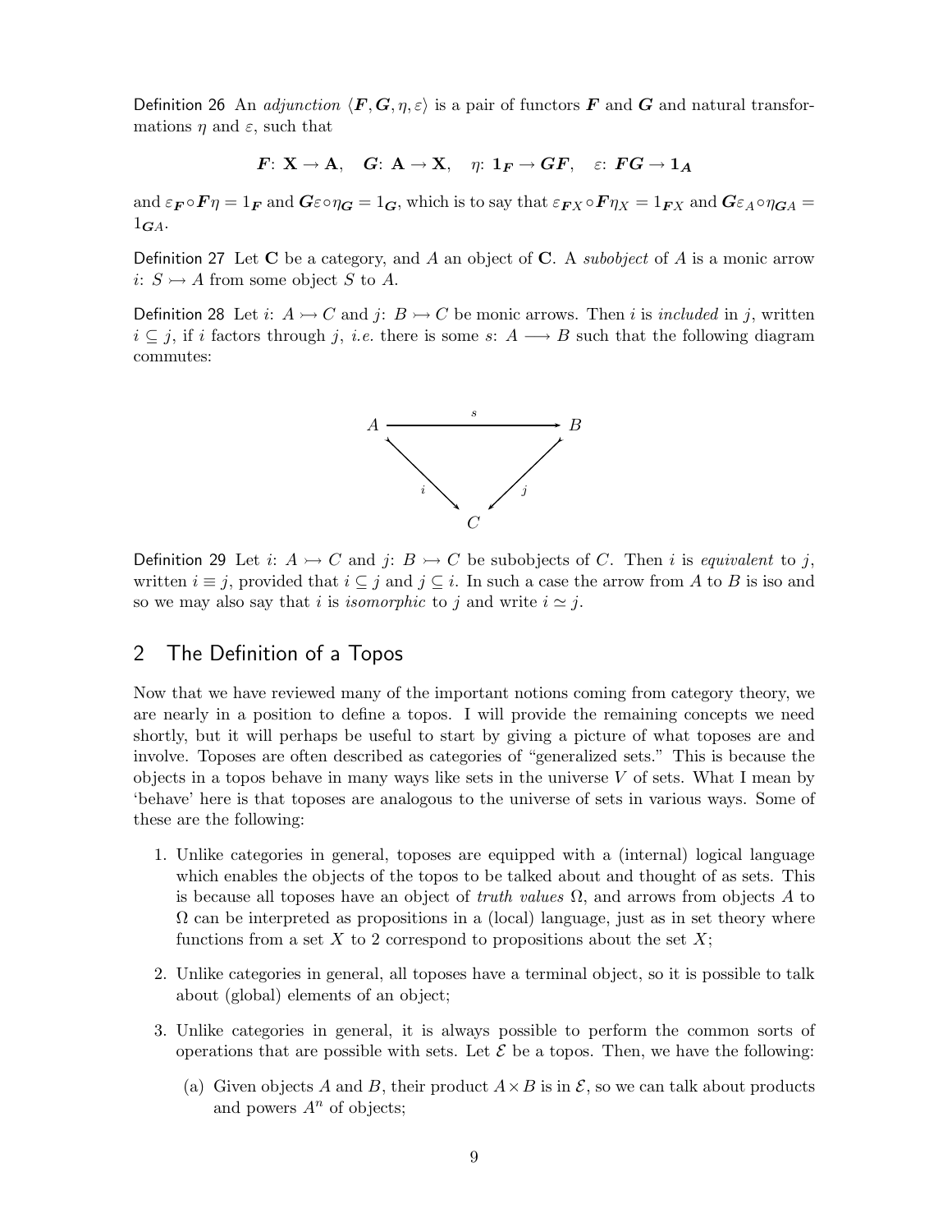Definition 26 An *adjunction* $\langle \boldsymbol{F}, \boldsymbol{G}, \eta, \varepsilon \rangle$ is a pair of functors $\boldsymbol{F}$ and $\boldsymbol{G}$ and natural transformations $\eta$ and $\varepsilon$, such that

$$\boldsymbol{F}\colon \mathbf{X} \rightarrow \mathbf{A}, \quad \boldsymbol{G}\colon \mathbf{A} \rightarrow \mathbf{X}, \quad \eta\colon \mathbf{1}_{\boldsymbol{F}} \rightarrow \boldsymbol{GF}, \quad \varepsilon\colon \boldsymbol{FG} \rightarrow \mathbf{1}_{\boldsymbol{A}}$$

and $\varepsilon_{\boldsymbol{F}} \circ \boldsymbol{F}\eta = 1_{\boldsymbol{F}}$ and $\boldsymbol{G}\varepsilon \circ \eta_{\boldsymbol{G}} = 1_{\boldsymbol{G}}$, which is to say that $\varepsilon_{\boldsymbol{F}X} \circ \boldsymbol{F}\eta_X = 1_{\boldsymbol{F}X}$ and $\boldsymbol{G}\varepsilon_A \circ \eta_{\boldsymbol{G}A} = 1_{\boldsymbol{G}A}$.

Definition 27 Let $\mathbf{C}$ be a category, and $A$ an object of $\mathbf{C}$. A *subobject* of $A$ is a monic arrow $i\colon S \rightarrowtail A$ from some object $S$ to $A$.

Definition 28 Let $i\colon A \rightarrowtail C$ and $j\colon B \rightarrowtail C$ be monic arrows. Then $i$ is *included* in $j$, written $i \subseteq j$, if $i$ factors through $j$, *i.e.* there is some $s\colon A \longrightarrow B$ such that the following diagram commutes:

$$\begin{array}{ccc} A & \xrightarrow{\;s\;} & B \\ & {\scriptstyle i}\searrow \quad \swarrow{\scriptstyle j} & \\ & C & \end{array}$$

Definition 29 Let $i\colon A \rightarrowtail C$ and $j\colon B \rightarrowtail C$ be subobjects of $C$. Then $i$ is *equivalent* to $j$, written $i \equiv j$, provided that $i \subseteq j$ and $j \subseteq i$. In such a case the arrow from $A$ to $B$ is iso and so we may also say that $i$ is *isomorphic* to $j$ and write $i \simeq j$.

## 2 The Definition of a Topos

Now that we have reviewed many of the important notions coming from category theory, we are nearly in a position to define a topos. I will provide the remaining concepts we need shortly, but it will perhaps be useful to start by giving a picture of what toposes are and involve. Toposes are often described as categories of "generalized sets." This is because the objects in a topos behave in many ways like sets in the universe $V$ of sets. What I mean by 'behave' here is that toposes are analogous to the universe of sets in various ways. Some of these are the following:

1. Unlike categories in general, toposes are equipped with a (internal) logical language which enables the objects of the topos to be talked about and thought of as sets. This is because all toposes have an object of *truth values* $\Omega$, and arrows from objects $A$ to $\Omega$ can be interpreted as propositions in a (local) language, just as in set theory where functions from a set $X$ to 2 correspond to propositions about the set $X$;

2. Unlike categories in general, all toposes have a terminal object, so it is possible to talk about (global) elements of an object;

3. Unlike categories in general, it is always possible to perform the common sorts of operations that are possible with sets. Let $\mathcal{E}$ be a topos. Then, we have the following:

   (a) Given objects $A$ and $B$, their product $A \times B$ is in $\mathcal{E}$, so we can talk about products and powers $A^n$ of objects;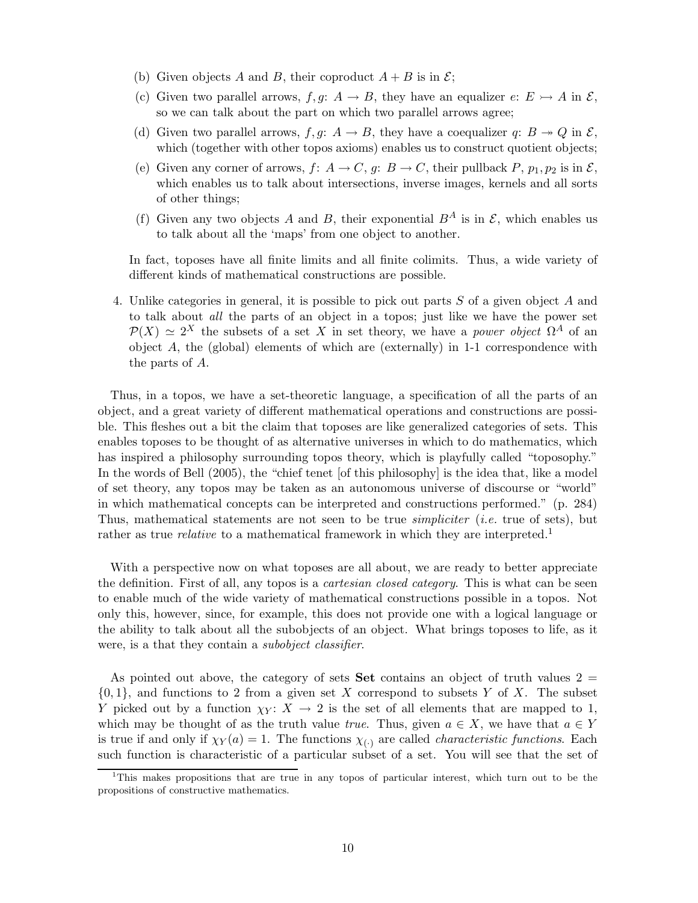(b) Given objects $A$ and $B$, their coproduct $A + B$ is in $\mathcal{E}$;

(c) Given two parallel arrows, $f, g\colon A \to B$, they have an equalizer $e\colon E \rightarrowtail A$ in $\mathcal{E}$, so we can talk about the part on which two parallel arrows agree;

(d) Given two parallel arrows, $f, g\colon A \to B$, they have a coequalizer $q\colon B \twoheadrightarrow Q$ in $\mathcal{E}$, which (together with other topos axioms) enables us to construct quotient objects;

(e) Given any corner of arrows, $f\colon A \to C$, $g\colon B \to C$, their pullback $P, p_1, p_2$ is in $\mathcal{E}$, which enables us to talk about intersections, inverse images, kernels and all sorts of other things;

(f) Given any two objects $A$ and $B$, their exponential $B^A$ is in $\mathcal{E}$, which enables us to talk about all the 'maps' from one object to another.

In fact, toposes have all finite limits and all finite colimits. Thus, a wide variety of different kinds of mathematical constructions are possible.

4. Unlike categories in general, it is possible to pick out parts $S$ of a given object $A$ and to talk about *all* the parts of an object in a topos; just like we have the power set $\mathcal{P}(X) \simeq 2^X$ the subsets of a set $X$ in set theory, we have a *power object* $\Omega^A$ of an object $A$, the (global) elements of which are (externally) in 1-1 correspondence with the parts of $A$.

Thus, in a topos, we have a set-theoretic language, a specification of all the parts of an object, and a great variety of different mathematical operations and constructions are possible. This fleshes out a bit the claim that toposes are like generalized categories of sets. This enables toposes to be thought of as alternative universes in which to do mathematics, which has inspired a philosophy surrounding topos theory, which is playfully called "toposophy." In the words of Bell (2005), the "chief tenet [of this philosophy] is the idea that, like a model of set theory, any topos may be taken as an autonomous universe of discourse or "world" in which mathematical concepts can be interpreted and constructions performed." (p. 284) Thus, mathematical statements are not seen to be true *simpliciter* (*i.e.* true of sets), but rather as true *relative* to a mathematical framework in which they are interpreted.[1]

With a perspective now on what toposes are all about, we are ready to better appreciate the definition. First of all, any topos is a *cartesian closed category*. This is what can be seen to enable much of the wide variety of mathematical constructions possible in a topos. Not only this, however, since, for example, this does not provide one with a logical language or the ability to talk about all the subobjects of an object. What brings toposes to life, as it were, is a that they contain a *subobject classifier*.

As pointed out above, the category of sets **Set** contains an object of truth values $2 = \{0, 1\}$, and functions to 2 from a given set $X$ correspond to subsets $Y$ of $X$. The subset $Y$ picked out by a function $\chi_Y\colon X \to 2$ is the set of all elements that are mapped to 1, which may be thought of as the truth value *true*. Thus, given $a \in X$, we have that $a \in Y$ is true if and only if $\chi_Y(a) = 1$. The functions $\chi_{(\cdot)}$ are called *characteristic functions*. Each such function is characteristic of a particular subset of a set. You will see that the set of

[1] This makes propositions that are true in any topos of particular interest, which turn out to be the propositions of constructive mathematics.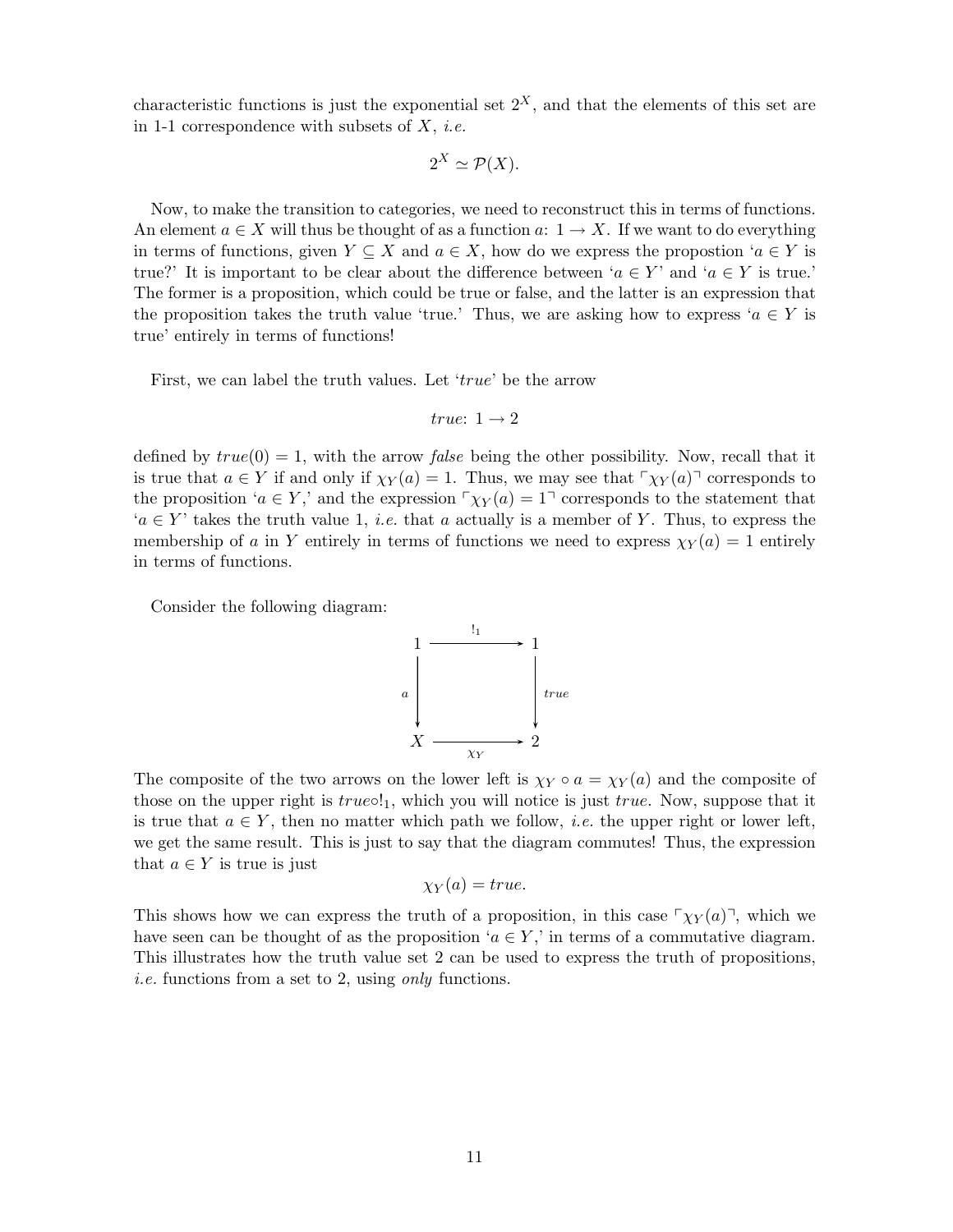characteristic functions is just the exponential set $2^X$, and that the elements of this set are in 1-1 correspondence with subsets of $X$, *i.e.*

$$2^X \simeq \mathcal{P}(X).$$

Now, to make the transition to categories, we need to reconstruct this in terms of functions. An element $a \in X$ will thus be thought of as a function $a\colon 1 \to X$. If we want to do everything in terms of functions, given $Y \subseteq X$ and $a \in X$, how do we express the propostion '$a \in Y$ is true?' It is important to be clear about the difference between '$a \in Y$' and '$a \in Y$ is true.' The former is a proposition, which could be true or false, and the latter is an expression that the proposition takes the truth value 'true.' Thus, we are asking how to express '$a \in Y$ is true' entirely in terms of functions!

First, we can label the truth values. Let '*true*' be the arrow

$$true\colon 1 \to 2$$

defined by $true(0) = 1$, with the arrow *false* being the other possibility. Now, recall that it is true that $a \in Y$ if and only if $\chi_Y(a) = 1$. Thus, we may see that $\ulcorner \chi_Y(a) \urcorner$ corresponds to the proposition '$a \in Y$,' and the expression $\ulcorner \chi_Y(a) = 1 \urcorner$ corresponds to the statement that '$a \in Y$' takes the truth value 1, *i.e.* that $a$ actually is a member of $Y$. Thus, to express the membership of $a$ in $Y$ entirely in terms of functions we need to express $\chi_Y(a) = 1$ entirely in terms of functions.

Consider the following diagram:

$$\begin{array}{ccc} 1 & \xrightarrow{\;!_1\;} & 1 \\ {\scriptstyle a}\downarrow & & \downarrow{\scriptstyle true} \\ X & \xrightarrow[\;\chi_Y\;]{} & 2 \end{array}$$

The composite of the two arrows on the lower left is $\chi_Y \circ a = \chi_Y(a)$ and the composite of those on the upper right is $true \circ !_1$, which you will notice is just $true$. Now, suppose that it is true that $a \in Y$, then no matter which path we follow, *i.e.* the upper right or lower left, we get the same result. This is just to say that the diagram commutes! Thus, the expression that $a \in Y$ is true is just

$$\chi_Y(a) = true.$$

This shows how we can express the truth of a proposition, in this case $\ulcorner \chi_Y(a) \urcorner$, which we have seen can be thought of as the proposition '$a \in Y$,' in terms of a commutative diagram. This illustrates how the truth value set 2 can be used to express the truth of propositions, *i.e.* functions from a set to 2, using *only* functions.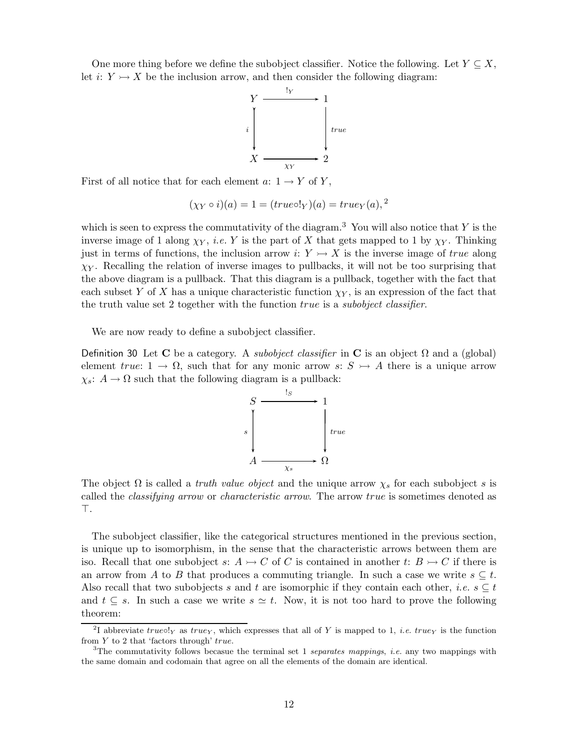One more thing before we define the subobject classifier. Notice the following. Let $Y \subseteq X$, let $i\colon Y \rightarrowtail X$ be the inclusion arrow, and then consider the following diagram:

$$\begin{array}{ccc} Y & \xrightarrow{\;!_Y\;} & 1 \\ {\scriptstyle i}\big\downarrow & & \big\downarrow{\scriptstyle true} \\ X & \xrightarrow[\;\chi_Y\;]{} & 2 \end{array}$$

First of all notice that for each element $a\colon 1 \to Y$ of $Y$,

$$(\chi_Y \circ i)(a) = 1 = (true \circ !_Y)(a) = true_Y(a),$$ [2]

which is seen to express the commutativity of the diagram.[3] You will also notice that $Y$ is the inverse image of 1 along $\chi_Y$, *i.e.* $Y$ is the part of $X$ that gets mapped to 1 by $\chi_Y$. Thinking just in terms of functions, the inclusion arrow $i\colon Y \rightarrowtail X$ is the inverse image of *true* along $\chi_Y$. Recalling the relation of inverse images to pullbacks, it will not be too surprising that the above diagram is a pullback. That this diagram is a pullback, together with the fact that each subset $Y$ of $X$ has a unique characteristic function $\chi_Y$, is an expression of the fact that the truth value set 2 together with the function *true* is a *subobject classifier*.

We are now ready to define a subobject classifier.

**Definition 30** Let $\mathbf{C}$ be a category. A *subobject classifier* in $\mathbf{C}$ is an object $\Omega$ and a (global) element $true\colon 1 \to \Omega$, such that for any monic arrow $s\colon S \rightarrowtail A$ there is a unique arrow $\chi_s\colon A \to \Omega$ such that the following diagram is a pullback:

$$\begin{array}{ccc} S & \xrightarrow{\;!_S\;} & 1 \\ {\scriptstyle s}\big\downarrow & & \big\downarrow{\scriptstyle true} \\ A & \xrightarrow[\;\chi_s\;]{} & \Omega \end{array}$$

The object $\Omega$ is called a *truth value object* and the unique arrow $\chi_s$ for each subobject $s$ is called the *classifying arrow* or *characteristic arrow*. The arrow *true* is sometimes denoted as $\top$.

The subobject classifier, like the categorical structures mentioned in the previous section, is unique up to isomorphism, in the sense that the characteristic arrows between them are iso. Recall that one subobject $s\colon A \rightarrowtail C$ of $C$ is contained in another $t\colon B \rightarrowtail C$ if there is an arrow from $A$ to $B$ that produces a commuting triangle. In such a case we write $s \subseteq t$. Also recall that two subobjects $s$ and $t$ are isomorphic if they contain each other, *i.e.* $s \subseteq t$ and $t \subseteq s$. In such a case we write $s \simeq t$. Now, it is not too hard to prove the following theorem:

---

[2] I abbreviate $true \circ !_Y$ as $true_Y$, which expresses that all of $Y$ is mapped to 1, *i.e.* $true_Y$ is the function from $Y$ to 2 that 'factors through' *true*.

[3] The commutativity follows becasue the terminal set 1 *separates mappings*, *i.e.* any two mappings with the same domain and codomain that agree on all the elements of the domain are identical.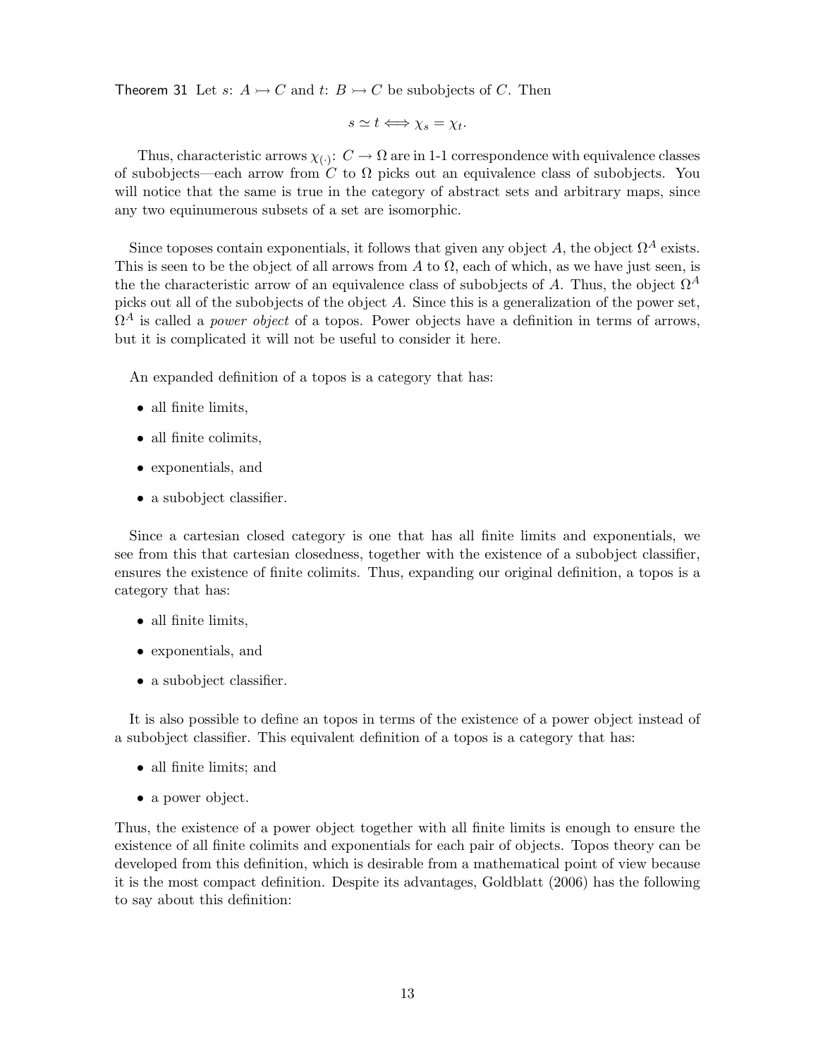Theorem 31 Let $s\colon A \rightarrowtail C$ and $t\colon B \rightarrowtail C$ be subobjects of $C$. Then

$$s \simeq t \Longleftrightarrow \chi_s = \chi_t.$$

Thus, characteristic arrows $\chi_{(\cdot)}\colon C \to \Omega$ are in 1-1 correspondence with equivalence classes of subobjects—each arrow from $C$ to $\Omega$ picks out an equivalence class of subobjects. You will notice that the same is true in the category of abstract sets and arbitrary maps, since any two equinumerous subsets of a set are isomorphic.

Since toposes contain exponentials, it follows that given any object $A$, the object $\Omega^A$ exists. This is seen to be the object of all arrows from $A$ to $\Omega$, each of which, as we have just seen, is the the characteristic arrow of an equivalence class of subobjects of $A$. Thus, the object $\Omega^A$ picks out all of the subobjects of the object $A$. Since this is a generalization of the power set, $\Omega^A$ is called a *power object* of a topos. Power objects have a definition in terms of arrows, but it is complicated it will not be useful to consider it here.

An expanded definition of a topos is a category that has:

- all finite limits,
- all finite colimits,
- exponentials, and
- a subobject classifier.

Since a cartesian closed category is one that has all finite limits and exponentials, we see from this that cartesian closedness, together with the existence of a subobject classifier, ensures the existence of finite colimits. Thus, expanding our original definition, a topos is a category that has:

- all finite limits,
- exponentials, and
- a subobject classifier.

It is also possible to define an topos in terms of the existence of a power object instead of a subobject classifier. This equivalent definition of a topos is a category that has:

- all finite limits; and
- a power object.

Thus, the existence of a power object together with all finite limits is enough to ensure the existence of all finite colimits and exponentials for each pair of objects. Topos theory can be developed from this definition, which is desirable from a mathematical point of view because it is the most compact definition. Despite its advantages, Goldblatt (2006) has the following to say about this definition: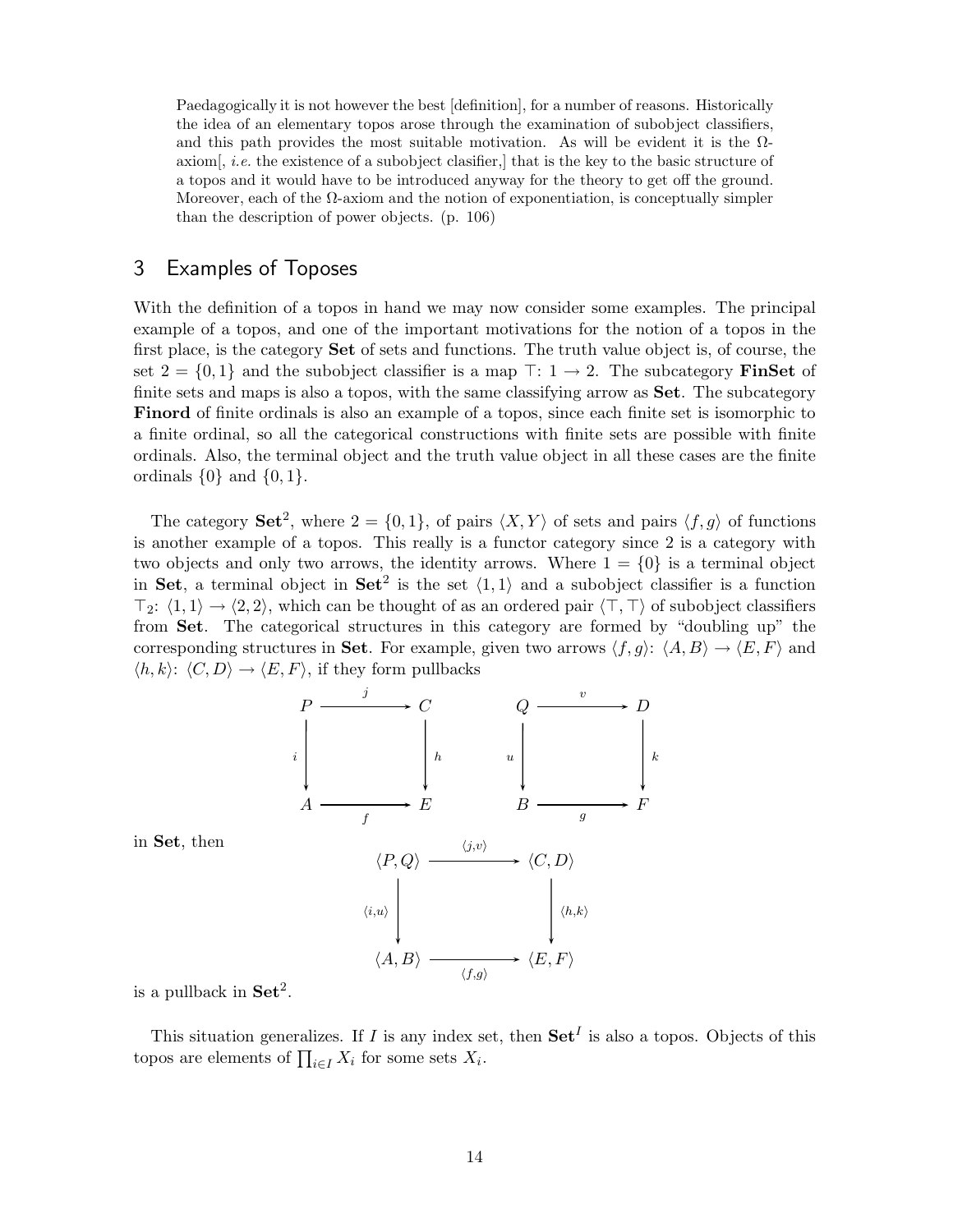> Paedagogically it is not however the best [definition], for a number of reasons. Historically the idea of an elementary topos arose through the examination of subobject classifiers, and this path provides the most suitable motivation. As will be evident it is the $\Omega$-axiom[, *i.e.* the existence of a subobject clasifier,] that is the key to the basic structure of a topos and it would have to be introduced anyway for the theory to get off the ground. Moreover, each of the $\Omega$-axiom and the notion of exponentiation, is conceptually simpler than the description of power objects. (p. 106)

## 3 Examples of Toposes

With the definition of a topos in hand we may now consider some examples. The principal example of a topos, and one of the important motivations for the notion of a topos in the first place, is the category **Set** of sets and functions. The truth value object is, of course, the set $2 = \{0, 1\}$ and the subobject classifier is a map $\top\colon 1 \to 2$. The subcategory **FinSet** of finite sets and maps is also a topos, with the same classifying arrow as **Set**. The subcategory **Finord** of finite ordinals is also an example of a topos, since each finite set is isomorphic to a finite ordinal, so all the categorical constructions with finite sets are possible with finite ordinals. Also, the terminal object and the truth value object in all these cases are the finite ordinals $\{0\}$ and $\{0, 1\}$.

The category $\mathbf{Set}^2$, where $2 = \{0, 1\}$, of pairs $\langle X, Y\rangle$ of sets and pairs $\langle f, g\rangle$ of functions is another example of a topos. This really is a functor category since 2 is a category with two objects and only two arrows, the identity arrows. Where $1 = \{0\}$ is a terminal object in **Set**, a terminal object in $\mathbf{Set}^2$ is the set $\langle 1, 1\rangle$ and a subobject classifier is a function $\top_2\colon \langle 1, 1\rangle \to \langle 2, 2\rangle$, which can be thought of as an ordered pair $\langle \top, \top\rangle$ of subobject classifiers from **Set**. The categorical structures in this category are formed by "doubling up" the corresponding structures in **Set**. For example, given two arrows $\langle f, g\rangle\colon \langle A, B\rangle \to \langle E, F\rangle$ and $\langle h, k\rangle\colon \langle C, D\rangle \to \langle E, F\rangle$, if they form pullbacks

$$
\begin{array}{ccc}
P & \xrightarrow{\ j\ } & C \\
{\scriptstyle i}\downarrow & & \downarrow{\scriptstyle h} \\
A & \xrightarrow[\ f\ ]{} & E
\end{array}
\qquad\qquad
\begin{array}{ccc}
Q & \xrightarrow{\ v\ } & D \\
{\scriptstyle u}\downarrow & & \downarrow{\scriptstyle k} \\
B & \xrightarrow[\ g\ ]{} & F
\end{array}
$$

in **Set**, then

$$
\begin{array}{ccc}
\langle P, Q\rangle & \xrightarrow{\ \langle j,v\rangle\ } & \langle C, D\rangle \\
{\scriptstyle \langle i,u\rangle}\downarrow & & \downarrow{\scriptstyle \langle h,k\rangle} \\
\langle A, B\rangle & \xrightarrow[\ \langle f,g\rangle\ ]{} & \langle E, F\rangle
\end{array}
$$

is a pullback in $\mathbf{Set}^2$.

This situation generalizes. If $I$ is any index set, then $\mathbf{Set}^I$ is also a topos. Objects of this topos are elements of $\prod_{i \in I} X_i$ for some sets $X_i$.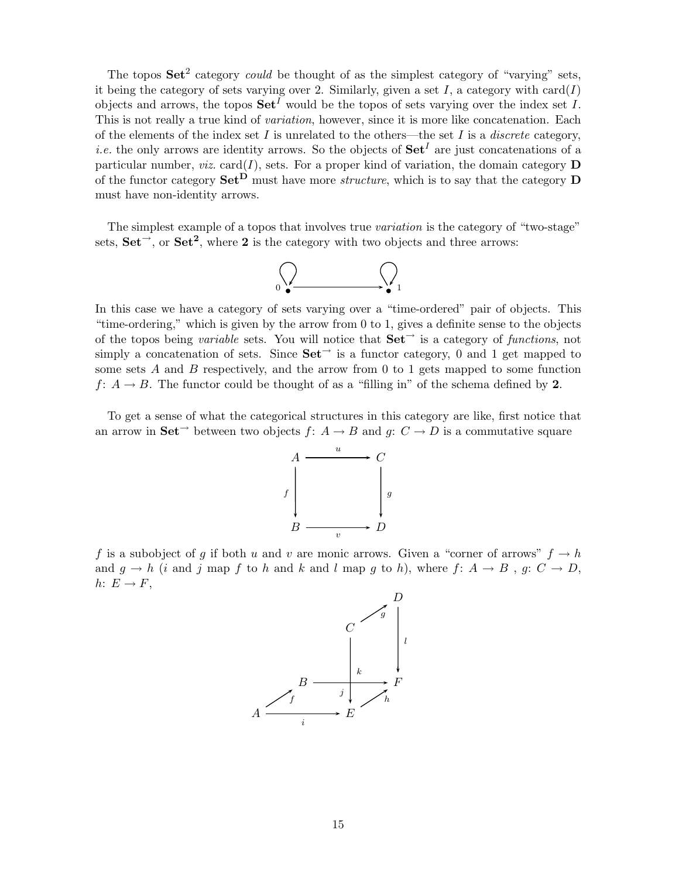The topos $\mathbf{Set}^2$ category *could* be thought of as the simplest category of "varying" sets, it being the category of sets varying over 2. Similarly, given a set $I$, a category with card($I$) objects and arrows, the topos $\mathbf{Set}^I$ would be the topos of sets varying over the index set $I$. This is not really a true kind of *variation*, however, since it is more like concatenation. Each of the elements of the index set $I$ is unrelated to the others—the set $I$ is a *discrete* category, *i.e.* the only arrows are identity arrows. So the objects of $\mathbf{Set}^I$ are just concatenations of a particular number, *viz.* card($I$), sets. For a proper kind of variation, the domain category $\mathbf{D}$ of the functor category $\mathbf{Set}^{\mathbf{D}}$ must have more *structure*, which is to say that the category $\mathbf{D}$ must have non-identity arrows.

The simplest example of a topos that involves true *variation* is the category of "two-stage" sets, $\mathbf{Set}^{\rightarrow}$, or $\mathbf{Set}^{\mathbf{2}}$, where $\mathbf{2}$ is the category with two objects and three arrows:

$$0 \bullet \longrightarrow \bullet\, 1$$

In this case we have a category of sets varying over a "time-ordered" pair of objects. This "time-ordering," which is given by the arrow from 0 to 1, gives a definite sense to the objects of the topos being *variable* sets. You will notice that $\mathbf{Set}^{\rightarrow}$ is a category of *functions*, not simply a concatenation of sets. Since $\mathbf{Set}^{\rightarrow}$ is a functor category, 0 and 1 get mapped to some sets $A$ and $B$ respectively, and the arrow from 0 to 1 gets mapped to some function $f\colon A \to B$. The functor could be thought of as a "filling in" of the schema defined by $\mathbf{2}$.

To get a sense of what the categorical structures in this category are like, first notice that an arrow in $\mathbf{Set}^{\rightarrow}$ between two objects $f\colon A \to B$ and $g\colon C \to D$ is a commutative square

$$\begin{array}{ccc} A & \xrightarrow{u} & C \\ {\scriptstyle f}\downarrow & & \downarrow{\scriptstyle g} \\ B & \xrightarrow[v]{} & D \end{array}$$

$f$ is a subobject of $g$ if both $u$ and $v$ are monic arrows. Given a "corner of arrows" $f \to h$ and $g \to h$ ($i$ and $j$ map $f$ to $h$ and $k$ and $l$ map $g$ to $h$), where $f\colon A \to B$ , $g\colon C \to D$, $h\colon E \to F$,

$$\begin{array}{ccccc} & & & & D \\ & & C & \nearrow_{g} & \downarrow{\scriptstyle l} \\ & & \downarrow{\scriptstyle k} & & \\ & B & \xrightarrow{\quad j \quad} & & F \\ A & \nearrow_{f} & \xrightarrow[i]{} & E & \nearrow_{h} \end{array}$$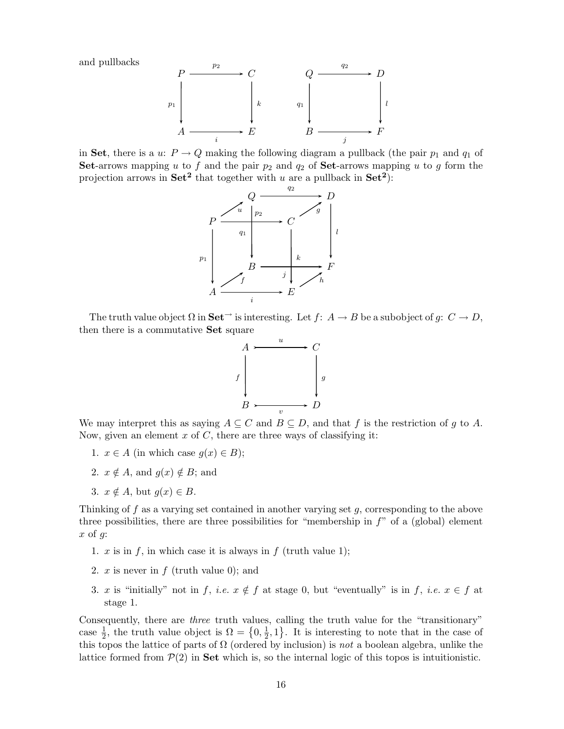and pullbacks

$$
\begin{array}{ccc}
P & \xrightarrow{p_2} & C \\
{\scriptstyle p_1}\downarrow & & \downarrow{\scriptstyle k} \\
A & \xrightarrow[i]{} & E
\end{array}
\qquad
\begin{array}{ccc}
Q & \xrightarrow{q_2} & D \\
{\scriptstyle q_1}\downarrow & & \downarrow{\scriptstyle l} \\
B & \xrightarrow[j]{} & F
\end{array}
$$

in **Set**, there is a $u\colon P \to Q$ making the following diagram a pullback (the pair $p_1$ and $q_1$ of **Set**-arrows mapping $u$ to $f$ and the pair $p_2$ and $q_2$ of **Set**-arrows mapping $u$ to $g$ form the projection arrows in $\mathbf{Set^2}$ that together with $u$ are a pullback in $\mathbf{Set^2}$):

$$
\begin{array}{l}
u\colon P \to Q,\quad g\colon C \to D,\quad f\colon A \to B,\quad h\colon E \to F,\\
p_1\colon P \to A,\quad p_2\colon P \to C,\quad q_1\colon Q \to B,\quad q_2\colon Q \to D,\\
i\colon A \to E,\quad j\colon B \to F,\quad k\colon C \to E,\quad l\colon D \to F
\end{array}
$$

The truth value object $\Omega$ in $\mathbf{Set}^{\to}$ is interesting. Let $f\colon A \to B$ be a subobject of $g\colon C \to D$, then there is a commutative **Set** square

$$
\begin{array}{ccc}
A & \overset{u}{\rightarrowtail} & C \\
{\scriptstyle f}\downarrow & & \downarrow{\scriptstyle g} \\
B & \underset{v}{\rightarrowtail} & D
\end{array}
$$

We may interpret this as saying $A \subseteq C$ and $B \subseteq D$, and that $f$ is the restriction of $g$ to $A$. Now, given an element $x$ of $C$, there are three ways of classifying it:

1. $x \in A$ (in which case $g(x) \in B$);
2. $x \notin A$, and $g(x) \notin B$; and
3. $x \notin A$, but $g(x) \in B$.

Thinking of $f$ as a varying set contained in another varying set $g$, corresponding to the above three possibilities, there are three possibilities for "membership in $f$" of a (global) element $x$ of $g$:

1. $x$ is in $f$, in which case it is always in $f$ (truth value 1);
2. $x$ is never in $f$ (truth value 0); and
3. $x$ is "initially" not in $f$, *i.e.* $x \notin f$ at stage 0, but "eventually" is in $f$, *i.e.* $x \in f$ at stage 1.

Consequently, there are *three* truth values, calling the truth value for the "transitionary" case $\frac{1}{2}$, the truth value object is $\Omega = \left\{0, \frac{1}{2}, 1\right\}$. It is interesting to note that in the case of this topos the lattice of parts of $\Omega$ (ordered by inclusion) is *not* a boolean algebra, unlike the lattice formed from $\mathcal{P}(2)$ in **Set** which is, so the internal logic of this topos is intuitionistic.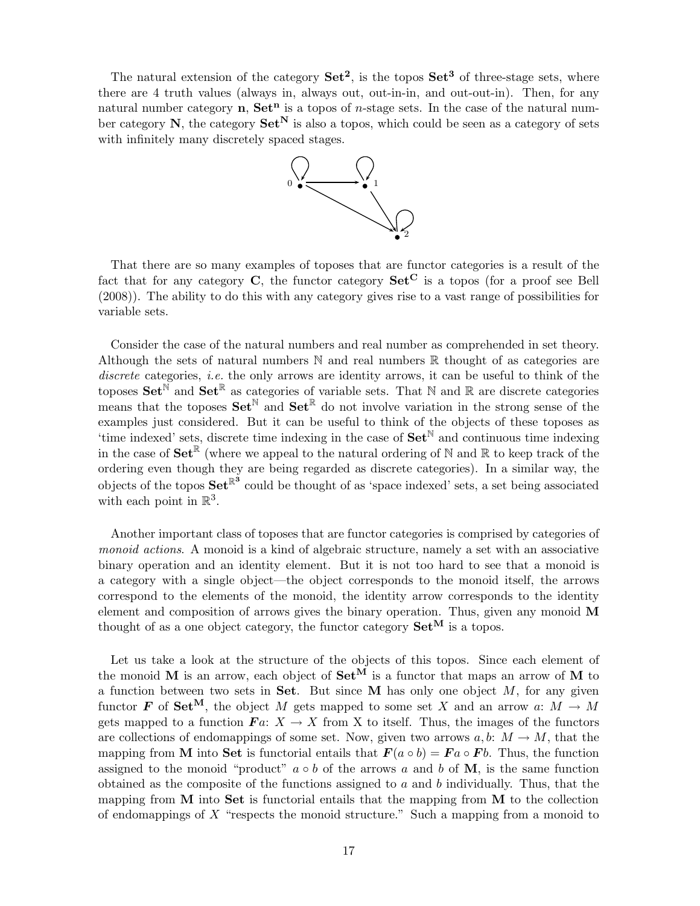The natural extension of the category $\mathbf{Set^2}$, is the topos $\mathbf{Set^3}$ of three-stage sets, where there are 4 truth values (always in, always out, out-in-in, and out-out-in). Then, for any natural number category $\mathbf{n}$, $\mathbf{Set^n}$ is a topos of $n$-stage sets. In the case of the natural number category $\mathbf{N}$, the category $\mathbf{Set^N}$ is also a topos, which could be seen as a category of sets with infinitely many discretely spaced stages.

That there are so many examples of toposes that are functor categories is a result of the fact that for any category $\mathbf{C}$, the functor category $\mathbf{Set^C}$ is a topos (for a proof see Bell (2008)). The ability to do this with any category gives rise to a vast range of possibilities for variable sets.

Consider the case of the natural numbers and real number as comprehended in set theory. Although the sets of natural numbers $\mathbb{N}$ and real numbers $\mathbb{R}$ thought of as categories are *discrete* categories, *i.e.* the only arrows are identity arrows, it can be useful to think of the toposes $\mathbf{Set}^{\mathbb{N}}$ and $\mathbf{Set}^{\mathbb{R}}$ as categories of variable sets. That $\mathbb{N}$ and $\mathbb{R}$ are discrete categories means that the toposes $\mathbf{Set}^{\mathbb{N}}$ and $\mathbf{Set}^{\mathbb{R}}$ do not involve variation in the strong sense of the examples just considered. But it can be useful to think of the objects of these toposes as 'time indexed' sets, discrete time indexing in the case of $\mathbf{Set}^{\mathbb{N}}$ and continuous time indexing in the case of $\mathbf{Set}^{\mathbb{R}}$ (where we appeal to the natural ordering of $\mathbb{N}$ and $\mathbb{R}$ to keep track of the ordering even though they are being regarded as discrete categories). In a similar way, the objects of the topos $\mathbf{Set}^{\mathbb{R}^3}$ could be thought of as 'space indexed' sets, a set being associated with each point in $\mathbb{R}^3$.

Another important class of toposes that are functor categories is comprised by categories of *monoid actions*. A monoid is a kind of algebraic structure, namely a set with an associative binary operation and an identity element. But it is not too hard to see that a monoid is a category with a single object—the object corresponds to the monoid itself, the arrows correspond to the elements of the monoid, the identity arrow corresponds to the identity element and composition of arrows gives the binary operation. Thus, given any monoid $\mathbf{M}$ thought of as a one object category, the functor category $\mathbf{Set^M}$ is a topos.

Let us take a look at the structure of the objects of this topos. Since each element of the monoid $\mathbf{M}$ is an arrow, each object of $\mathbf{Set^M}$ is a functor that maps an arrow of $\mathbf{M}$ to a function between two sets in $\mathbf{Set}$. But since $\mathbf{M}$ has only one object $M$, for any given functor $\boldsymbol{F}$ of $\mathbf{Set^M}$, the object $M$ gets mapped to some set $X$ and an arrow $a\colon M \to M$ gets mapped to a function $\boldsymbol{F}a\colon X \to X$ from X to itself. Thus, the images of the functors are collections of endomappings of some set. Now, given two arrows $a, b\colon M \to M$, that the mapping from $\mathbf{M}$ into $\mathbf{Set}$ is functorial entails that $\boldsymbol{F}(a \circ b) = \boldsymbol{F}a \circ \boldsymbol{F}b$. Thus, the function assigned to the monoid "product" $a \circ b$ of the arrows $a$ and $b$ of $\mathbf{M}$, is the same function obtained as the composite of the functions assigned to $a$ and $b$ individually. Thus, that the mapping from $\mathbf{M}$ into $\mathbf{Set}$ is functorial entails that the mapping from $\mathbf{M}$ to the collection of endomappings of $X$ "respects the monoid structure." Such a mapping from a monoid to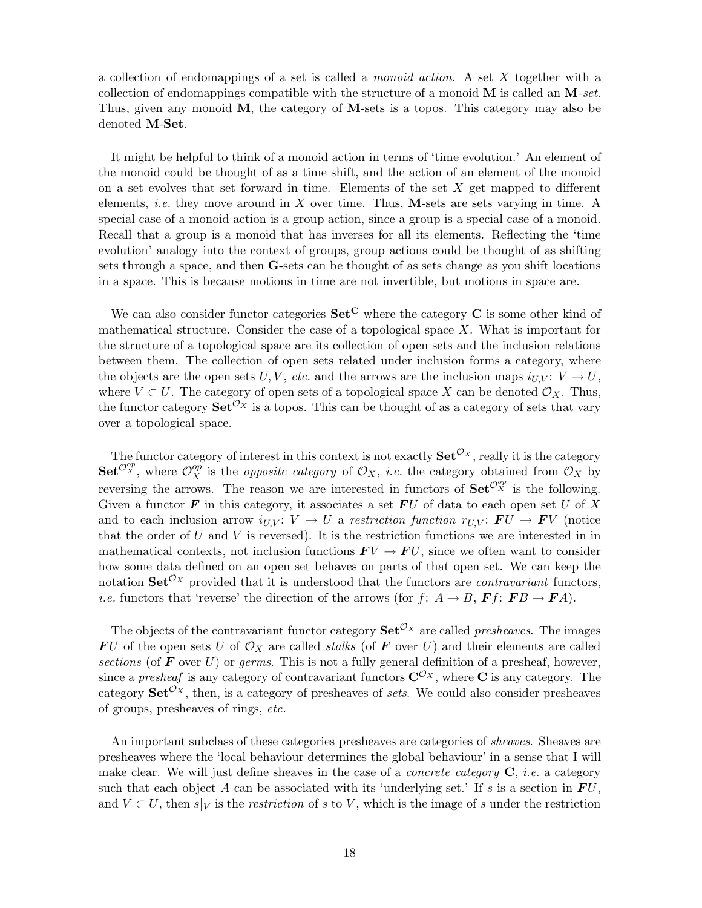a collection of endomappings of a set is called a *monoid action*. A set $X$ together with a collection of endomappings compatible with the structure of a monoid $\mathbf{M}$ is called an $\mathbf{M}$-*set*. Thus, given any monoid $\mathbf{M}$, the category of $\mathbf{M}$-sets is a topos. This category may also be denoted $\mathbf{M}$-$\mathbf{Set}$.

It might be helpful to think of a monoid action in terms of 'time evolution.' An element of the monoid could be thought of as a time shift, and the action of an element of the monoid on a set evolves that set forward in time. Elements of the set $X$ get mapped to different elements, *i.e.* they move around in $X$ over time. Thus, $\mathbf{M}$-sets are sets varying in time. A special case of a monoid action is a group action, since a group is a special case of a monoid. Recall that a group is a monoid that has inverses for all its elements. Reflecting the 'time evolution' analogy into the context of groups, group actions could be thought of as shifting sets through a space, and then $\mathbf{G}$-sets can be thought of as sets change as you shift locations in a space. This is because motions in time are not invertible, but motions in space are.

We can also consider functor categories $\mathbf{Set}^{\mathbf{C}}$ where the category $\mathbf{C}$ is some other kind of mathematical structure. Consider the case of a topological space $X$. What is important for the structure of a topological space are its collection of open sets and the inclusion relations between them. The collection of open sets related under inclusion forms a category, where the objects are the open sets $U, V$, *etc.* and the arrows are the inclusion maps $i_{U,V}\colon V \to U$, where $V \subset U$. The category of open sets of a topological space $X$ can be denoted $\mathcal{O}_X$. Thus, the functor category $\mathbf{Set}^{\mathcal{O}_X}$ is a topos. This can be thought of as a category of sets that vary over a topological space.

The functor category of interest in this context is not exactly $\mathbf{Set}^{\mathcal{O}_X}$, really it is the category $\mathbf{Set}^{\mathcal{O}_X^{op}}$, where $\mathcal{O}_X^{op}$ is the *opposite category* of $\mathcal{O}_X$, *i.e.* the category obtained from $\mathcal{O}_X$ by reversing the arrows. The reason we are interested in functors of $\mathbf{Set}^{\mathcal{O}_X^{op}}$ is the following. Given a functor $\boldsymbol{F}$ in this category, it associates a set $\boldsymbol{F}U$ of data to each open set $U$ of $X$ and to each inclusion arrow $i_{U,V}\colon V \to U$ a *restriction function* $r_{U,V}\colon \boldsymbol{F}U \to \boldsymbol{F}V$ (notice that the order of $U$ and $V$ is reversed). It is the restriction functions we are interested in in mathematical contexts, not inclusion functions $\boldsymbol{F}V \to \boldsymbol{F}U$, since we often want to consider how some data defined on an open set behaves on parts of that open set. We can keep the notation $\mathbf{Set}^{\mathcal{O}_X}$ provided that it is understood that the functors are *contravariant* functors, *i.e.* functors that 'reverse' the direction of the arrows (for $f\colon A \to B$, $\boldsymbol{F}f\colon \boldsymbol{F}B \to \boldsymbol{F}A$).

The objects of the contravariant functor category $\mathbf{Set}^{\mathcal{O}_X}$ are called *presheaves*. The images $\boldsymbol{F}U$ of the open sets $U$ of $\mathcal{O}_X$ are called *stalks* (of $\boldsymbol{F}$ over $U$) and their elements are called *sections* (of $\boldsymbol{F}$ over $U$) or *germs*. This is not a fully general definition of a presheaf, however, since a *presheaf* is any category of contravariant functors $\mathbf{C}^{\mathcal{O}_X}$, where $\mathbf{C}$ is any category. The category $\mathbf{Set}^{\mathcal{O}_X}$, then, is a category of presheaves of *sets*. We could also consider presheaves of groups, presheaves of rings, *etc.*

An important subclass of these categories presheaves are categories of *sheaves*. Sheaves are presheaves where the 'local behaviour determines the global behaviour' in a sense that I will make clear. We will just define sheaves in the case of a *concrete category* $\mathbf{C}$, *i.e.* a category such that each object $A$ can be associated with its 'underlying set.' If $s$ is a section in $\boldsymbol{F}U$, and $V \subset U$, then $s|_V$ is the *restriction* of $s$ to $V$, which is the image of $s$ under the restriction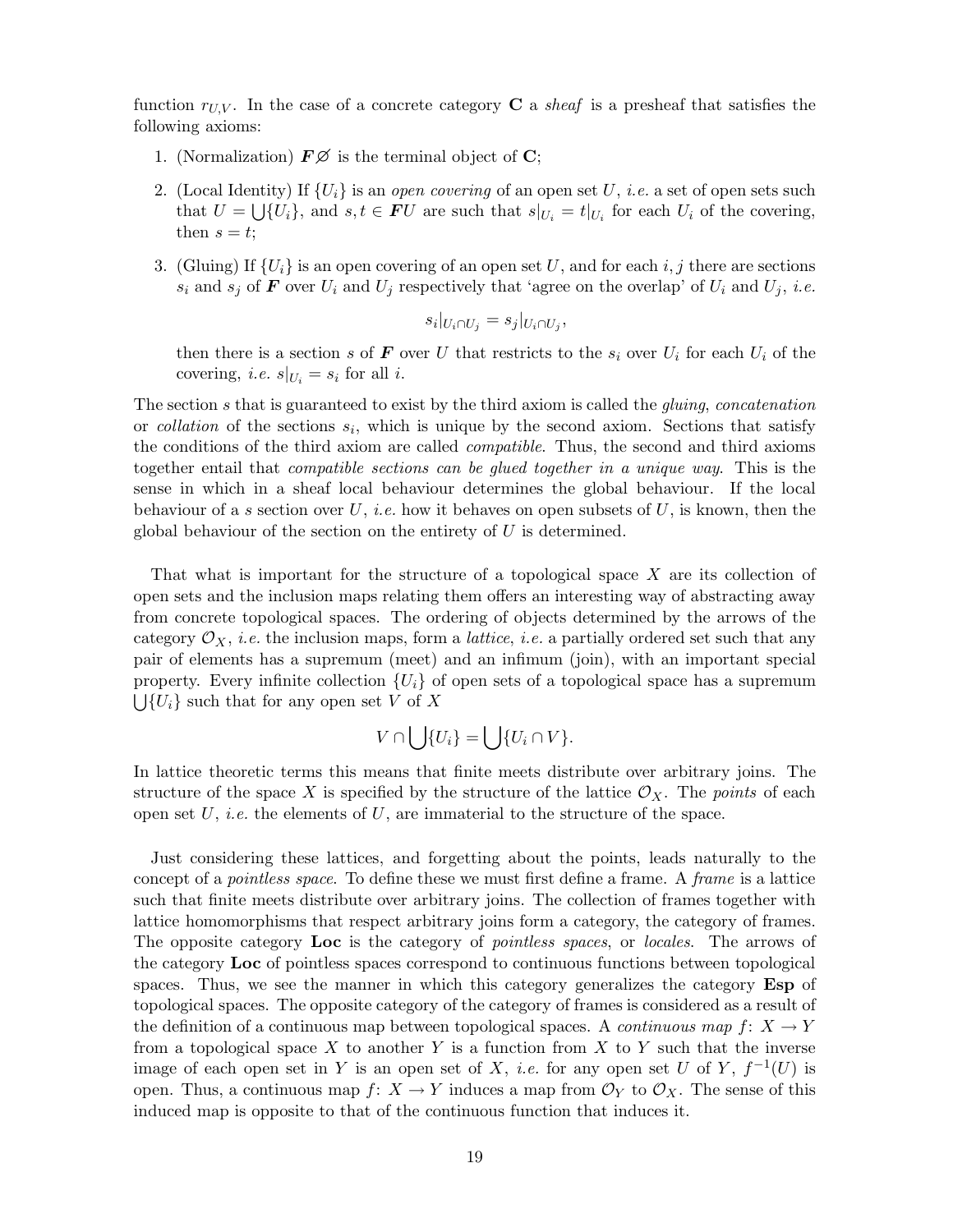function $r_{U,V}$. In the case of a concrete category $\mathbf{C}$ a *sheaf* is a presheaf that satisfies the following axioms:

1. (Normalization) $\boldsymbol{F}\varnothing$ is the terminal object of $\mathbf{C}$;
2. (Local Identity) If $\{U_i\}$ is an *open covering* of an open set $U$, *i.e.* a set of open sets such that $U = \bigcup\{U_i\}$, and $s, t \in \boldsymbol{F}U$ are such that $s|_{U_i} = t|_{U_i}$ for each $U_i$ of the covering, then $s = t$;
3. (Gluing) If $\{U_i\}$ is an open covering of an open set $U$, and for each $i, j$ there are sections $s_i$ and $s_j$ of $\boldsymbol{F}$ over $U_i$ and $U_j$ respectively that 'agree on the overlap' of $U_i$ and $U_j$, *i.e.*

$$s_i|_{U_i \cap U_j} = s_j|_{U_i \cap U_j},$$

then there is a section $s$ of $\boldsymbol{F}$ over $U$ that restricts to the $s_i$ over $U_i$ for each $U_i$ of the covering, *i.e.* $s|_{U_i} = s_i$ for all $i$.

The section $s$ that is guaranteed to exist by the third axiom is called the *gluing*, *concatenation* or *collation* of the sections $s_i$, which is unique by the second axiom. Sections that satisfy the conditions of the third axiom are called *compatible*. Thus, the second and third axioms together entail that *compatible sections can be glued together in a unique way*. This is the sense in which in a sheaf local behaviour determines the global behaviour. If the local behaviour of a $s$ section over $U$, *i.e.* how it behaves on open subsets of $U$, is known, then the global behaviour of the section on the entirety of $U$ is determined.

That what is important for the structure of a topological space $X$ are its collection of open sets and the inclusion maps relating them offers an interesting way of abstracting away from concrete topological spaces. The ordering of objects determined by the arrows of the category $\mathcal{O}_X$, *i.e.* the inclusion maps, form a *lattice*, *i.e.* a partially ordered set such that any pair of elements has a supremum (meet) and an infimum (join), with an important special property. Every infinite collection $\{U_i\}$ of open sets of a topological space has a supremum $\bigcup\{U_i\}$ such that for any open set $V$ of $X$

$$V \cap \bigcup\{U_i\} = \bigcup\{U_i \cap V\}.$$

In lattice theoretic terms this means that finite meets distribute over arbitrary joins. The structure of the space $X$ is specified by the structure of the lattice $\mathcal{O}_X$. The *points* of each open set $U$, *i.e.* the elements of $U$, are immaterial to the structure of the space.

Just considering these lattices, and forgetting about the points, leads naturally to the concept of a *pointless space*. To define these we must first define a frame. A *frame* is a lattice such that finite meets distribute over arbitrary joins. The collection of frames together with lattice homomorphisms that respect arbitrary joins form a category, the category of frames. The opposite category **Loc** is the category of *pointless spaces*, or *locales*. The arrows of the category **Loc** of pointless spaces correspond to continuous functions between topological spaces. Thus, we see the manner in which this category generalizes the category **Esp** of topological spaces. The opposite category of the category of frames is considered as a result of the definition of a continuous map between topological spaces. A *continuous map* $f\colon X \to Y$ from a topological space $X$ to another $Y$ is a function from $X$ to $Y$ such that the inverse image of each open set in $Y$ is an open set of $X$, *i.e.* for any open set $U$ of $Y$, $f^{-1}(U)$ is open. Thus, a continuous map $f\colon X \to Y$ induces a map from $\mathcal{O}_Y$ to $\mathcal{O}_X$. The sense of this induced map is opposite to that of the continuous function that induces it.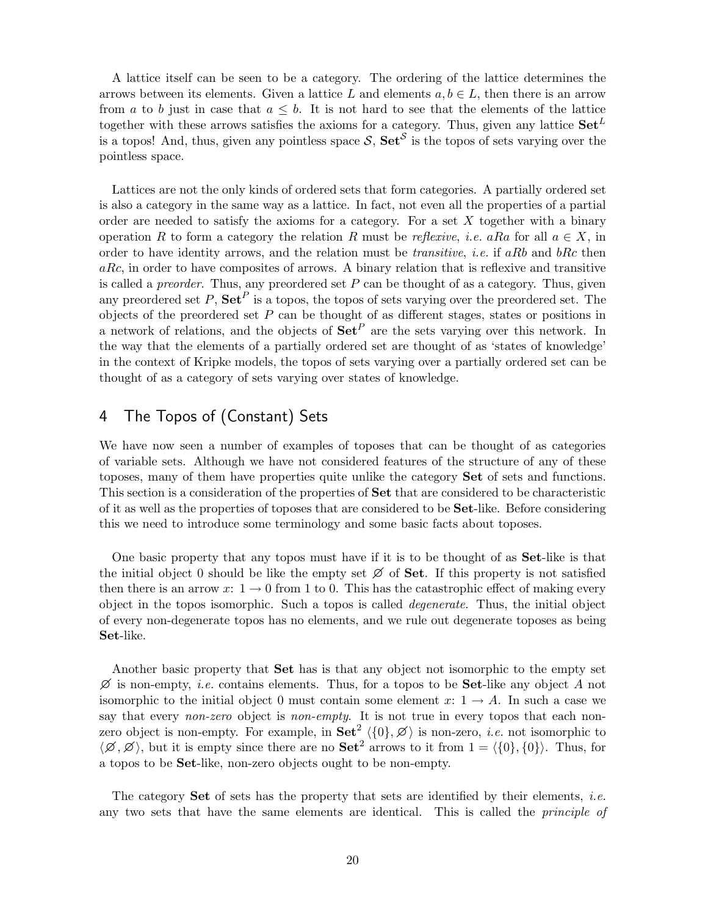A lattice itself can be seen to be a category. The ordering of the lattice determines the arrows between its elements. Given a lattice $L$ and elements $a, b \in L$, then there is an arrow from $a$ to $b$ just in case that $a \leq b$. It is not hard to see that the elements of the lattice together with these arrows satisfies the axioms for a category. Thus, given any lattice $\mathbf{Set}^L$ is a topos! And, thus, given any pointless space $\mathcal{S}$, $\mathbf{Set}^{\mathcal{S}}$ is the topos of sets varying over the pointless space.

Lattices are not the only kinds of ordered sets that form categories. A partially ordered set is also a category in the same way as a lattice. In fact, not even all the properties of a partial order are needed to satisfy the axioms for a category. For a set $X$ together with a binary operation $R$ to form a category the relation $R$ must be *reflexive*, *i.e.* $aRa$ for all $a \in X$, in order to have identity arrows, and the relation must be *transitive*, *i.e.* if $aRb$ and $bRc$ then $aRc$, in order to have composites of arrows. A binary relation that is reflexive and transitive is called a *preorder*. Thus, any preordered set $P$ can be thought of as a category. Thus, given any preordered set $P$, $\mathbf{Set}^P$ is a topos, the topos of sets varying over the preordered set. The objects of the preordered set $P$ can be thought of as different stages, states or positions in a network of relations, and the objects of $\mathbf{Set}^P$ are the sets varying over this network. In the way that the elements of a partially ordered set are thought of as 'states of knowledge' in the context of Kripke models, the topos of sets varying over a partially ordered set can be thought of as a category of sets varying over states of knowledge.

## 4 The Topos of (Constant) Sets

We have now seen a number of examples of toposes that can be thought of as categories of variable sets. Although we have not considered features of the structure of any of these toposes, many of them have properties quite unlike the category **Set** of sets and functions. This section is a consideration of the properties of **Set** that are considered to be characteristic of it as well as the properties of toposes that are considered to be **Set**-like. Before considering this we need to introduce some terminology and some basic facts about toposes.

One basic property that any topos must have if it is to be thought of as **Set**-like is that the initial object 0 should be like the empty set $\varnothing$ of **Set**. If this property is not satisfied then there is an arrow $x\colon 1 \to 0$ from 1 to 0. This has the catastrophic effect of making every object in the topos isomorphic. Such a topos is called *degenerate*. Thus, the initial object of every non-degenerate topos has no elements, and we rule out degenerate toposes as being **Set**-like.

Another basic property that **Set** has is that any object not isomorphic to the empty set $\varnothing$ is non-empty, *i.e.* contains elements. Thus, for a topos to be **Set**-like any object $A$ not isomorphic to the initial object 0 must contain some element $x\colon 1 \to A$. In such a case we say that every *non-zero* object is *non-empty*. It is not true in every topos that each non-zero object is non-empty. For example, in $\mathbf{Set}^2$ $\langle \{0\}, \varnothing \rangle$ is non-zero, *i.e.* not isomorphic to $\langle \varnothing, \varnothing \rangle$, but it is empty since there are no $\mathbf{Set}^2$ arrows to it from $1 = \langle \{0\}, \{0\} \rangle$. Thus, for a topos to be **Set**-like, non-zero objects ought to be non-empty.

The category **Set** of sets has the property that sets are identified by their elements, *i.e.* any two sets that have the same elements are identical. This is called the *principle of*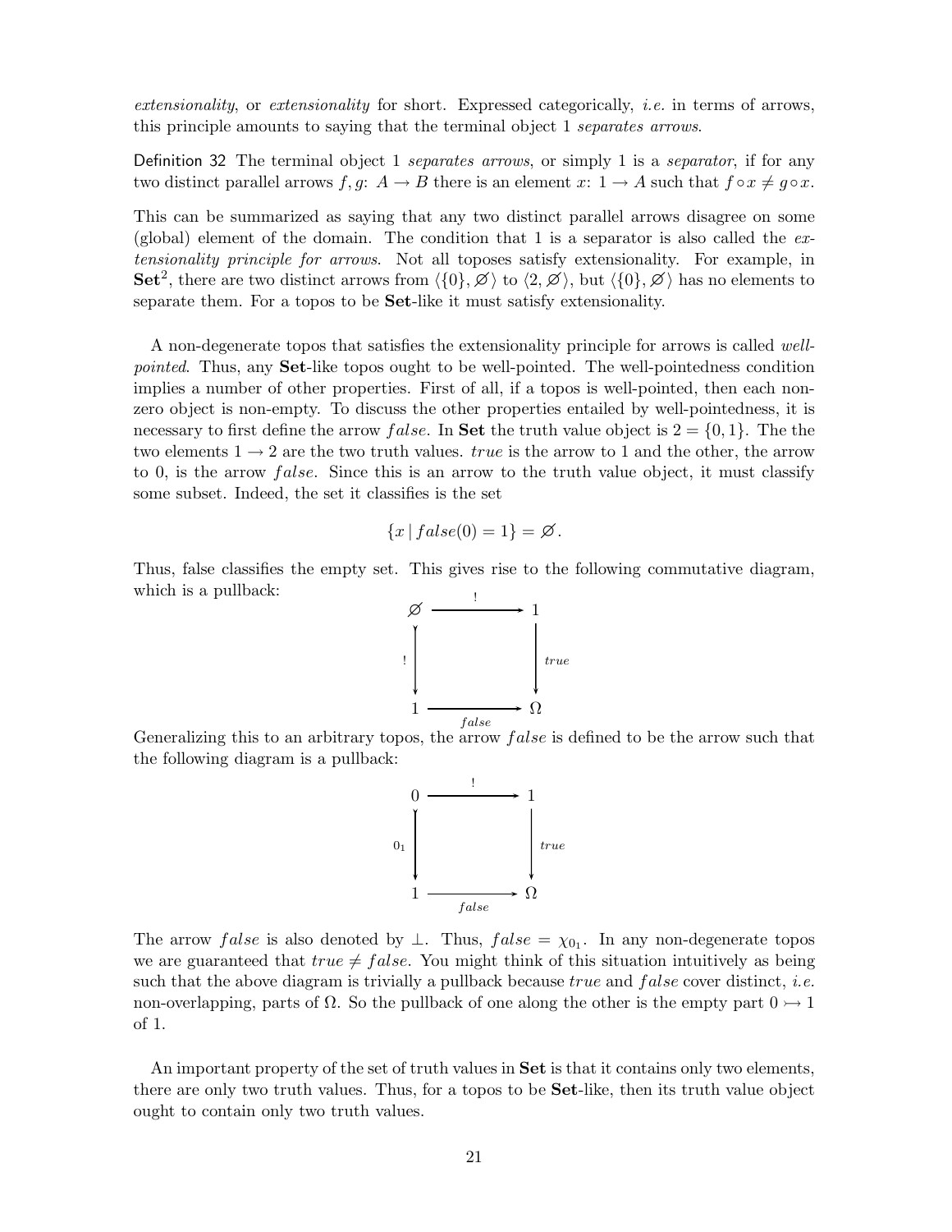*extensionality*, or *extensionality* for short. Expressed categorically, *i.e.* in terms of arrows, this principle amounts to saying that the terminal object 1 *separates arrows*.

Definition 32 The terminal object 1 *separates arrows*, or simply 1 is a *separator*, if for any two distinct parallel arrows $f, g\colon A \to B$ there is an element $x\colon 1 \to A$ such that $f \circ x \neq g \circ x$.

This can be summarized as saying that any two distinct parallel arrows disagree on some (global) element of the domain. The condition that 1 is a separator is also called the *extensionality principle for arrows*. Not all toposes satisfy extensionality. For example, in $\mathbf{Set}^2$, there are two distinct arrows from $\langle\{0\}, \varnothing\rangle$ to $\langle 2, \varnothing\rangle$, but $\langle\{0\}, \varnothing\rangle$ has no elements to separate them. For a topos to be **Set**-like it must satisfy extensionality.

A non-degenerate topos that satisfies the extensionality principle for arrows is called *well-pointed*. Thus, any **Set**-like topos ought to be well-pointed. The well-pointedness condition implies a number of other properties. First of all, if a topos is well-pointed, then each non-zero object is non-empty. To discuss the other properties entailed by well-pointedness, it is necessary to first define the arrow $false$. In **Set** the truth value object is $2 = \{0, 1\}$. The the two elements $1 \to 2$ are the two truth values. $true$ is the arrow to 1 and the other, the arrow to 0, is the arrow $false$. Since this is an arrow to the truth value object, it must classify some subset. Indeed, the set it classifies is the set

$$\{x \mid false(0) = 1\} = \varnothing.$$

Thus, false classifies the empty set. This gives rise to the following commutative diagram, which is a pullback:

$$\begin{array}{ccc} \varnothing & \xrightarrow{\;!\;} & 1 \\ {\scriptstyle !}\big\downarrow & & \big\downarrow{\scriptstyle true} \\ 1 & \xrightarrow[false]{} & \Omega \end{array}$$

Generalizing this to an arbitrary topos, the arrow $false$ is defined to be the arrow such that the following diagram is a pullback:

$$\begin{array}{ccc} 0 & \xrightarrow{\;!\;} & 1 \\ {\scriptstyle 0_1}\big\downarrow & & \big\downarrow{\scriptstyle true} \\ 1 & \xrightarrow[false]{} & \Omega \end{array}$$

The arrow $false$ is also denoted by $\perp$. Thus, $false = \chi_{0_1}$. In any non-degenerate topos we are guaranteed that $true \neq false$. You might think of this situation intuitively as being such that the above diagram is trivially a pullback because $true$ and $false$ cover distinct, *i.e.* non-overlapping, parts of $\Omega$. So the pullback of one along the other is the empty part $0 \rightarrowtail 1$ of 1.

An important property of the set of truth values in **Set** is that it contains only two elements, there are only two truth values. Thus, for a topos to be **Set**-like, then its truth value object ought to contain only two truth values.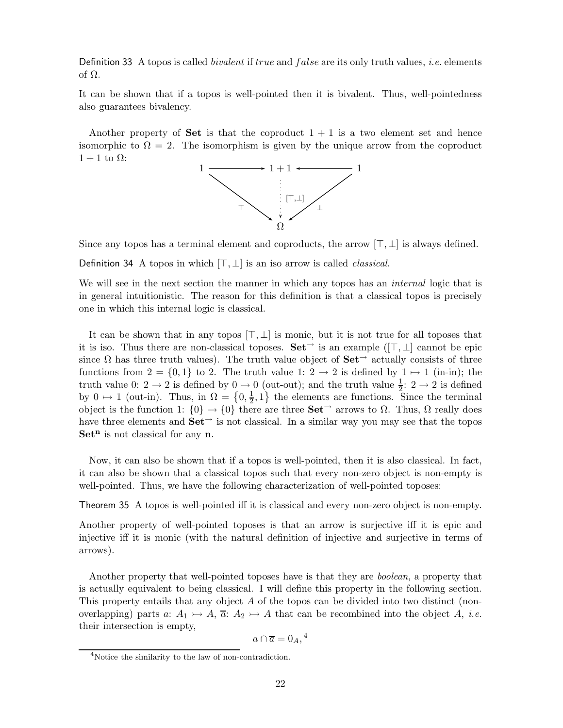Definition 33 A topos is called *bivalent* if *true* and *false* are its only truth values, *i.e.* elements of $\Omega$.

It can be shown that if a topos is well-pointed then it is bivalent. Thus, well-pointedness also guarantees bivalency.

Another property of **Set** is that the coproduct $1 + 1$ is a two element set and hence isomorphic to $\Omega = 2$. The isomorphism is given by the unique arrow from the coproduct $1 + 1$ to $\Omega$:

$$
\begin{array}{ccccc}
1 & \longrightarrow & 1+1 & \longleftarrow & 1 \\
 & \searrow^{\top} & \vdots\, [\top,\bot] & \swarrow^{\bot} & \\
 & & \Omega & &
\end{array}
$$

Since any topos has a terminal element and coproducts, the arrow $[\top, \bot]$ is always defined.

Definition 34 A topos in which $[\top, \bot]$ is an iso arrow is called *classical*.

We will see in the next section the manner in which any topos has an *internal* logic that is in general intuitionistic. The reason for this definition is that a classical topos is precisely one in which this internal logic is classical.

It can be shown that in any topos $[\top, \bot]$ is monic, but it is not true for all toposes that it is iso. Thus there are non-classical toposes. $\mathbf{Set}^{\rightarrow}$ is an example ($[\top, \bot]$ cannot be epic since $\Omega$ has three truth values). The truth value object of $\mathbf{Set}^{\rightarrow}$ actually consists of three functions from $2 = \{0, 1\}$ to 2. The truth value 1: $2 \rightarrow 2$ is defined by $1 \mapsto 1$ (in-in); the truth value 0: $2 \rightarrow 2$ is defined by $0 \mapsto 0$ (out-out); and the truth value $\frac{1}{2}$: $2 \rightarrow 2$ is defined by $0 \mapsto 1$ (out-in). Thus, in $\Omega = \{0, \frac{1}{2}, 1\}$ the elements are functions. Since the terminal object is the function 1: $\{0\} \rightarrow \{0\}$ there are three $\mathbf{Set}^{\rightarrow}$ arrows to $\Omega$. Thus, $\Omega$ really does have three elements and $\mathbf{Set}^{\rightarrow}$ is not classical. In a similar way you may see that the topos $\mathbf{Set}^{\mathbf{n}}$ is not classical for any $\mathbf{n}$.

Now, it can also be shown that if a topos is well-pointed, then it is also classical. In fact, it can also be shown that a classical topos such that every non-zero object is non-empty is well-pointed. Thus, we have the following characterization of well-pointed toposes:

Theorem 35 A topos is well-pointed iff it is classical and every non-zero object is non-empty.

Another property of well-pointed toposes is that an arrow is surjective iff it is epic and injective iff it is monic (with the natural definition of injective and surjective in terms of arrows).

Another property that well-pointed toposes have is that they are *boolean*, a property that is actually equivalent to being classical. I will define this property in the following section. This property entails that any object $A$ of the topos can be divided into two distinct (non-overlapping) parts $a$: $A_1 \rightarrowtail A$, $\overline{a}$: $A_2 \rightarrowtail A$ that can be recombined into the object $A$, *i.e.* their intersection is empty,

$$a \cap \overline{a} = 0_A,$$ [4]

[4] Notice the similarity to the law of non-contradiction.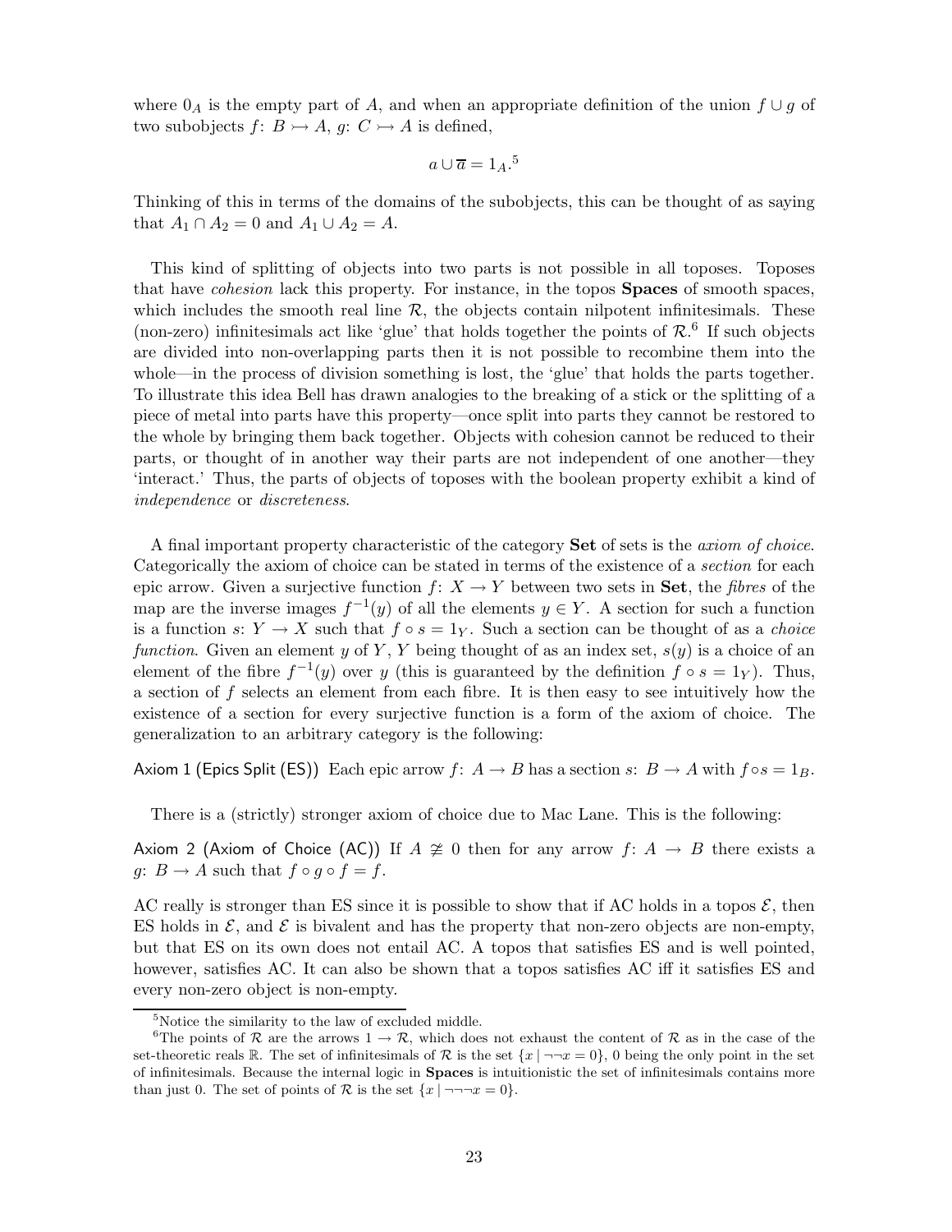where $0_A$ is the empty part of $A$, and when an appropriate definition of the union $f \cup g$ of two subobjects $f\colon B \rightarrowtail A$, $g\colon C \rightarrowtail A$ is defined,

$$a \cup \overline{a} = 1_A.^5$$

Thinking of this in terms of the domains of the subobjects, this can be thought of as saying that $A_1 \cap A_2 = 0$ and $A_1 \cup A_2 = A$.

This kind of splitting of objects into two parts is not possible in all toposes. Toposes that have *cohesion* lack this property. For instance, in the topos **Spaces** of smooth spaces, which includes the smooth real line $\mathcal{R}$, the objects contain nilpotent infinitesimals. These (non-zero) infinitesimals act like 'glue' that holds together the points of $\mathcal{R}$.[6] If such objects are divided into non-overlapping parts then it is not possible to recombine them into the whole—in the process of division something is lost, the 'glue' that holds the parts together. To illustrate this idea Bell has drawn analogies to the breaking of a stick or the splitting of a piece of metal into parts have this property—once split into parts they cannot be restored to the whole by bringing them back together. Objects with cohesion cannot be reduced to their parts, or thought of in another way their parts are not independent of one another—they 'interact.' Thus, the parts of objects of toposes with the boolean property exhibit a kind of *independence* or *discreteness*.

A final important property characteristic of the category **Set** of sets is the *axiom of choice*. Categorically the axiom of choice can be stated in terms of the existence of a *section* for each epic arrow. Given a surjective function $f\colon X \to Y$ between two sets in **Set**, the *fibres* of the map are the inverse images $f^{-1}(y)$ of all the elements $y \in Y$. A section for such a function is a function $s\colon Y \to X$ such that $f \circ s = 1_Y$. Such a section can be thought of as a *choice function*. Given an element $y$ of $Y$, $Y$ being thought of as an index set, $s(y)$ is a choice of an element of the fibre $f^{-1}(y)$ over $y$ (this is guaranteed by the definition $f \circ s = 1_Y$). Thus, a section of $f$ selects an element from each fibre. It is then easy to see intuitively how the existence of a section for every surjective function is a form of the axiom of choice. The generalization to an arbitrary category is the following:

Axiom 1 (Epics Split (ES)) Each epic arrow $f\colon A \to B$ has a section $s\colon B \to A$ with $f \circ s = 1_B$.

There is a (strictly) stronger axiom of choice due to Mac Lane. This is the following:

Axiom 2 (Axiom of Choice (AC)) If $A \ncong 0$ then for any arrow $f\colon A \to B$ there exists a $g\colon B \to A$ such that $f \circ g \circ f = f$.

AC really is stronger than ES since it is possible to show that if AC holds in a topos $\mathcal{E}$, then ES holds in $\mathcal{E}$, and $\mathcal{E}$ is bivalent and has the property that non-zero objects are non-empty, but that ES on its own does not entail AC. A topos that satisfies ES and is well pointed, however, satisfies AC. It can also be shown that a topos satisfies AC iff it satisfies ES and every non-zero object is non-empty.

---

[5] Notice the similarity to the law of excluded middle.

[6] The points of $\mathcal{R}$ are the arrows $1 \to \mathcal{R}$, which does not exhaust the content of $\mathcal{R}$ as in the case of the set-theoretic reals $\mathbb{R}$. The set of infinitesimals of $\mathcal{R}$ is the set $\{x \mid \neg\neg x = 0\}$, 0 being the only point in the set of infinitesimals. Because the internal logic in **Spaces** is intuitionistic the set of infinitesimals contains more than just 0. The set of points of $\mathcal{R}$ is the set $\{x \mid \neg\neg\neg x = 0\}$.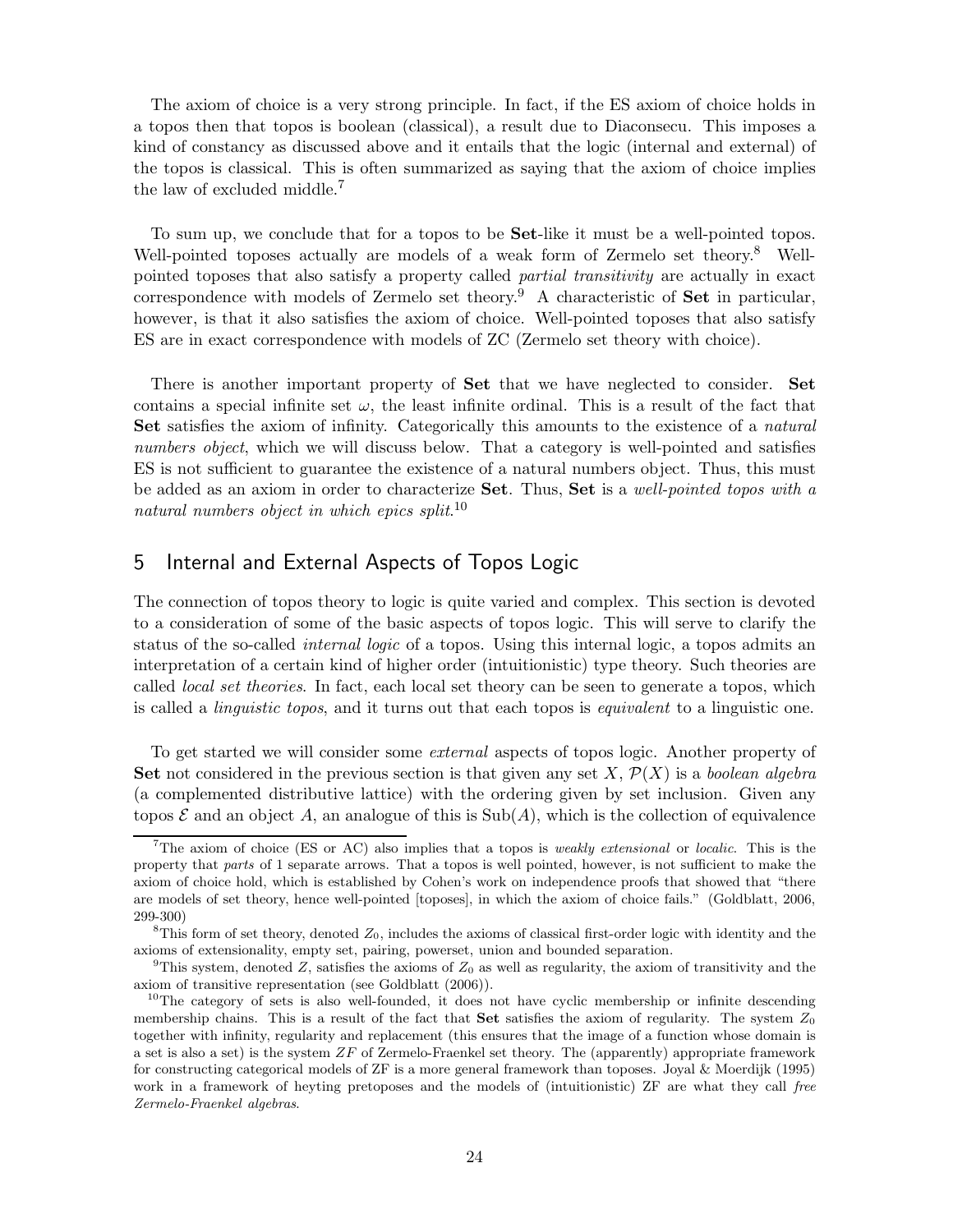The axiom of choice is a very strong principle. In fact, if the ES axiom of choice holds in a topos then that topos is boolean (classical), a result due to Diaconsecu. This imposes a kind of constancy as discussed above and it entails that the logic (internal and external) of the topos is classical. This is often summarized as saying that the axiom of choice implies the law of excluded middle.[7]

To sum up, we conclude that for a topos to be **Set**-like it must be a well-pointed topos. Well-pointed toposes actually are models of a weak form of Zermelo set theory.[8] Well-pointed toposes that also satisfy a property called *partial transitivity* are actually in exact correspondence with models of Zermelo set theory.[9] A characteristic of **Set** in particular, however, is that it also satisfies the axiom of choice. Well-pointed toposes that also satisfy ES are in exact correspondence with models of ZC (Zermelo set theory with choice).

There is another important property of **Set** that we have neglected to consider. **Set** contains a special infinite set $\omega$, the least infinite ordinal. This is a result of the fact that **Set** satisfies the axiom of infinity. Categorically this amounts to the existence of a *natural numbers object*, which we will discuss below. That a category is well-pointed and satisfies ES is not sufficient to guarantee the existence of a natural numbers object. Thus, this must be added as an axiom in order to characterize **Set**. Thus, **Set** is a *well-pointed topos with a natural numbers object in which epics split*.[10]

## 5 Internal and External Aspects of Topos Logic

The connection of topos theory to logic is quite varied and complex. This section is devoted to a consideration of some of the basic aspects of topos logic. This will serve to clarify the status of the so-called *internal logic* of a topos. Using this internal logic, a topos admits an interpretation of a certain kind of higher order (intuitionistic) type theory. Such theories are called *local set theories*. In fact, each local set theory can be seen to generate a topos, which is called a *linguistic topos*, and it turns out that each topos is *equivalent* to a linguistic one.

To get started we will consider some *external* aspects of topos logic. Another property of **Set** not considered in the previous section is that given any set $X$, $\mathcal{P}(X)$ is a *boolean algebra* (a complemented distributive lattice) with the ordering given by set inclusion. Given any topos $\mathcal{E}$ and an object $A$, an analogue of this is $\mathrm{Sub}(A)$, which is the collection of equivalence

---

[7] The axiom of choice (ES or AC) also implies that a topos is *weakly extensional* or *localic*. This is the property that *parts* of 1 separate arrows. That a topos is well pointed, however, is not sufficient to make the axiom of choice hold, which is established by Cohen's work on independence proofs that showed that "there are models of set theory, hence well-pointed [toposes], in which the axiom of choice fails." (Goldblatt, 2006, 299-300)

[8] This form of set theory, denoted $Z_0$, includes the axioms of classical first-order logic with identity and the axioms of extensionality, empty set, pairing, powerset, union and bounded separation.

[9] This system, denoted $Z$, satisfies the axioms of $Z_0$ as well as regularity, the axiom of transitivity and the axiom of transitive representation (see Goldblatt (2006)).

[10] The category of sets is also well-founded, it does not have cyclic membership or infinite descending membership chains. This is a result of the fact that **Set** satisfies the axiom of regularity. The system $Z_0$ together with infinity, regularity and replacement (this ensures that the image of a function whose domain is a set is also a set) is the system $ZF$ of Zermelo-Fraenkel set theory. The (apparently) appropriate framework for constructing categorical models of ZF is a more general framework than toposes. Joyal & Moerdijk (1995) work in a framework of heyting pretoposes and the models of (intuitionistic) ZF are what they call *free Zermelo-Fraenkel algebras*.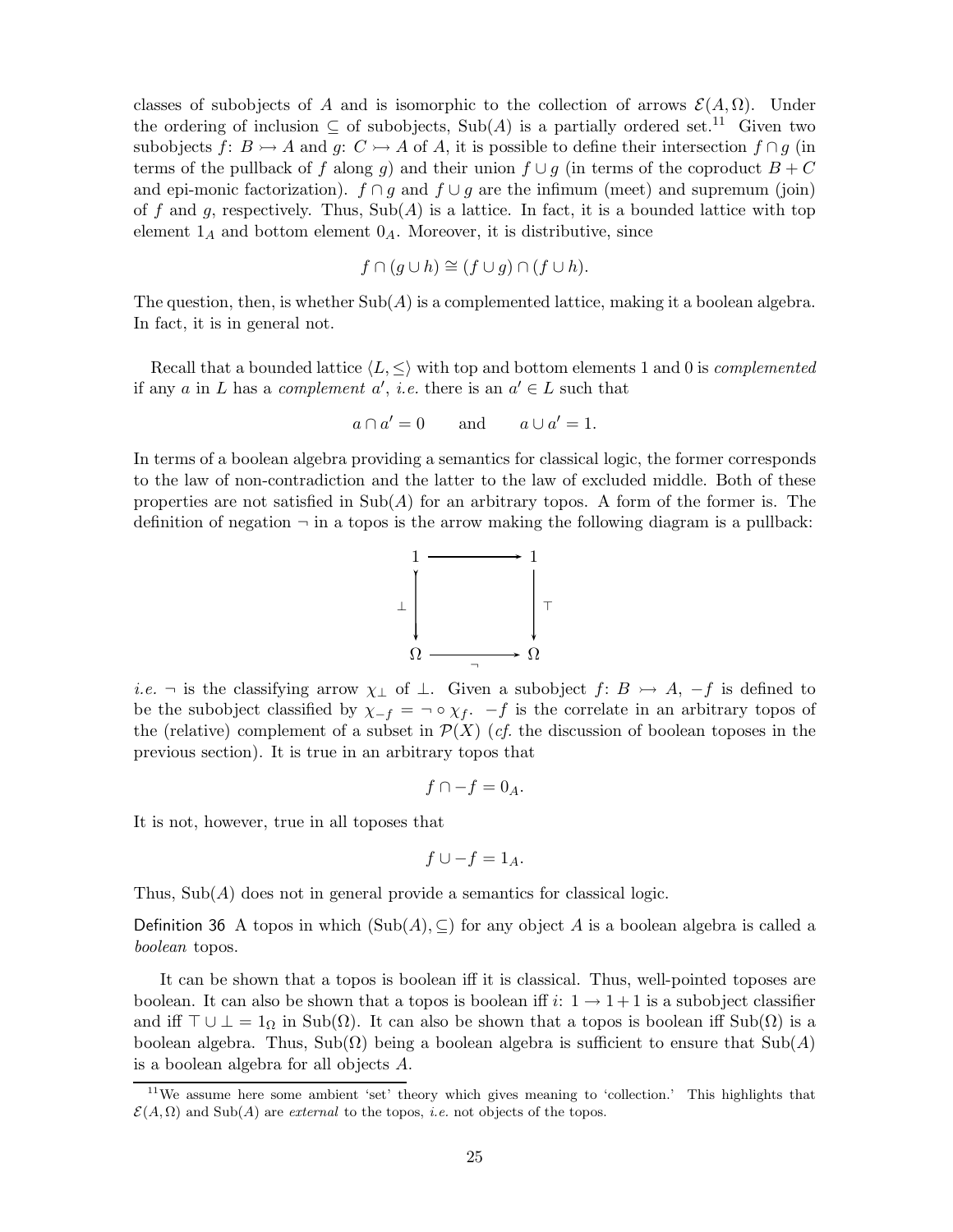classes of subobjects of $A$ and is isomorphic to the collection of arrows $\mathcal{E}(A, \Omega)$. Under the ordering of inclusion $\subseteq$ of subobjects, $\mathrm{Sub}(A)$ is a partially ordered set.[11] Given two subobjects $f\colon B \rightarrowtail A$ and $g\colon C \rightarrowtail A$ of $A$, it is possible to define their intersection $f \cap g$ (in terms of the pullback of $f$ along $g$) and their union $f \cup g$ (in terms of the coproduct $B + C$ and epi-monic factorization). $f \cap g$ and $f \cup g$ are the infimum (meet) and supremum (join) of $f$ and $g$, respectively. Thus, $\mathrm{Sub}(A)$ is a lattice. In fact, it is a bounded lattice with top element $1_A$ and bottom element $0_A$. Moreover, it is distributive, since

$$f \cap (g \cup h) \cong (f \cup g) \cap (f \cup h).$$

The question, then, is whether $\mathrm{Sub}(A)$ is a complemented lattice, making it a boolean algebra. In fact, it is in general not.

Recall that a bounded lattice $\langle L, \leq \rangle$ with top and bottom elements 1 and 0 is *complemented* if any $a$ in $L$ has a *complement* $a'$, *i.e.* there is an $a' \in L$ such that

$$a \cap a' = 0 \qquad \text{and} \qquad a \cup a' = 1.$$

In terms of a boolean algebra providing a semantics for classical logic, the former corresponds to the law of non-contradiction and the latter to the law of excluded middle. Both of these properties are not satisfied in $\mathrm{Sub}(A)$ for an arbitrary topos. A form of the former is. The definition of negation $\neg$ in a topos is the arrow making the following diagram is a pullback:

$$\begin{array}{ccc} 1 & \longrightarrow & 1 \\ {\scriptstyle \perp}\big\downarrow & & \big\downarrow{\scriptstyle \top} \\ \Omega & \xrightarrow[\neg]{} & \Omega \end{array}$$

*i.e.* $\neg$ is the classifying arrow $\chi_\perp$ of $\perp$. Given a subobject $f\colon B \rightarrowtail A$, $-f$ is defined to be the subobject classified by $\chi_{-f} = \neg \circ \chi_f$. $-f$ is the correlate in an arbitrary topos of the (relative) complement of a subset in $\mathcal{P}(X)$ (*cf.* the discussion of boolean toposes in the previous section). It is true in an arbitrary topos that

$$f \cap -f = 0_A.$$

It is not, however, true in all toposes that

$$f \cup -f = 1_A.$$

Thus, $\mathrm{Sub}(A)$ does not in general provide a semantics for classical logic.

Definition 36 A topos in which $(\mathrm{Sub}(A), \subseteq)$ for any object $A$ is a boolean algebra is called a *boolean* topos.

It can be shown that a topos is boolean iff it is classical. Thus, well-pointed toposes are boolean. It can also be shown that a topos is boolean iff $i\colon 1 \to 1 + 1$ is a subobject classifier and iff $\top \cup \perp = 1_\Omega$ in $\mathrm{Sub}(\Omega)$. It can also be shown that a topos is boolean iff $\mathrm{Sub}(\Omega)$ is a boolean algebra. Thus, $\mathrm{Sub}(\Omega)$ being a boolean algebra is sufficient to ensure that $\mathrm{Sub}(A)$ is a boolean algebra for all objects $A$.

[11] We assume here some ambient 'set' theory which gives meaning to 'collection.' This highlights that $\mathcal{E}(A, \Omega)$ and $\mathrm{Sub}(A)$ are *external* to the topos, *i.e.* not objects of the topos.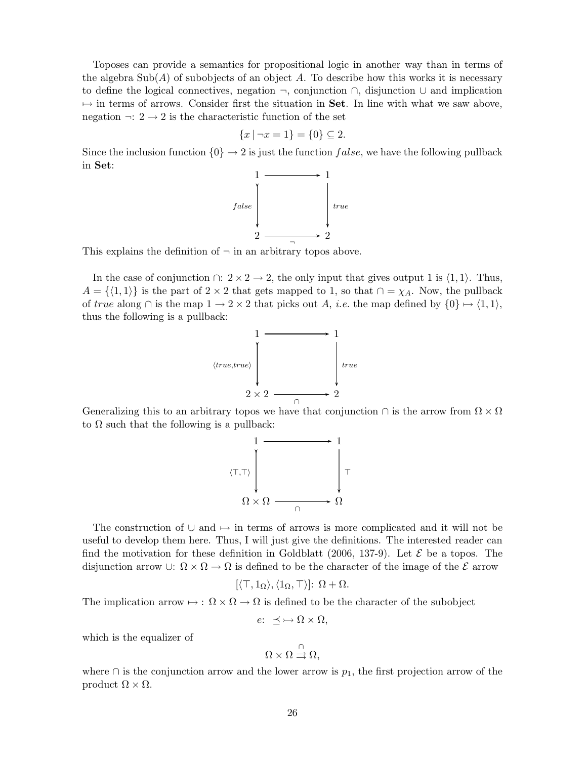Toposes can provide a semantics for propositional logic in another way than in terms of the algebra $\mathrm{Sub}(A)$ of subobjects of an object $A$. To describe how this works it is necessary to define the logical connectives, negation $\neg$, conjunction $\cap$, disjunction $\cup$ and implication $\mapsto$ in terms of arrows. Consider first the situation in **Set**. In line with what we saw above, negation $\neg\colon 2 \to 2$ is the characteristic function of the set

$$\{x \mid \neg x = 1\} = \{0\} \subseteq 2.$$

Since the inclusion function $\{0\} \to 2$ is just the function $false$, we have the following pullback in **Set**:

$$\begin{array}{ccc} 1 & \longrightarrow & 1 \\ {\scriptstyle false} \big\downarrow & & \big\downarrow {\scriptstyle true} \\ 2 & \xrightarrow[\neg]{} & 2 \end{array}$$

This explains the definition of $\neg$ in an arbitrary topos above.

In the case of conjunction $\cap\colon 2 \times 2 \to 2$, the only input that gives output 1 is $\langle 1, 1\rangle$. Thus, $A = \{\langle 1, 1\rangle\}$ is the part of $2 \times 2$ that gets mapped to 1, so that $\cap = \chi_A$. Now, the pullback of $true$ along $\cap$ is the map $1 \to 2 \times 2$ that picks out $A$, *i.e.* the map defined by $\{0\} \mapsto \langle 1, 1\rangle$, thus the following is a pullback:

$$\begin{array}{ccc} 1 & \longrightarrow & 1 \\ {\scriptstyle \langle true, true\rangle} \big\downarrow & & \big\downarrow {\scriptstyle true} \\ 2 \times 2 & \xrightarrow[\cap]{} & 2 \end{array}$$

Generalizing this to an arbitrary topos we have that conjunction $\cap$ is the arrow from $\Omega \times \Omega$ to $\Omega$ such that the following is a pullback:

$$\begin{array}{ccc} 1 & \longrightarrow & 1 \\ {\scriptstyle \langle \top, \top\rangle} \big\downarrow & & \big\downarrow {\scriptstyle \top} \\ \Omega \times \Omega & \xrightarrow[\cap]{} & \Omega \end{array}$$

The construction of $\cup$ and $\mapsto$ in terms of arrows is more complicated and it will not be useful to develop them here. Thus, I will just give the definitions. The interested reader can find the motivation for these definition in Goldblatt (2006, 137-9). Let $\mathcal{E}$ be a topos. The disjunction arrow $\cup\colon \Omega \times \Omega \to \Omega$ is defined to be the character of the image of the $\mathcal{E}$ arrow

$$[\langle \top, 1_\Omega\rangle, \langle 1_\Omega, \top\rangle]\colon\ \Omega + \Omega.$$

The implication arrow $\mapsto\colon\ \Omega \times \Omega \to \Omega$ is defined to be the character of the subobject

$$e\colon\ \preceq\ \rightarrowtail \Omega \times \Omega,$$

which is the equalizer of

$$\Omega \times \Omega \overset{\cap}{\rightrightarrows} \Omega,$$

where $\cap$ is the conjunction arrow and the lower arrow is $p_1$, the first projection arrow of the product $\Omega \times \Omega$.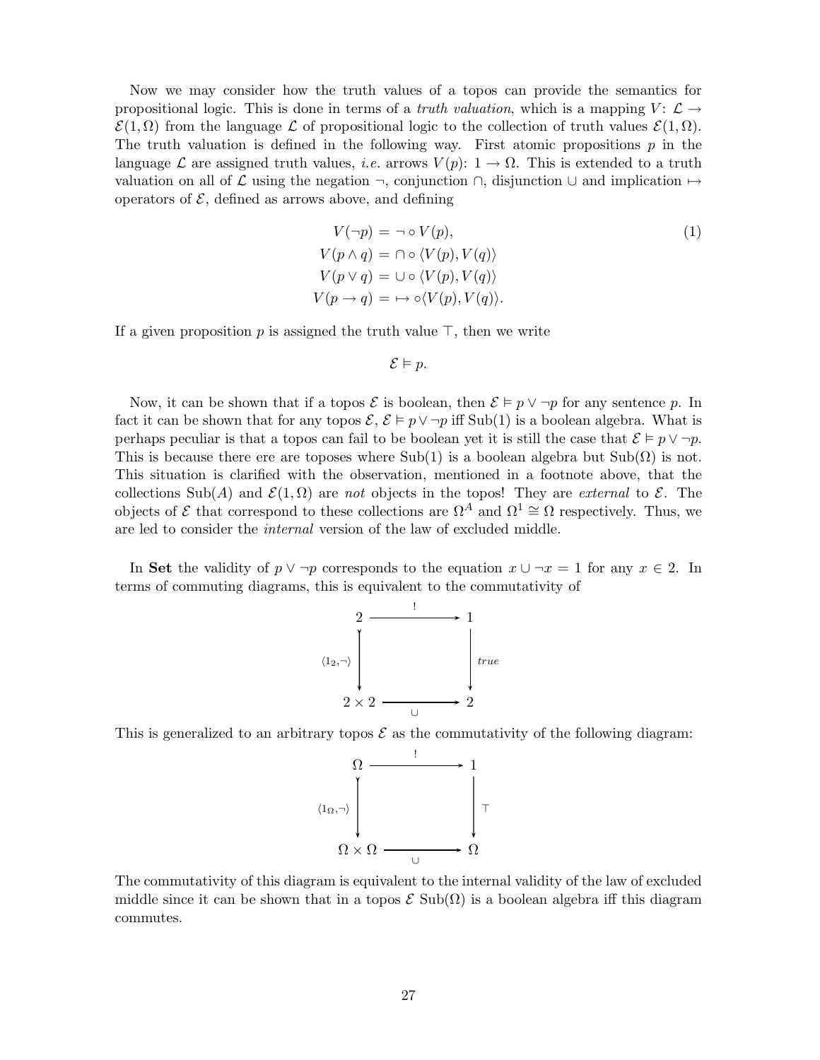Now we may consider how the truth values of a topos can provide the semantics for propositional logic. This is done in terms of a *truth valuation*, which is a mapping $V\colon \mathcal{L} \to \mathcal{E}(1, \Omega)$ from the language $\mathcal{L}$ of propositional logic to the collection of truth values $\mathcal{E}(1, \Omega)$. The truth valuation is defined in the following way. First atomic propositions $p$ in the language $\mathcal{L}$ are assigned truth values, *i.e.* arrows $V(p)\colon 1 \to \Omega$. This is extended to a truth valuation on all of $\mathcal{L}$ using the negation $\neg$, conjunction $\cap$, disjunction $\cup$ and implication $\mapsto$ operators of $\mathcal{E}$, defined as arrows above, and defining

$$
\begin{aligned}
V(\neg p) &= \neg \circ V(p), \\
V(p \wedge q) &= \cap \circ \langle V(p), V(q) \rangle \\
V(p \vee q) &= \cup \circ \langle V(p), V(q) \rangle \\
V(p \to q) &= \mapsto \circ \langle V(p), V(q) \rangle.
\end{aligned}
\tag{1}
$$

If a given proposition $p$ is assigned the truth value $\top$, then we write

$$
\mathcal{E} \vDash p.
$$

Now, it can be shown that if a topos $\mathcal{E}$ is boolean, then $\mathcal{E} \vDash p \vee \neg p$ for any sentence $p$. In fact it can be shown that for any topos $\mathcal{E}$, $\mathcal{E} \vDash p \vee \neg p$ iff $\mathrm{Sub}(1)$ is a boolean algebra. What is perhaps peculiar is that a topos can fail to be boolean yet it is still the case that $\mathcal{E} \vDash p \vee \neg p$. This is because there ere are toposes where $\mathrm{Sub}(1)$ is a boolean algebra but $\mathrm{Sub}(\Omega)$ is not. This situation is clarified with the observation, mentioned in a footnote above, that the collections $\mathrm{Sub}(A)$ and $\mathcal{E}(1, \Omega)$ are *not* objects in the topos! They are *external* to $\mathcal{E}$. The objects of $\mathcal{E}$ that correspond to these collections are $\Omega^A$ and $\Omega^1 \cong \Omega$ respectively. Thus, we are led to consider the *internal* version of the law of excluded middle.

In **Set** the validity of $p \vee \neg p$ corresponds to the equation $x \cup \neg x = 1$ for any $x \in 2$. In terms of commuting diagrams, this is equivalent to the commutativity of

$$
\begin{array}{ccc}
2 & \xrightarrow{\ !\ } & 1 \\
{\scriptstyle \langle 1_2, \neg \rangle} \big\downarrow & & \big\downarrow {\scriptstyle true} \\
2 \times 2 & \xrightarrow[\cup]{} & 2
\end{array}
$$

This is generalized to an arbitrary topos $\mathcal{E}$ as the commutativity of the following diagram:

$$
\begin{array}{ccc}
\Omega & \xrightarrow{\ !\ } & 1 \\
{\scriptstyle \langle 1_\Omega, \neg \rangle} \big\downarrow & & \big\downarrow {\scriptstyle \top} \\
\Omega \times \Omega & \xrightarrow[\cup]{} & \Omega
\end{array}
$$

The commutativity of this diagram is equivalent to the internal validity of the law of excluded middle since it can be shown that in a topos $\mathcal{E}$ $\mathrm{Sub}(\Omega)$ is a boolean algebra iff this diagram commutes.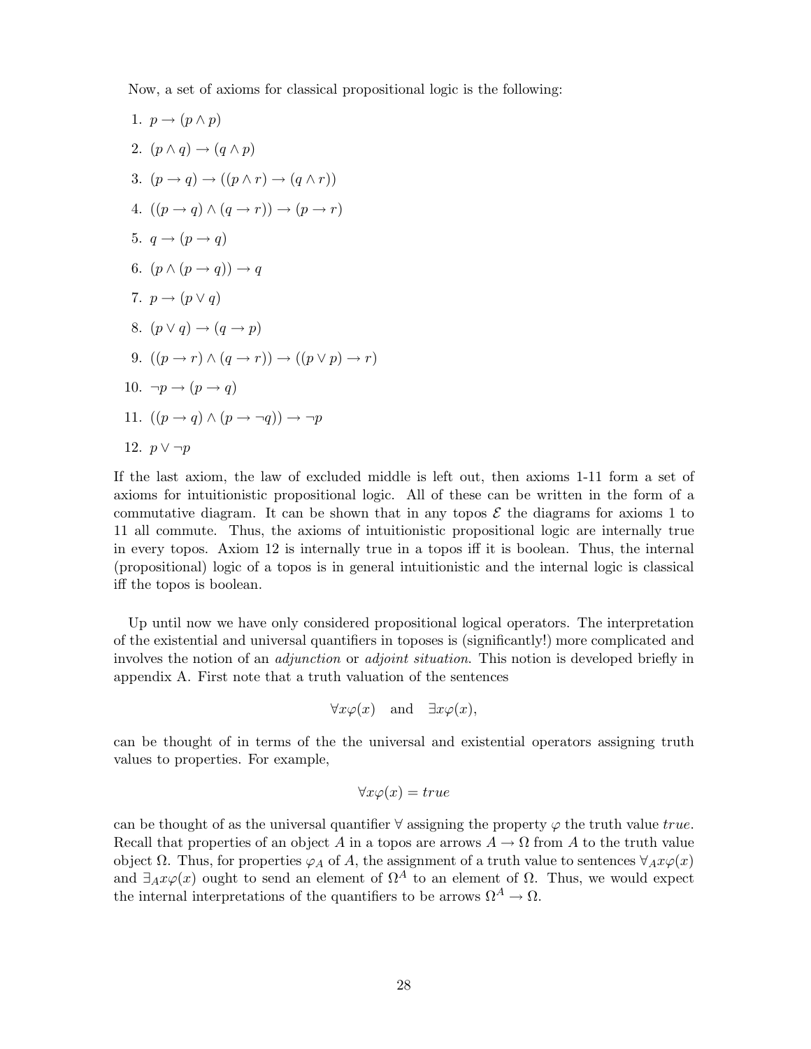Now, a set of axioms for classical propositional logic is the following:

1. $p \rightarrow (p \wedge p)$
2. $(p \wedge q) \rightarrow (q \wedge p)$
3. $(p \rightarrow q) \rightarrow ((p \wedge r) \rightarrow (q \wedge r))$
4. $((p \rightarrow q) \wedge (q \rightarrow r)) \rightarrow (p \rightarrow r)$
5. $q \rightarrow (p \rightarrow q)$
6. $(p \wedge (p \rightarrow q)) \rightarrow q$
7. $p \rightarrow (p \vee q)$
8. $(p \vee q) \rightarrow (q \rightarrow p)$
9. $((p \rightarrow r) \wedge (q \rightarrow r)) \rightarrow ((p \vee p) \rightarrow r)$
10. $\neg p \rightarrow (p \rightarrow q)$
11. $((p \rightarrow q) \wedge (p \rightarrow \neg q)) \rightarrow \neg p$
12. $p \vee \neg p$

If the last axiom, the law of excluded middle is left out, then axioms 1-11 form a set of axioms for intuitionistic propositional logic. All of these can be written in the form of a commutative diagram. It can be shown that in any topos $\mathcal{E}$ the diagrams for axioms 1 to 11 all commute. Thus, the axioms of intuitionistic propositional logic are internally true in every topos. Axiom 12 is internally true in a topos iff it is boolean. Thus, the internal (propositional) logic of a topos is in general intuitionistic and the internal logic is classical iff the topos is boolean.

Up until now we have only considered propositional logical operators. The interpretation of the existential and universal quantifiers in toposes is (significantly!) more complicated and involves the notion of an *adjunction* or *adjoint situation*. This notion is developed briefly in appendix A. First note that a truth valuation of the sentences

$$\forall x \varphi(x) \quad \text{and} \quad \exists x \varphi(x),$$

can be thought of in terms of the the universal and existential operators assigning truth values to properties. For example,

$$\forall x \varphi(x) = true$$

can be thought of as the universal quantifier $\forall$ assigning the property $\varphi$ the truth value *true*. Recall that properties of an object $A$ in a topos are arrows $A \rightarrow \Omega$ from $A$ to the truth value object $\Omega$. Thus, for properties $\varphi_A$ of $A$, the assignment of a truth value to sentences $\forall_A x \varphi(x)$ and $\exists_A x \varphi(x)$ ought to send an element of $\Omega^A$ to an element of $\Omega$. Thus, we would expect the internal interpretations of the quantifiers to be arrows $\Omega^A \rightarrow \Omega$.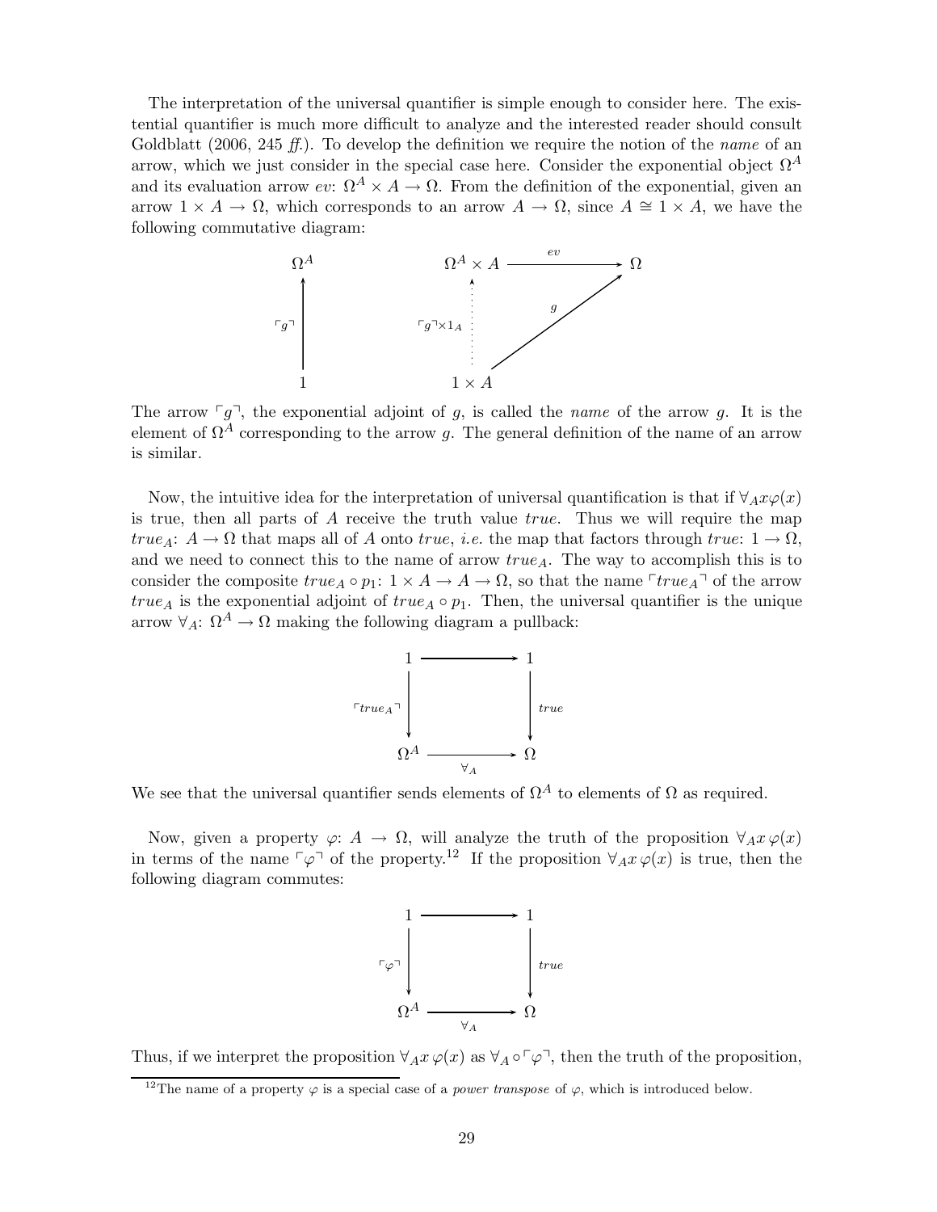The interpretation of the universal quantifier is simple enough to consider here. The existential quantifier is much more difficult to analyze and the interested reader should consult Goldblatt (2006, 245 *ff.*). To develop the definition we require the notion of the *name* of an arrow, which we just consider in the special case here. Consider the exponential object $\Omega^A$ and its evaluation arrow $ev$: $\Omega^A \times A \to \Omega$. From the definition of the exponential, given an arrow $1 \times A \to \Omega$, which corresponds to an arrow $A \to \Omega$, since $A \cong 1 \times A$, we have the following commutative diagram:

$$
\begin{array}{ccccc}
\Omega^A & & \Omega^A \times A & \xrightarrow{ev} & \Omega \\
\uparrow \scriptstyle{\ulcorner g \urcorner} & & \vdots\uparrow \scriptstyle{\ulcorner g \urcorner \times 1_A} & \nearrow_{g} & \\
1 & & 1 \times A & &
\end{array}
$$

The arrow $\ulcorner g \urcorner$, the exponential adjoint of $g$, is called the *name* of the arrow $g$. It is the element of $\Omega^A$ corresponding to the arrow $g$. The general definition of the name of an arrow is similar.

Now, the intuitive idea for the interpretation of universal quantification is that if $\forall_A x \varphi(x)$ is true, then all parts of $A$ receive the truth value *true*. Thus we will require the map $true_A$: $A \to \Omega$ that maps all of $A$ onto *true*, *i.e.* the map that factors through *true*: $1 \to \Omega$, and we need to connect this to the name of arrow $true_A$. The way to accomplish this is to consider the composite $true_A \circ p_1$: $1 \times A \to A \to \Omega$, so that the name $\ulcorner true_A \urcorner$ of the arrow $true_A$ is the exponential adjoint of $true_A \circ p_1$. Then, the universal quantifier is the unique arrow $\forall_A$: $\Omega^A \to \Omega$ making the following diagram a pullback:

$$
\begin{array}{ccc}
1 & \longrightarrow & 1 \\
\downarrow \scriptstyle{\ulcorner true_A \urcorner} & & \downarrow \scriptstyle{true} \\
\Omega^A & \xrightarrow[\forall_A]{} & \Omega
\end{array}
$$

We see that the universal quantifier sends elements of $\Omega^A$ to elements of $\Omega$ as required.

Now, given a property $\varphi$: $A \to \Omega$, will analyze the truth of the proposition $\forall_A x \, \varphi(x)$ in terms of the name $\ulcorner \varphi \urcorner$ of the property.[12] If the proposition $\forall_A x \, \varphi(x)$ is true, then the following diagram commutes:

$$
\begin{array}{ccc}
1 & \longrightarrow & 1 \\
\downarrow \scriptstyle{\ulcorner \varphi \urcorner} & & \downarrow \scriptstyle{true} \\
\Omega^A & \xrightarrow[\forall_A]{} & \Omega
\end{array}
$$

Thus, if we interpret the proposition $\forall_A x \, \varphi(x)$ as $\forall_A \circ \ulcorner \varphi \urcorner$, then the truth of the proposition,

[12]The name of a property $\varphi$ is a special case of a *power transpose* of $\varphi$, which is introduced below.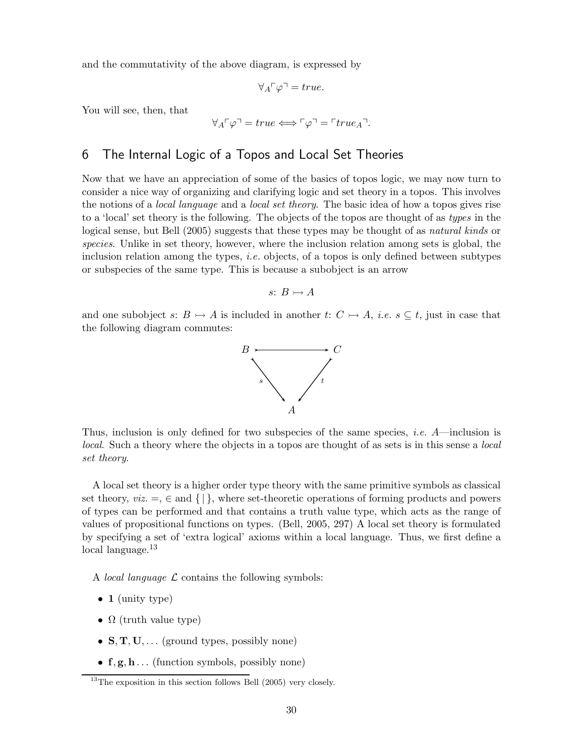and the commutativity of the above diagram, is expressed by

$$\forall_A \ulcorner \varphi \urcorner = true.$$

You will see, then, that

$$\forall_A \ulcorner \varphi \urcorner = true \Longleftrightarrow \ulcorner \varphi \urcorner = \ulcorner true_A \urcorner.$$

## 6 The Internal Logic of a Topos and Local Set Theories

Now that we have an appreciation of some of the basics of topos logic, we may now turn to consider a nice way of organizing and clarifying logic and set theory in a topos. This involves the notions of a *local language* and a *local set theory*. The basic idea of how a topos gives rise to a 'local' set theory is the following. The objects of the topos are thought of as *types* in the logical sense, but Bell (2005) suggests that these types may be thought of as *natural kinds* or *species*. Unlike in set theory, however, where the inclusion relation among sets is global, the inclusion relation among the types, *i.e.* objects, of a topos is only defined between subtypes or subspecies of the same type. This is because a subobject is an arrow

$$s\colon B \rightarrowtail A$$

and one subobject $s\colon B \rightarrowtail A$ is included in another $t\colon C \rightarrowtail A$, *i.e.* $s \subseteq t$, just in case that the following diagram commutes:

$$\begin{array}{ccc} B & \rightarrowtail & C \\ & {\scriptstyle s}\searrow \quad \swarrow{\scriptstyle t} & \\ & A & \end{array}$$

Thus, inclusion is only defined for two subspecies of the same species, *i.e.* $A$—inclusion is *local*. Such a theory where the objects in a topos are thought of as sets is in this sense a *local set theory*.

A local set theory is a higher order type theory with the same primitive symbols as classical set theory, *viz.* $=$, $\in$ and $\{\,|\,\}$, where set-theoretic operations of forming products and powers of types can be performed and that contains a truth value type, which acts as the range of values of propositional functions on types. (Bell, 2005, 297) A local set theory is formulated by specifying a set of 'extra logical' axioms within a local language. Thus, we first define a local language.[13]

A *local language* $\mathcal{L}$ contains the following symbols:

- $\mathbf{1}$ (unity type)
- $\Omega$ (truth value type)
- $\mathbf{S}, \mathbf{T}, \mathbf{U}, \ldots$ (ground types, possibly none)
- $\mathbf{f}, \mathbf{g}, \mathbf{h} \ldots$ (function symbols, possibly none)

[13] The exposition in this section follows Bell (2005) very closely.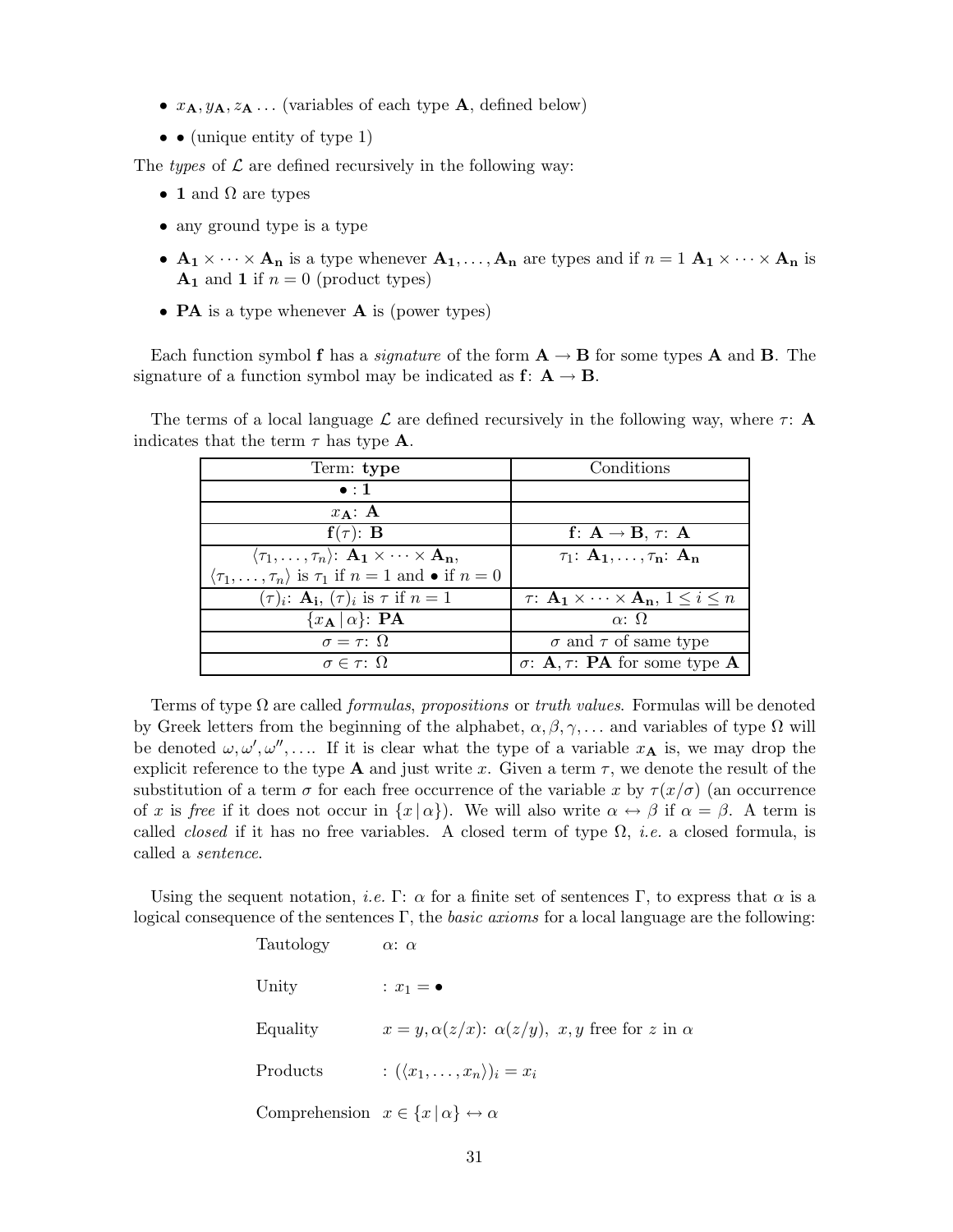- $x_{\mathbf{A}}, y_{\mathbf{A}}, z_{\mathbf{A}} \ldots$ (variables of each type $\mathbf{A}$, defined below)
- $\bullet$ (unique entity of type 1)

The *types* of $\mathcal{L}$ are defined recursively in the following way:

- $\mathbf{1}$ and $\Omega$ are types
- any ground type is a type
- $\mathbf{A_1} \times \cdots \times \mathbf{A_n}$ is a type whenever $\mathbf{A_1}, \ldots, \mathbf{A_n}$ are types and if $n = 1$ $\mathbf{A_1} \times \cdots \times \mathbf{A_n}$ is $\mathbf{A_1}$ and $\mathbf{1}$ if $n = 0$ (product types)
- $\mathbf{PA}$ is a type whenever $\mathbf{A}$ is (power types)

Each function symbol $\mathbf{f}$ has a *signature* of the form $\mathbf{A} \to \mathbf{B}$ for some types $\mathbf{A}$ and $\mathbf{B}$. The signature of a function symbol may be indicated as $\mathbf{f}\colon \mathbf{A} \to \mathbf{B}$.

The terms of a local language $\mathcal{L}$ are defined recursively in the following way, where $\tau\colon \mathbf{A}$ indicates that the term $\tau$ has type $\mathbf{A}$.

| Term: **type** | Conditions |
|---|---|
| $\bullet : \mathbf{1}$ | |
| $x_{\mathbf{A}}\colon \mathbf{A}$ | |
| $\mathbf{f}(\tau)\colon \mathbf{B}$ | $\mathbf{f}\colon \mathbf{A} \to \mathbf{B},\ \tau\colon \mathbf{A}$ |
| $\langle \tau_1, \ldots, \tau_n \rangle\colon \mathbf{A_1} \times \cdots \times \mathbf{A_n}$, $\langle \tau_1, \ldots, \tau_n \rangle$ is $\tau_1$ if $n = 1$ and $\bullet$ if $n = 0$ | $\tau_1\colon \mathbf{A_1}, \ldots, \tau_n\colon \mathbf{A_n}$ |
| $(\tau)_i\colon \mathbf{A_i}$, $(\tau)_i$ is $\tau$ if $n = 1$ | $\tau\colon \mathbf{A_1} \times \cdots \times \mathbf{A_n},\ 1 \le i \le n$ |
| $\{x_{\mathbf{A}} \,\vert\, \alpha\}\colon \mathbf{PA}$ | $\alpha\colon \Omega$ |
| $\sigma = \tau\colon \Omega$ | $\sigma$ and $\tau$ of same type |
| $\sigma \in \tau\colon \Omega$ | $\sigma\colon \mathbf{A}, \tau\colon \mathbf{PA}$ for some type $\mathbf{A}$ |

Terms of type $\Omega$ are called *formulas*, *propositions* or *truth values*. Formulas will be denoted by Greek letters from the beginning of the alphabet, $\alpha, \beta, \gamma, \ldots$ and variables of type $\Omega$ will be denoted $\omega, \omega', \omega'', \ldots$. If it is clear what the type of a variable $x_{\mathbf{A}}$ is, we may drop the explicit reference to the type $\mathbf{A}$ and just write $x$. Given a term $\tau$, we denote the result of the substitution of a term $\sigma$ for each free occurrence of the variable $x$ by $\tau(x/\sigma)$ (an occurrence of $x$ is *free* if it does not occur in $\{x \,\vert\, \alpha\}$). We will also write $\alpha \leftrightarrow \beta$ if $\alpha = \beta$. A term is called *closed* if it has no free variables. A closed term of type $\Omega$, *i.e.* a closed formula, is called a *sentence*.

Using the sequent notation, *i.e.* $\Gamma\colon \alpha$ for a finite set of sentences $\Gamma$, to express that $\alpha$ is a logical consequence of the sentences $\Gamma$, the *basic axioms* for a local language are the following:

Tautology $\quad \alpha\colon \alpha$

Unity $\quad : x_1 = \bullet$

Equality $\quad x = y, \alpha(z/x)\colon \alpha(z/y),\ x, y$ free for $z$ in $\alpha$

Products $\quad : (\langle x_1, \ldots, x_n \rangle)_i = x_i$

Comprehension $\quad x \in \{x \,\vert\, \alpha\} \leftrightarrow \alpha$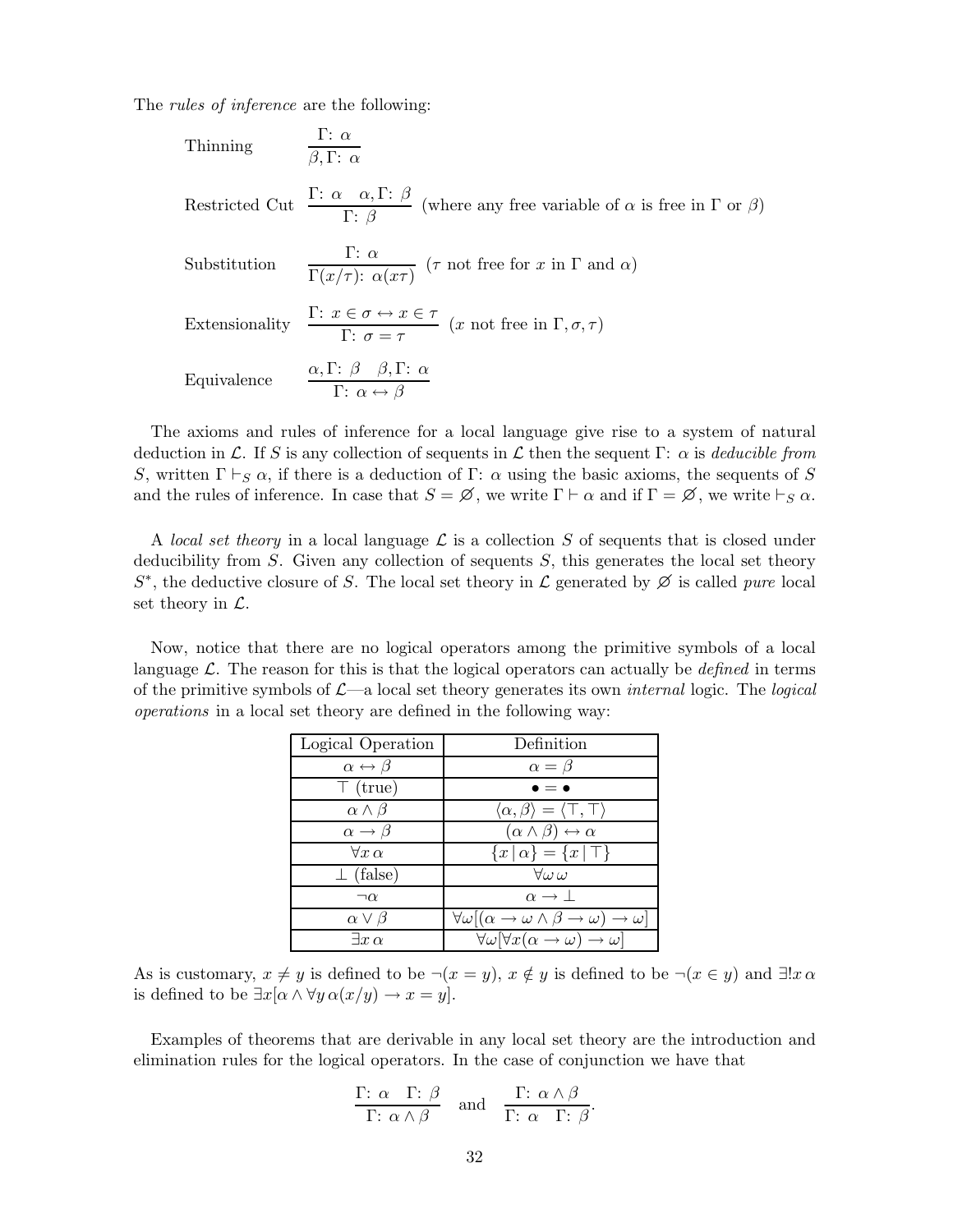The *rules of inference* are the following:

Thinning
$$\frac{\Gamma\colon\ \alpha}{\beta, \Gamma\colon\ \alpha}$$

Restricted Cut
$$\frac{\Gamma\colon\ \alpha \quad \alpha, \Gamma\colon\ \beta}{\Gamma\colon\ \beta} \text{ (where any free variable of } \alpha \text{ is free in } \Gamma \text{ or } \beta\text{)}$$

Substitution
$$\frac{\Gamma\colon\ \alpha}{\Gamma(x/\tau)\colon\ \alpha(x\tau)} \ (\tau \text{ not free for } x \text{ in } \Gamma \text{ and } \alpha)$$

Extensionality
$$\frac{\Gamma\colon\ x \in \sigma \leftrightarrow x \in \tau}{\Gamma\colon\ \sigma = \tau} \ (x \text{ not free in } \Gamma, \sigma, \tau)$$

Equivalence
$$\frac{\alpha, \Gamma\colon\ \beta \quad \beta, \Gamma\colon\ \alpha}{\Gamma\colon\ \alpha \leftrightarrow \beta}$$

The axioms and rules of inference for a local language give rise to a system of natural deduction in $\mathcal{L}$. If $S$ is any collection of sequents in $\mathcal{L}$ then the sequent $\Gamma\colon\ \alpha$ is *deducible from* $S$, written $\Gamma \vdash_S \alpha$, if there is a deduction of $\Gamma\colon\ \alpha$ using the basic axioms, the sequents of $S$ and the rules of inference. In case that $S = \varnothing$, we write $\Gamma \vdash \alpha$ and if $\Gamma = \varnothing$, we write $\vdash_S \alpha$.

A *local set theory* in a local language $\mathcal{L}$ is a collection $S$ of sequents that is closed under deducibility from $S$. Given any collection of sequents $S$, this generates the local set theory $S^*$, the deductive closure of $S$. The local set theory in $\mathcal{L}$ generated by $\varnothing$ is called *pure* local set theory in $\mathcal{L}$.

Now, notice that there are no logical operators among the primitive symbols of a local language $\mathcal{L}$. The reason for this is that the logical operators can actually be *defined* in terms of the primitive symbols of $\mathcal{L}$—a local set theory generates its own *internal* logic. The *logical operations* in a local set theory are defined in the following way:

| Logical Operation | Definition |
|---|---|
| $\alpha \leftrightarrow \beta$ | $\alpha = \beta$ |
| $\top$ (true) | $\bullet = \bullet$ |
| $\alpha \wedge \beta$ | $\langle \alpha, \beta \rangle = \langle \top, \top \rangle$ |
| $\alpha \rightarrow \beta$ | $(\alpha \wedge \beta) \leftrightarrow \alpha$ |
| $\forall x\, \alpha$ | $\{x \mid \alpha\} = \{x \mid \top\}$ |
| $\bot$ (false) | $\forall \omega\, \omega$ |
| $\neg \alpha$ | $\alpha \rightarrow \bot$ |
| $\alpha \vee \beta$ | $\forall \omega[(\alpha \rightarrow \omega \wedge \beta \rightarrow \omega) \rightarrow \omega]$ |
| $\exists x\, \alpha$ | $\forall \omega[\forall x(\alpha \rightarrow \omega) \rightarrow \omega]$ |

As is customary, $x \neq y$ is defined to be $\neg(x = y)$, $x \notin y$ is defined to be $\neg(x \in y)$ and $\exists! x\, \alpha$ is defined to be $\exists x[\alpha \wedge \forall y\, \alpha(x/y) \rightarrow x = y]$.

Examples of theorems that are derivable in any local set theory are the introduction and elimination rules for the logical operators. In the case of conjunction we have that

$$\frac{\Gamma\colon\ \alpha \quad \Gamma\colon\ \beta}{\Gamma\colon\ \alpha \wedge \beta} \quad \text{and} \quad \frac{\Gamma\colon\ \alpha \wedge \beta}{\Gamma\colon\ \alpha \quad \Gamma\colon\ \beta}.$$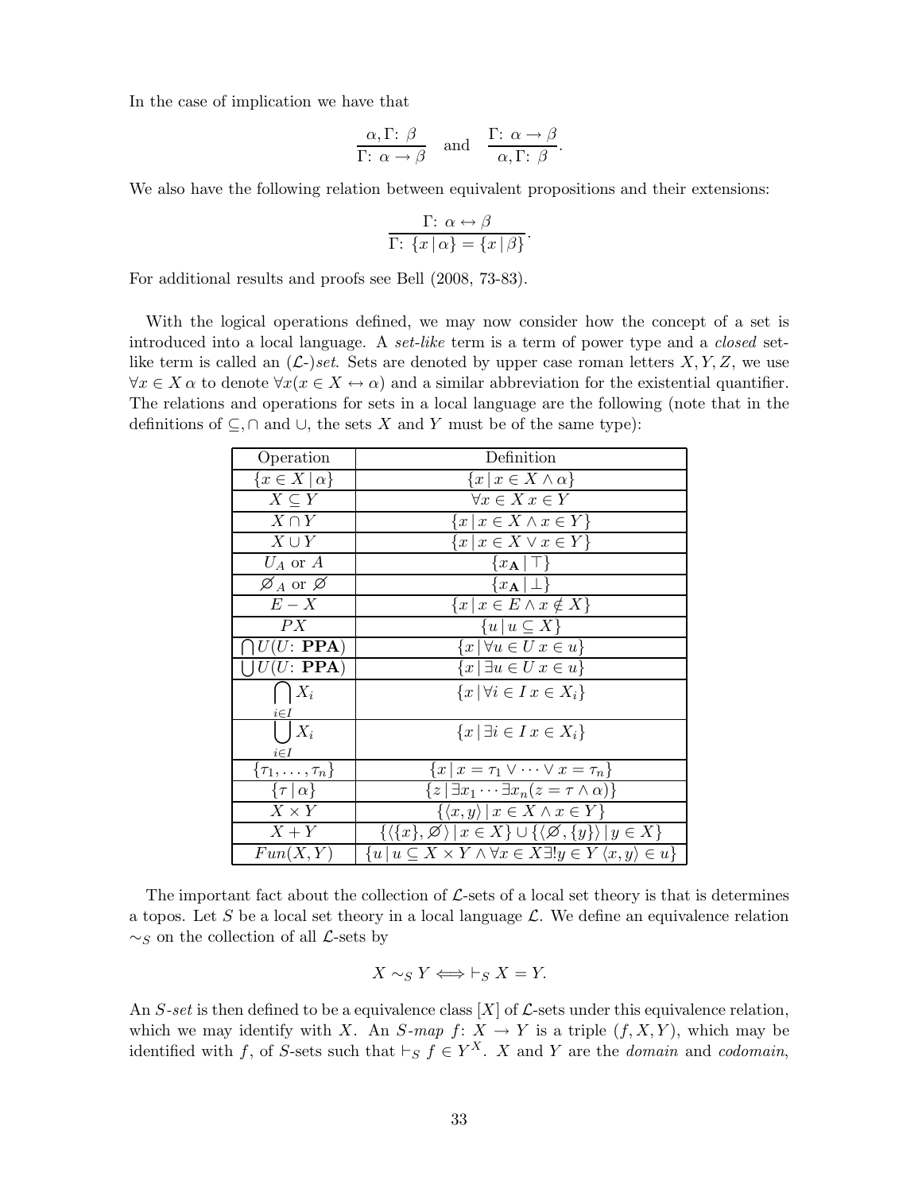In the case of implication we have that

$$\frac{\alpha, \Gamma\colon\ \beta}{\Gamma\colon\ \alpha \to \beta} \quad \text{and} \quad \frac{\Gamma\colon\ \alpha \to \beta}{\alpha, \Gamma\colon\ \beta}.$$

We also have the following relation between equivalent propositions and their extensions:

$$\frac{\Gamma\colon\ \alpha \leftrightarrow \beta}{\Gamma\colon\ \{x \,|\, \alpha\} = \{x \,|\, \beta\}}.$$

For additional results and proofs see Bell (2008, 73-83).

With the logical operations defined, we may now consider how the concept of a set is introduced into a local language. A *set-like* term is a term of power type and a *closed* set-like term is called an ($\mathcal{L}$-)*set*. Sets are denoted by upper case roman letters $X, Y, Z$, we use $\forall x \in X\, \alpha$ to denote $\forall x(x \in X \leftrightarrow \alpha)$ and a similar abbreviation for the existential quantifier. The relations and operations for sets in a local language are the following (note that in the definitions of $\subseteq, \cap$ and $\cup$, the sets $X$ and $Y$ must be of the same type):

| Operation | Definition |
|---|---|
| $\{x \in X \,\|\, \alpha\}$ | $\{x \,\|\, x \in X \wedge \alpha\}$ |
| $X \subseteq Y$ | $\forall x \in X\, x \in Y$ |
| $X \cap Y$ | $\{x \,\|\, x \in X \wedge x \in Y\}$ |
| $X \cup Y$ | $\{x \,\|\, x \in X \vee x \in Y\}$ |
| $U_A$ or $A$ | $\{x_{\mathbf{A}} \,\|\, \top\}$ |
| $\varnothing_A$ or $\varnothing$ | $\{x_{\mathbf{A}} \,\|\, \bot\}$ |
| $E - X$ | $\{x \,\|\, x \in E \wedge x \notin X\}$ |
| $PX$ | $\{u \,\|\, u \subseteq X\}$ |
| $\bigcap U (U\colon\ \mathbf{PPA})$ | $\{x \,\|\, \forall u \in U\, x \in u\}$ |
| $\bigcup U (U\colon\ \mathbf{PPA})$ | $\{x \,\|\, \exists u \in U\, x \in u\}$ |
| $\bigcap_{i \in I} X_i$ | $\{x \,\|\, \forall i \in I\, x \in X_i\}$ |
| $\bigcup_{i \in I} X_i$ | $\{x \,\|\, \exists i \in I\, x \in X_i\}$ |
| $\{\tau_1, \ldots, \tau_n\}$ | $\{x \,\|\, x = \tau_1 \vee \cdots \vee x = \tau_n\}$ |
| $\{\tau \,\|\, \alpha\}$ | $\{z \,\|\, \exists x_1 \cdots \exists x_n (z = \tau \wedge \alpha)\}$ |
| $X \times Y$ | $\{\langle x, y\rangle \,\|\, x \in X \wedge x \in Y\}$ |
| $X + Y$ | $\{\langle \{x\}, \varnothing \rangle \,\|\, x \in X\} \cup \{\langle \varnothing, \{y\}\rangle \,\|\, y \in X\}$ |
| $Fun(X, Y)$ | $\{u \,\|\, u \subseteq X \times Y \wedge \forall x \in X \exists! y \in Y\, \langle x, y\rangle \in u\}$ |

The important fact about the collection of $\mathcal{L}$-sets of a local set theory is that is determines a topos. Let $S$ be a local set theory in a local language $\mathcal{L}$. We define an equivalence relation $\sim_S$ on the collection of all $\mathcal{L}$-sets by

$$X \sim_S Y \Longleftrightarrow \vdash_S X = Y.$$

An *S-set* is then defined to be a equivalence class $[X]$ of $\mathcal{L}$-sets under this equivalence relation, which we may identify with $X$. An *S-map* $f\colon X \to Y$ is a triple $(f, X, Y)$, which may be identified with $f$, of $S$-sets such that $\vdash_S f \in Y^X$. $X$ and $Y$ are the *domain* and *codomain*,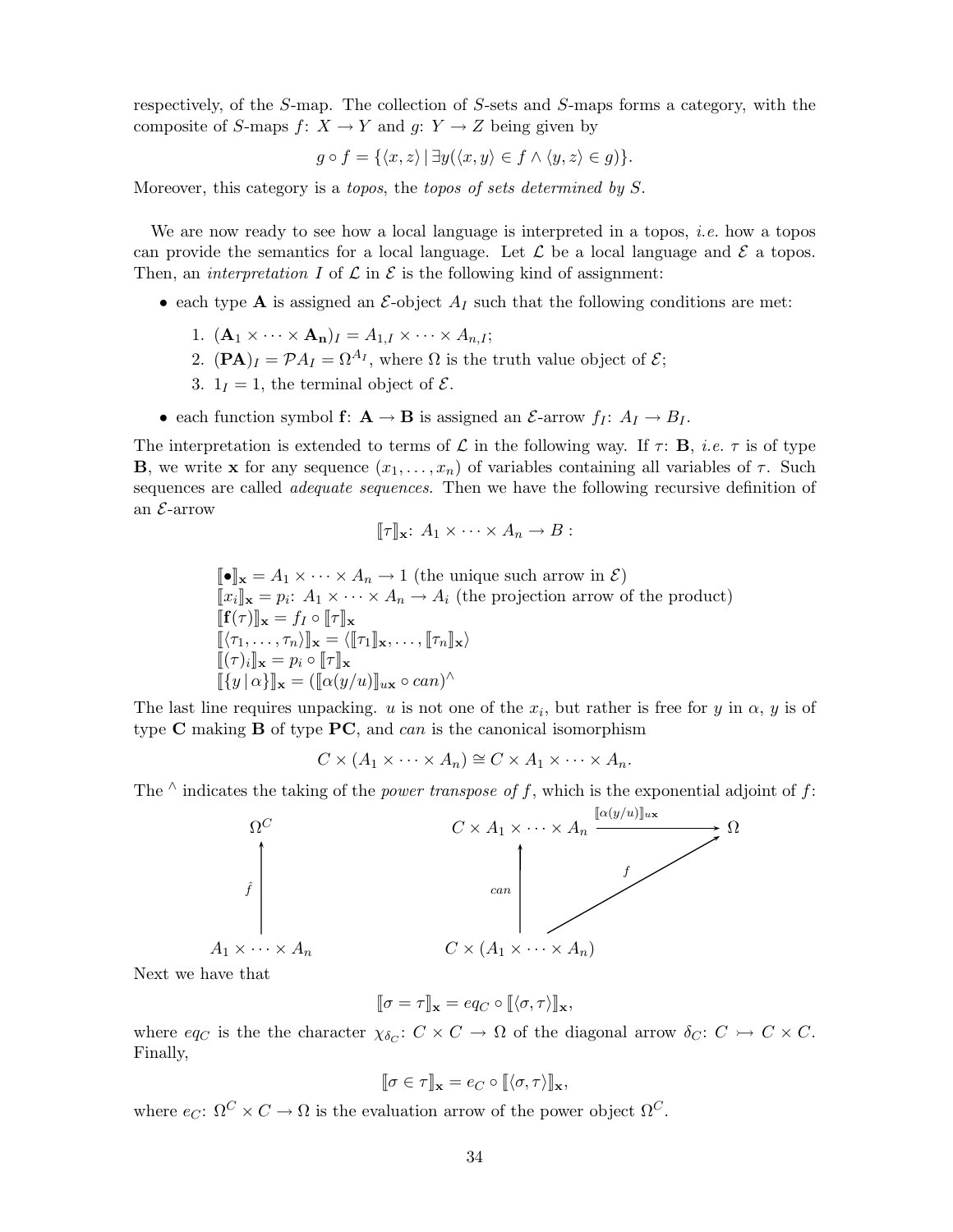respectively, of the $S$-map. The collection of $S$-sets and $S$-maps forms a category, with the composite of $S$-maps $f\colon X \to Y$ and $g\colon Y \to Z$ being given by

$$g \circ f = \{\langle x, z\rangle \mid \exists y(\langle x, y\rangle \in f \wedge \langle y, z\rangle \in g)\}.$$

Moreover, this category is a *topos*, the *topos of sets determined by S*.

We are now ready to see how a local language is interpreted in a topos, *i.e.* how a topos can provide the semantics for a local language. Let $\mathcal{L}$ be a local language and $\mathcal{E}$ a topos. Then, an *interpretation* $I$ of $\mathcal{L}$ in $\mathcal{E}$ is the following kind of assignment:

- each type $\mathbf{A}$ is assigned an $\mathcal{E}$-object $A_I$ such that the following conditions are met:
    1. $(\mathbf{A}_1 \times \cdots \times \mathbf{A_n})_I = A_{1,I} \times \cdots \times A_{n,I}$;
    2. $(\mathbf{PA})_I = \mathcal{P}A_I = \Omega^{A_I}$, where $\Omega$ is the truth value object of $\mathcal{E}$;
    3. $1_I = 1$, the terminal object of $\mathcal{E}$.
- each function symbol $\mathbf{f}\colon \mathbf{A} \to \mathbf{B}$ is assigned an $\mathcal{E}$-arrow $f_I\colon A_I \to B_I$.

The interpretation is extended to terms of $\mathcal{L}$ in the following way. If $\tau\colon \mathbf{B}$, *i.e.* $\tau$ is of type $\mathbf{B}$, we write $\mathbf{x}$ for any sequence $(x_1, \ldots, x_n)$ of variables containing all variables of $\tau$. Such sequences are called *adequate sequences*. Then we have the following recursive definition of an $\mathcal{E}$-arrow

$$[\![\tau]\!]_{\mathbf{x}}\colon A_1 \times \cdots \times A_n \to B:$$

$$\begin{aligned}
&[\![\bullet]\!]_{\mathbf{x}} = A_1 \times \cdots \times A_n \to 1 \text{ (the unique such arrow in } \mathcal{E})\\
&[\![x_i]\!]_{\mathbf{x}} = p_i\colon A_1 \times \cdots \times A_n \to A_i \text{ (the projection arrow of the product)}\\
&[\![\mathbf{f}(\tau)]\!]_{\mathbf{x}} = f_I \circ [\![\tau]\!]_{\mathbf{x}}\\
&[\![\langle \tau_1, \ldots, \tau_n\rangle]\!]_{\mathbf{x}} = \langle [\![\tau_1]\!]_{\mathbf{x}}, \ldots, [\![\tau_n]\!]_{\mathbf{x}}\rangle\\
&[\![(\tau)_i]\!]_{\mathbf{x}} = p_i \circ [\![\tau]\!]_{\mathbf{x}}\\
&[\![\{y \mid \alpha\}]\!]_{\mathbf{x}} = ([\![\alpha(y/u)]\!]_{u\mathbf{x}} \circ can)^{\wedge}
\end{aligned}$$

The last line requires unpacking. $u$ is not one of the $x_i$, but rather is free for $y$ in $\alpha$, $y$ is of type $\mathbf{C}$ making $\mathbf{B}$ of type $\mathbf{PC}$, and $can$ is the canonical isomorphism

$$C \times (A_1 \times \cdots \times A_n) \cong C \times A_1 \times \cdots \times A_n.$$

The $^{\wedge}$ indicates the taking of the *power transpose of* $f$, which is the exponential adjoint of $f$:

$$\hat{f}\colon A_1 \times \cdots \times A_n \to \Omega^C \qquad\qquad f = [\![\alpha(y/u)]\!]_{u\mathbf{x}} \circ can\colon C \times (A_1 \times \cdots \times A_n) \xrightarrow{can} C \times A_1 \times \cdots \times A_n \xrightarrow{[\![\alpha(y/u)]\!]_{u\mathbf{x}}} \Omega$$

Next we have that

$$[\![\sigma = \tau]\!]_{\mathbf{x}} = eq_C \circ [\![\langle \sigma, \tau\rangle]\!]_{\mathbf{x}},$$

where $eq_C$ is the the character $\chi_{\delta_C}\colon C \times C \to \Omega$ of the diagonal arrow $\delta_C\colon C \rightarrowtail C \times C$. Finally,

$$[\![\sigma \in \tau]\!]_{\mathbf{x}} = e_C \circ [\![\langle \sigma, \tau\rangle]\!]_{\mathbf{x}},$$

where $e_C\colon \Omega^C \times C \to \Omega$ is the evaluation arrow of the power object $\Omega^C$.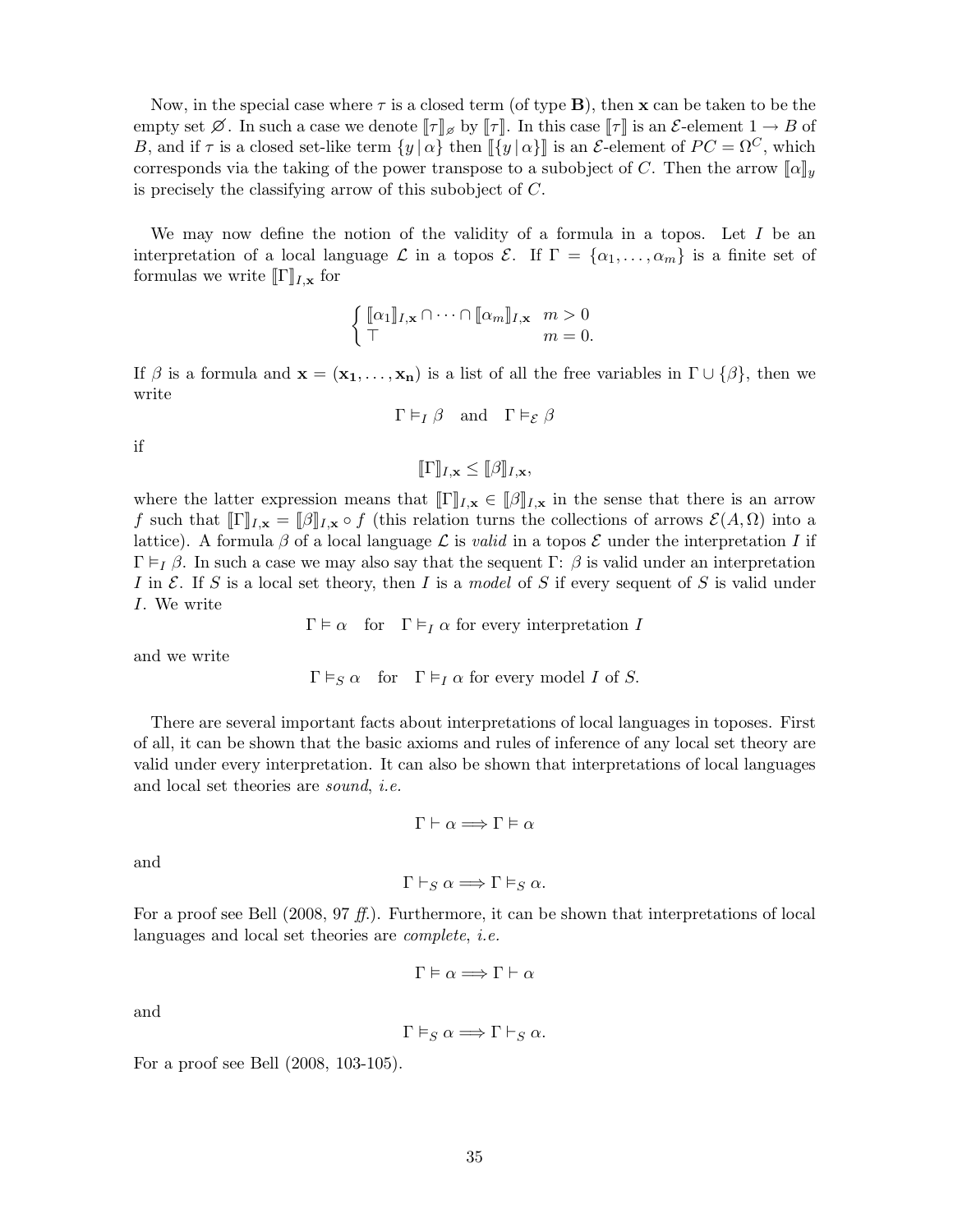Now, in the special case where $\tau$ is a closed term (of type $\mathbf{B}$), then $\mathbf{x}$ can be taken to be the empty set $\varnothing$. In such a case we denote $[\![\tau]\!]_{\varnothing}$ by $[\![\tau]\!]$. In this case $[\![\tau]\!]$ is an $\mathcal{E}$-element $1 \to B$ of $B$, and if $\tau$ is a closed set-like term $\{y \,|\, \alpha\}$ then $[\![\{y \,|\, \alpha\}]\!]$ is an $\mathcal{E}$-element of $PC = \Omega^C$, which corresponds via the taking of the power transpose to a subobject of $C$. Then the arrow $[\![\alpha]\!]_y$ is precisely the classifying arrow of this subobject of $C$.

We may now define the notion of the validity of a formula in a topos. Let $I$ be an interpretation of a local language $\mathcal{L}$ in a topos $\mathcal{E}$. If $\Gamma = \{\alpha_1, \ldots, \alpha_m\}$ is a finite set of formulas we write $[\![\Gamma]\!]_{I,\mathbf{x}}$ for

$$\begin{cases} [\![\alpha_1]\!]_{I,\mathbf{x}} \cap \cdots \cap [\![\alpha_m]\!]_{I,\mathbf{x}} & m > 0 \\ \top & m = 0. \end{cases}$$

If $\beta$ is a formula and $\mathbf{x} = (\mathbf{x_1}, \ldots, \mathbf{x_n})$ is a list of all the free variables in $\Gamma \cup \{\beta\}$, then we write

$$\Gamma \vDash_I \beta \quad \text{and} \quad \Gamma \vDash_{\mathcal{E}} \beta$$

if

$$[\![\Gamma]\!]_{I,\mathbf{x}} \leq [\![\beta]\!]_{I,\mathbf{x}},$$

where the latter expression means that $[\![\Gamma]\!]_{I,\mathbf{x}} \in [\![\beta]\!]_{I,\mathbf{x}}$ in the sense that there is an arrow $f$ such that $[\![\Gamma]\!]_{I,\mathbf{x}} = [\![\beta]\!]_{I,\mathbf{x}} \circ f$ (this relation turns the collections of arrows $\mathcal{E}(A, \Omega)$ into a lattice). A formula $\beta$ of a local language $\mathcal{L}$ is *valid* in a topos $\mathcal{E}$ under the interpretation $I$ if $\Gamma \vDash_I \beta$. In such a case we may also say that the sequent $\Gamma$: $\beta$ is valid under an interpretation $I$ in $\mathcal{E}$. If $S$ is a local set theory, then $I$ is a *model* of $S$ if every sequent of $S$ is valid under $I$. We write

$$\Gamma \vDash \alpha \quad \text{for} \quad \Gamma \vDash_I \alpha \text{ for every interpretation } I$$

and we write

$$\Gamma \vDash_S \alpha \quad \text{for} \quad \Gamma \vDash_I \alpha \text{ for every model } I \text{ of } S.$$

There are several important facts about interpretations of local languages in toposes. First of all, it can be shown that the basic axioms and rules of inference of any local set theory are valid under every interpretation. It can also be shown that interpretations of local languages and local set theories are *sound*, *i.e.*

$$\Gamma \vdash \alpha \Longrightarrow \Gamma \vDash \alpha$$

and

$$\Gamma \vdash_S \alpha \Longrightarrow \Gamma \vDash_S \alpha.$$

For a proof see Bell (2008, 97 *ff.*). Furthermore, it can be shown that interpretations of local languages and local set theories are *complete*, *i.e.*

$$\Gamma \vDash \alpha \Longrightarrow \Gamma \vdash \alpha$$

and

$$\Gamma \vDash_S \alpha \Longrightarrow \Gamma \vdash_S \alpha.$$

For a proof see Bell (2008, 103-105).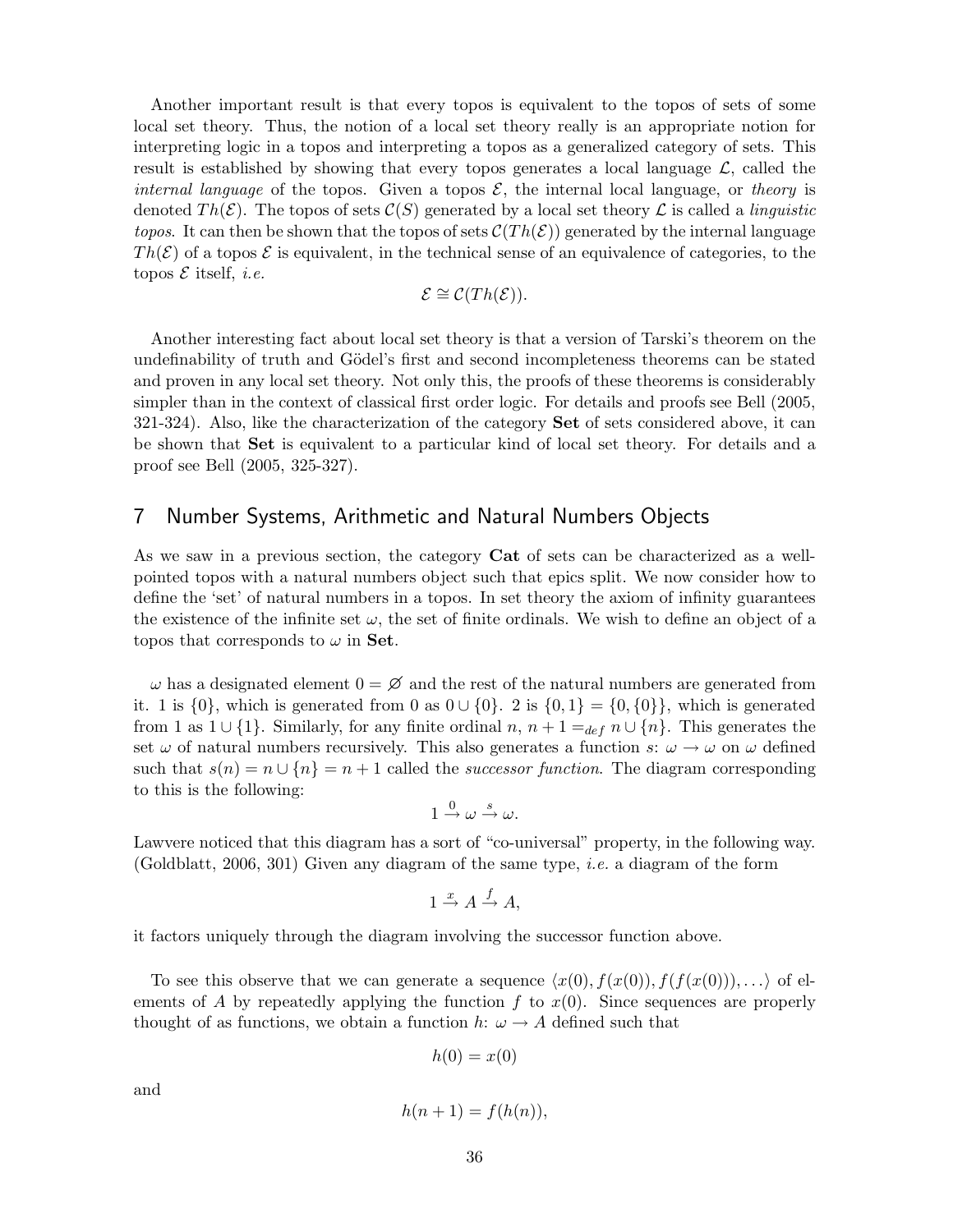Another important result is that every topos is equivalent to the topos of sets of some local set theory. Thus, the notion of a local set theory really is an appropriate notion for interpreting logic in a topos and interpreting a topos as a generalized category of sets. This result is established by showing that every topos generates a local language $\mathcal{L}$, called the *internal language* of the topos. Given a topos $\mathcal{E}$, the internal local language, or *theory* is denoted $Th(\mathcal{E})$. The topos of sets $\mathcal{C}(S)$ generated by a local set theory $\mathcal{L}$ is called a *linguistic topos*. It can then be shown that the topos of sets $\mathcal{C}(Th(\mathcal{E}))$ generated by the internal language $Th(\mathcal{E})$ of a topos $\mathcal{E}$ is equivalent, in the technical sense of an equivalence of categories, to the topos $\mathcal{E}$ itself, *i.e.*

$$\mathcal{E} \cong \mathcal{C}(Th(\mathcal{E})).$$

Another interesting fact about local set theory is that a version of Tarski's theorem on the undefinability of truth and Gödel's first and second incompleteness theorems can be stated and proven in any local set theory. Not only this, the proofs of these theorems is considerably simpler than in the context of classical first order logic. For details and proofs see Bell (2005, 321-324). Also, like the characterization of the category **Set** of sets considered above, it can be shown that **Set** is equivalent to a particular kind of local set theory. For details and a proof see Bell (2005, 325-327).

## 7 Number Systems, Arithmetic and Natural Numbers Objects

As we saw in a previous section, the category **Cat** of sets can be characterized as a well-pointed topos with a natural numbers object such that epics split. We now consider how to define the 'set' of natural numbers in a topos. In set theory the axiom of infinity guarantees the existence of the infinite set $\omega$, the set of finite ordinals. We wish to define an object of a topos that corresponds to $\omega$ in **Set**.

$\omega$ has a designated element $0 = \varnothing$ and the rest of the natural numbers are generated from it. 1 is $\{0\}$, which is generated from 0 as $0 \cup \{0\}$. 2 is $\{0, 1\} = \{0, \{0\}\}$, which is generated from 1 as $1 \cup \{1\}$. Similarly, for any finite ordinal $n$, $n + 1 =_{def} n \cup \{n\}$. This generates the set $\omega$ of natural numbers recursively. This also generates a function $s$: $\omega \to \omega$ on $\omega$ defined such that $s(n) = n \cup \{n\} = n + 1$ called the *successor function*. The diagram corresponding to this is the following:

$$1 \xrightarrow{0} \omega \xrightarrow{s} \omega.$$

Lawvere noticed that this diagram has a sort of "co-universal" property, in the following way. (Goldblatt, 2006, 301) Given any diagram of the same type, *i.e.* a diagram of the form

$$1 \xrightarrow{x} A \xrightarrow{f} A,$$

it factors uniquely through the diagram involving the successor function above.

To see this observe that we can generate a sequence $\langle x(0), f(x(0)), f(f(x(0))), \ldots \rangle$ of elements of $A$ by repeatedly applying the function $f$ to $x(0)$. Since sequences are properly thought of as functions, we obtain a function $h$: $\omega \to A$ defined such that

$$h(0) = x(0)$$

and

$$h(n + 1) = f(h(n)),$$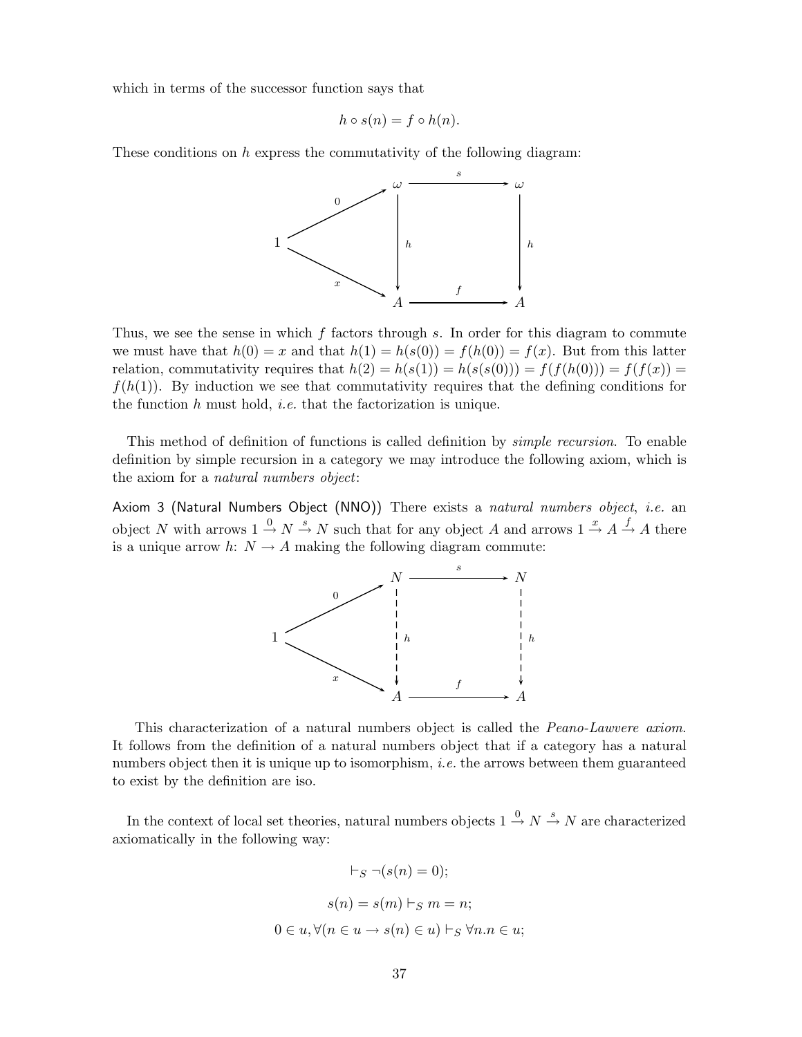which in terms of the successor function says that

$$h \circ s(n) = f \circ h(n).$$

These conditions on $h$ express the commutativity of the following diagram:

$$\begin{array}{ccccc} & & \omega & \xrightarrow{s} & \omega \\ & \overset{0}{\nearrow} & \downarrow h & & \downarrow h \\ 1 & & & & \\ & \underset{x}{\searrow} & & & \\ & & A & \xrightarrow{f} & A \end{array}$$

Thus, we see the sense in which $f$ factors through $s$. In order for this diagram to commute we must have that $h(0) = x$ and that $h(1) = h(s(0)) = f(h(0)) = f(x)$. But from this latter relation, commutativity requires that $h(2) = h(s(1)) = h(s(s(0))) = f(f(h(0))) = f(f(x)) = f(h(1))$. By induction we see that commutativity requires that the defining conditions for the function $h$ must hold, *i.e.* that the factorization is unique.

This method of definition of functions is called definition by *simple recursion*. To enable definition by simple recursion in a category we may introduce the following axiom, which is the axiom for a *natural numbers object*:

Axiom 3 (Natural Numbers Object (NNO)) There exists a *natural numbers object*, *i.e.* an object $N$ with arrows $1 \xrightarrow{0} N \xrightarrow{s} N$ such that for any object $A$ and arrows $1 \xrightarrow{x} A \xrightarrow{f} A$ there is a unique arrow $h\colon N \to A$ making the following diagram commute:

$$\begin{array}{ccccc} & & N & \xrightarrow{s} & N \\ & \overset{0}{\nearrow} & \downarrow h & & \downarrow h \\ 1 & & & & \\ & \underset{x}{\searrow} & & & \\ & & A & \xrightarrow{f} & A \end{array}$$

This characterization of a natural numbers object is called the *Peano-Lawvere axiom.* It follows from the definition of a natural numbers object that if a category has a natural numbers object then it is unique up to isomorphism, *i.e.* the arrows between them guaranteed to exist by the definition are iso.

In the context of local set theories, natural numbers objects $1 \xrightarrow{0} N \xrightarrow{s} N$ are characterized axiomatically in the following way:

$$\vdash_S \neg(s(n) = 0);$$

$$s(n) = s(m) \vdash_S m = n;$$

$$0 \in u, \forall(n \in u \to s(n) \in u) \vdash_S \forall n.n \in u;$$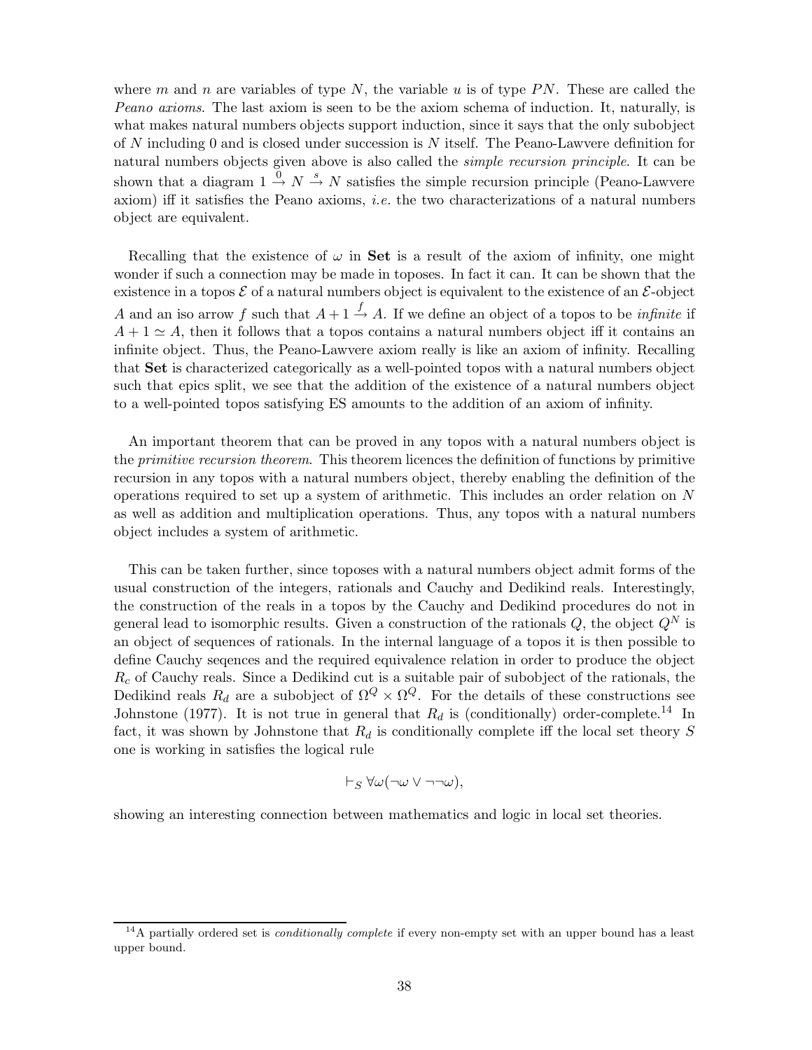where $m$ and $n$ are variables of type $N$, the variable $u$ is of type $PN$. These are called the *Peano axioms*. The last axiom is seen to be the axiom schema of induction. It, naturally, is what makes natural numbers objects support induction, since it says that the only subobject of $N$ including 0 and is closed under succession is $N$ itself. The Peano-Lawvere definition for natural numbers objects given above is also called the *simple recursion principle*. It can be shown that a diagram $1 \xrightarrow{0} N \xrightarrow{s} N$ satisfies the simple recursion principle (Peano-Lawvere axiom) iff it satisfies the Peano axioms, *i.e.* the two characterizations of a natural numbers object are equivalent.

Recalling that the existence of $\omega$ in **Set** is a result of the axiom of infinity, one might wonder if such a connection may be made in toposes. In fact it can. It can be shown that the existence in a topos $\mathcal{E}$ of a natural numbers object is equivalent to the existence of an $\mathcal{E}$-object $A$ and an iso arrow $f$ such that $A + 1 \xrightarrow{f} A$. If we define an object of a topos to be *infinite* if $A + 1 \simeq A$, then it follows that a topos contains a natural numbers object iff it contains an infinite object. Thus, the Peano-Lawvere axiom really is like an axiom of infinity. Recalling that **Set** is characterized categorically as a well-pointed topos with a natural numbers object such that epics split, we see that the addition of the existence of a natural numbers object to a well-pointed topos satisfying ES amounts to the addition of an axiom of infinity.

An important theorem that can be proved in any topos with a natural numbers object is the *primitive recursion theorem*. This theorem licences the definition of functions by primitive recursion in any topos with a natural numbers object, thereby enabling the definition of the operations required to set up a system of arithmetic. This includes an order relation on $N$ as well as addition and multiplication operations. Thus, any topos with a natural numbers object includes a system of arithmetic.

This can be taken further, since toposes with a natural numbers object admit forms of the usual construction of the integers, rationals and Cauchy and Dedikind reals. Interestingly, the construction of the reals in a topos by the Cauchy and Dedikind procedures do not in general lead to isomorphic results. Given a construction of the rationals $Q$, the object $Q^N$ is an object of sequences of rationals. In the internal language of a topos it is then possible to define Cauchy seqences and the required equivalence relation in order to produce the object $R_c$ of Cauchy reals. Since a Dedikind cut is a suitable pair of subobject of the rationals, the Dedikind reals $R_d$ are a subobject of $\Omega^Q \times \Omega^Q$. For the details of these constructions see Johnstone (1977). It is not true in general that $R_d$ is (conditionally) order-complete.[14] In fact, it was shown by Johnstone that $R_d$ is conditionally complete iff the local set theory $S$ one is working in satisfies the logical rule

$$\vdash_S \forall \omega (\neg \omega \vee \neg\neg\omega),$$

showing an interesting connection between mathematics and logic in local set theories.

[14] A partially ordered set is *conditionally complete* if every non-empty set with an upper bound has a least upper bound.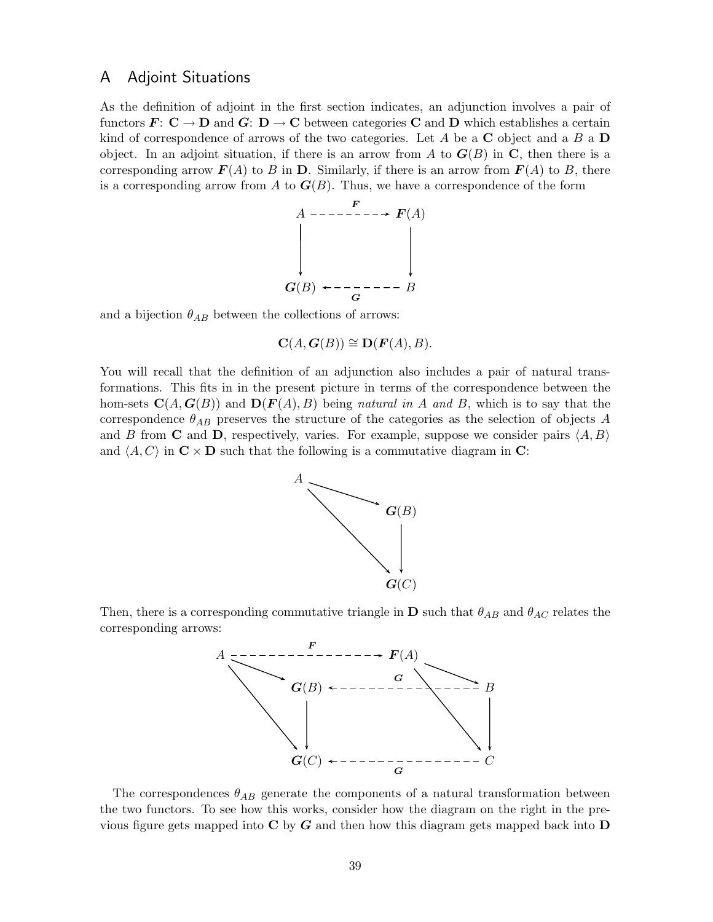## A Adjoint Situations

As the definition of adjoint in the first section indicates, an adjunction involves a pair of functors $\boldsymbol{F}\colon \mathbf{C} \to \mathbf{D}$ and $\boldsymbol{G}\colon \mathbf{D} \to \mathbf{C}$ between categories $\mathbf{C}$ and $\mathbf{D}$ which establishes a certain kind of correspondence of arrows of the two categories. Let $A$ be a $\mathbf{C}$ object and a $B$ a $\mathbf{D}$ object. In an adjoint situation, if there is an arrow from $A$ to $\boldsymbol{G}(B)$ in $\mathbf{C}$, then there is a corresponding arrow $\boldsymbol{F}(A)$ to $B$ in $\mathbf{D}$. Similarly, if there is an arrow from $\boldsymbol{F}(A)$ to $B$, there is a corresponding arrow from $A$ to $\boldsymbol{G}(B)$. Thus, we have a correspondence of the form

$$
\begin{array}{ccc}
A & \overset{\boldsymbol{F}}{\dashrightarrow} & \boldsymbol{F}(A) \\
\downarrow & & \downarrow \\
\boldsymbol{G}(B) & \underset{\boldsymbol{G}}{\dashleftarrow} & B
\end{array}
$$

and a bijection $\theta_{AB}$ between the collections of arrows:

$$\mathbf{C}(A, \boldsymbol{G}(B)) \cong \mathbf{D}(\boldsymbol{F}(A), B).$$

You will recall that the definition of an adjunction also includes a pair of natural transformations. This fits in in the present picture in terms of the correspondence between the hom-sets $\mathbf{C}(A, \boldsymbol{G}(B))$ and $\mathbf{D}(\boldsymbol{F}(A), B)$ being *natural in A and B*, which is to say that the correspondence $\theta_{AB}$ preserves the structure of the categories as the selection of objects $A$ and $B$ from $\mathbf{C}$ and $\mathbf{D}$, respectively, varies. For example, suppose we consider pairs $\langle A, B\rangle$ and $\langle A, C\rangle$ in $\mathbf{C} \times \mathbf{D}$ such that the following is a commutative diagram in $\mathbf{C}$:

$$
\begin{array}{ccc}
A & \longrightarrow & \boldsymbol{G}(B) \\
& \searrow & \downarrow \\
& & \boldsymbol{G}(C)
\end{array}
$$

Then, there is a corresponding commutative triangle in $\mathbf{D}$ such that $\theta_{AB}$ and $\theta_{AC}$ relates the corresponding arrows:

$$
\begin{array}{ccccc}
A & \overset{\boldsymbol{F}}{\dashrightarrow} & & & \boldsymbol{F}(A) \\
& \searrow \ \boldsymbol{G}(B) & \overset{\boldsymbol{G}}{\dashleftarrow} & B & \\
& \downarrow & & \downarrow & \\
& \boldsymbol{G}(C) & \underset{\boldsymbol{G}}{\dashleftarrow} & C &
\end{array}
$$

The correspondences $\theta_{AB}$ generate the components of a natural transformation between the two functors. To see how this works, consider how the diagram on the right in the previous figure gets mapped into $\mathbf{C}$ by $\boldsymbol{G}$ and then how this diagram gets mapped back into $\mathbf{D}$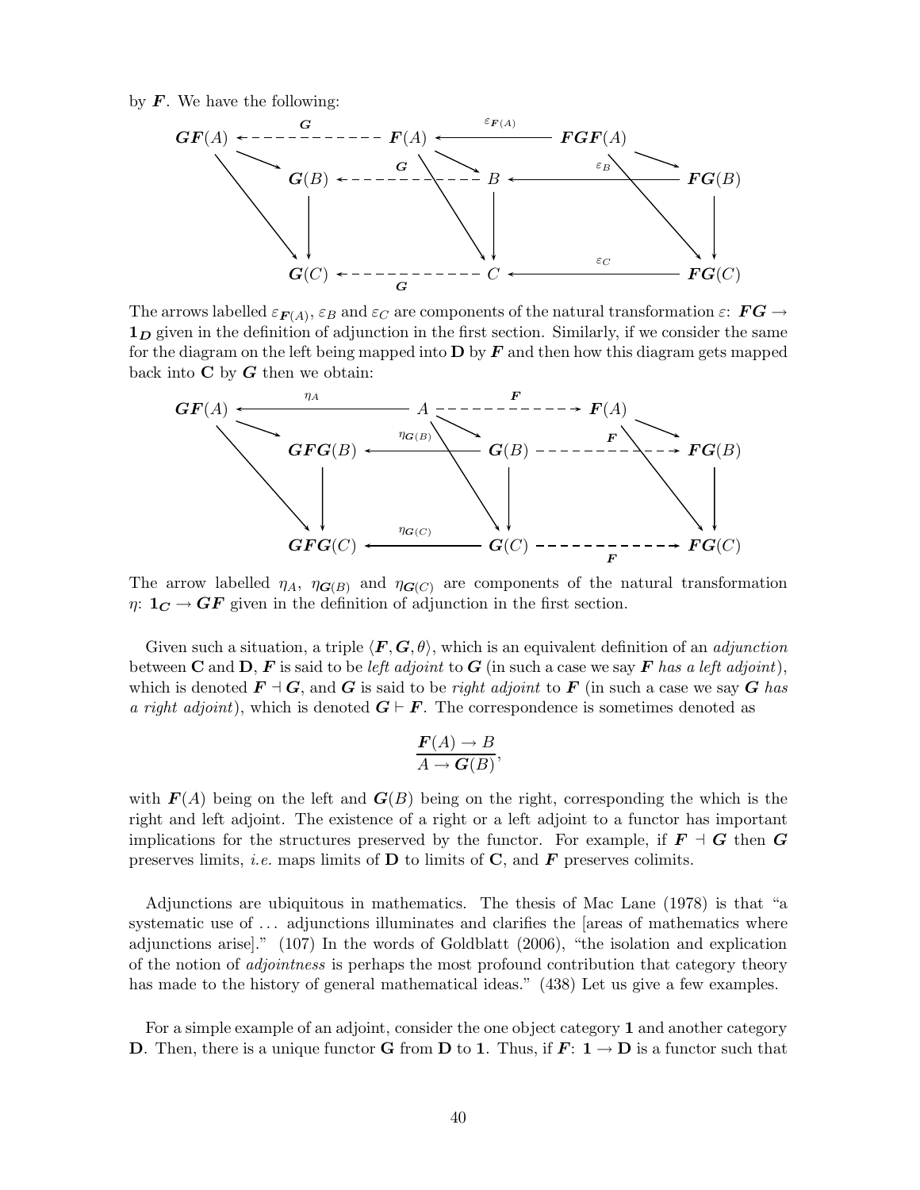by $\boldsymbol{F}$. We have the following:

$$
\begin{array}{ccccc}
\boldsymbol{GF}(A) & \overset{\boldsymbol{G}}{\dashleftarrow} & \boldsymbol{F}(A) & \overset{\varepsilon_{\boldsymbol{F}(A)}}{\longleftarrow} & \boldsymbol{FGF}(A) \\
\boldsymbol{G}(B) & \overset{\boldsymbol{G}}{\dashleftarrow} & B & \overset{\varepsilon_B}{\longleftarrow} & \boldsymbol{FG}(B) \\
\downarrow & & \downarrow & & \downarrow \\
\boldsymbol{G}(C) & \underset{\boldsymbol{G}}{\dashleftarrow} & C & \overset{\varepsilon_C}{\longleftarrow} & \boldsymbol{FG}(C)
\end{array}
$$

The arrows labelled $\varepsilon_{\boldsymbol{F}(A)}$, $\varepsilon_B$ and $\varepsilon_C$ are components of the natural transformation $\varepsilon$: $\boldsymbol{FG} \to \mathbf{1}_{\boldsymbol{D}}$ given in the definition of adjunction in the first section. Similarly, if we consider the same for the diagram on the left being mapped into $\mathbf{D}$ by $\boldsymbol{F}$ and then how this diagram gets mapped back into $\mathbf{C}$ by $\boldsymbol{G}$ then we obtain:

$$
\begin{array}{ccccc}
\boldsymbol{GF}(A) & \overset{\eta_A}{\longleftarrow} & A & \overset{\boldsymbol{F}}{\dashrightarrow} & \boldsymbol{F}(A) \\
\boldsymbol{GFG}(B) & \overset{\eta_{\boldsymbol{G}(B)}}{\longleftarrow} & \boldsymbol{G}(B) & \overset{\boldsymbol{F}}{\dashrightarrow} & \boldsymbol{FG}(B) \\
\downarrow & & \downarrow & & \downarrow \\
\boldsymbol{GFG}(C) & \overset{\eta_{\boldsymbol{G}(C)}}{\longleftarrow} & \boldsymbol{G}(C) & \underset{\boldsymbol{F}}{\dashrightarrow} & \boldsymbol{FG}(C)
\end{array}
$$

The arrow labelled $\eta_A$, $\eta_{\boldsymbol{G}(B)}$ and $\eta_{\boldsymbol{G}(C)}$ are components of the natural transformation $\eta$: $\mathbf{1}_{\boldsymbol{C}} \to \boldsymbol{GF}$ given in the definition of adjunction in the first section.

Given such a situation, a triple $\langle \boldsymbol{F}, \boldsymbol{G}, \theta \rangle$, which is an equivalent definition of an *adjunction* between $\mathbf{C}$ and $\mathbf{D}$, $\boldsymbol{F}$ is said to be *left adjoint* to $\boldsymbol{G}$ (in such a case we say $\boldsymbol{F}$ *has a left adjoint*), which is denoted $\boldsymbol{F} \dashv \boldsymbol{G}$, and $\boldsymbol{G}$ is said to be *right adjoint* to $\boldsymbol{F}$ (in such a case we say $\boldsymbol{G}$ *has a right adjoint*), which is denoted $\boldsymbol{G} \vdash \boldsymbol{F}$. The correspondence is sometimes denoted as

$$\frac{\boldsymbol{F}(A) \to B}{A \to \boldsymbol{G}(B)},$$

with $\boldsymbol{F}(A)$ being on the left and $\boldsymbol{G}(B)$ being on the right, corresponding the which is the right and left adjoint. The existence of a right or a left adjoint to a functor has important implications for the structures preserved by the functor. For example, if $\boldsymbol{F} \dashv \boldsymbol{G}$ then $\boldsymbol{G}$ preserves limits, *i.e.* maps limits of $\mathbf{D}$ to limits of $\mathbf{C}$, and $\boldsymbol{F}$ preserves colimits.

Adjunctions are ubiquitous in mathematics. The thesis of Mac Lane (1978) is that "a systematic use of ... adjunctions illuminates and clarifies the [areas of mathematics where adjunctions arise]." (107) In the words of Goldblatt (2006), "the isolation and explication of the notion of *adjointness* is perhaps the most profound contribution that category theory has made to the history of general mathematical ideas." (438) Let us give a few examples.

For a simple example of an adjoint, consider the one object category $\mathbf{1}$ and another category $\mathbf{D}$. Then, there is a unique functor $\mathbf{G}$ from $\mathbf{D}$ to $\mathbf{1}$. Thus, if $\boldsymbol{F}$: $\mathbf{1} \to \mathbf{D}$ is a functor such that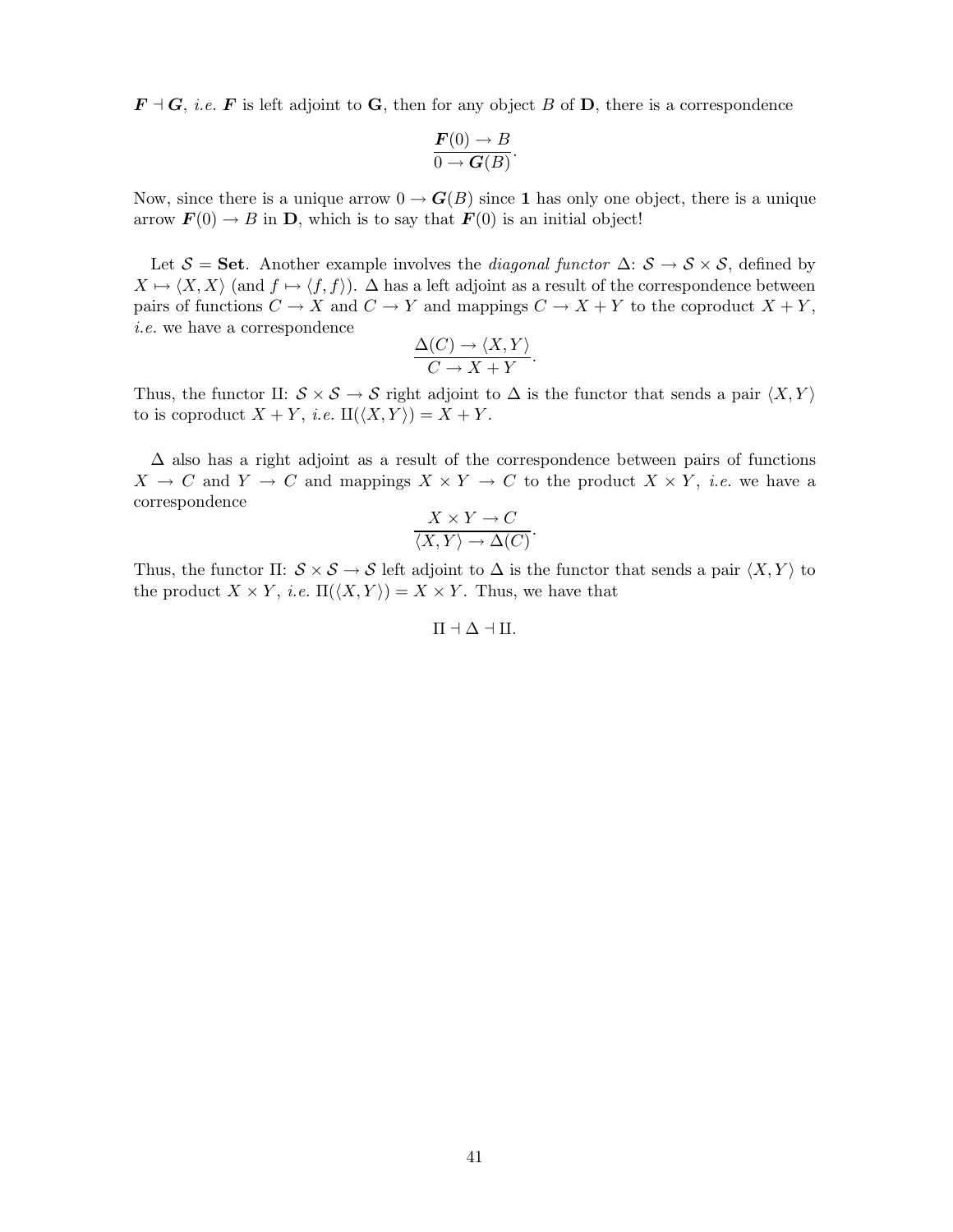$\boldsymbol{F} \dashv \boldsymbol{G}$, *i.e.* $\boldsymbol{F}$ is left adjoint to $\mathbf{G}$, then for any object $B$ of $\mathbf{D}$, there is a correspondence

$$\frac{\boldsymbol{F}(0) \to B}{0 \to \boldsymbol{G}(B)}.$$

Now, since there is a unique arrow $0 \to \boldsymbol{G}(B)$ since $\mathbf{1}$ has only one object, there is a unique arrow $\boldsymbol{F}(0) \to B$ in $\mathbf{D}$, which is to say that $\boldsymbol{F}(0)$ is an initial object!

Let $\mathcal{S} = \mathbf{Set}$. Another example involves the *diagonal functor* $\Delta$: $\mathcal{S} \to \mathcal{S} \times \mathcal{S}$, defined by $X \mapsto \langle X, X \rangle$ (and $f \mapsto \langle f, f \rangle$). $\Delta$ has a left adjoint as a result of the correspondence between pairs of functions $C \to X$ and $C \to Y$ and mappings $C \to X + Y$ to the coproduct $X + Y$, *i.e.* we have a correspondence

$$\frac{\Delta(C) \to \langle X, Y \rangle}{C \to X + Y}.$$

Thus, the functor $\amalg$: $\mathcal{S} \times \mathcal{S} \to \mathcal{S}$ right adjoint to $\Delta$ is the functor that sends a pair $\langle X, Y \rangle$ to is coproduct $X + Y$, *i.e.* $\amalg(\langle X, Y \rangle) = X + Y$.

$\Delta$ also has a right adjoint as a result of the correspondence between pairs of functions $X \to C$ and $Y \to C$ and mappings $X \times Y \to C$ to the product $X \times Y$, *i.e.* we have a correspondence

$$\frac{X \times Y \to C}{\langle X, Y \rangle \to \Delta(C)}.$$

Thus, the functor $\Pi$: $\mathcal{S} \times \mathcal{S} \to \mathcal{S}$ left adjoint to $\Delta$ is the functor that sends a pair $\langle X, Y \rangle$ to the product $X \times Y$, *i.e.* $\Pi(\langle X, Y \rangle) = X \times Y$. Thus, we have that

$$\Pi \dashv \Delta \dashv \amalg.$$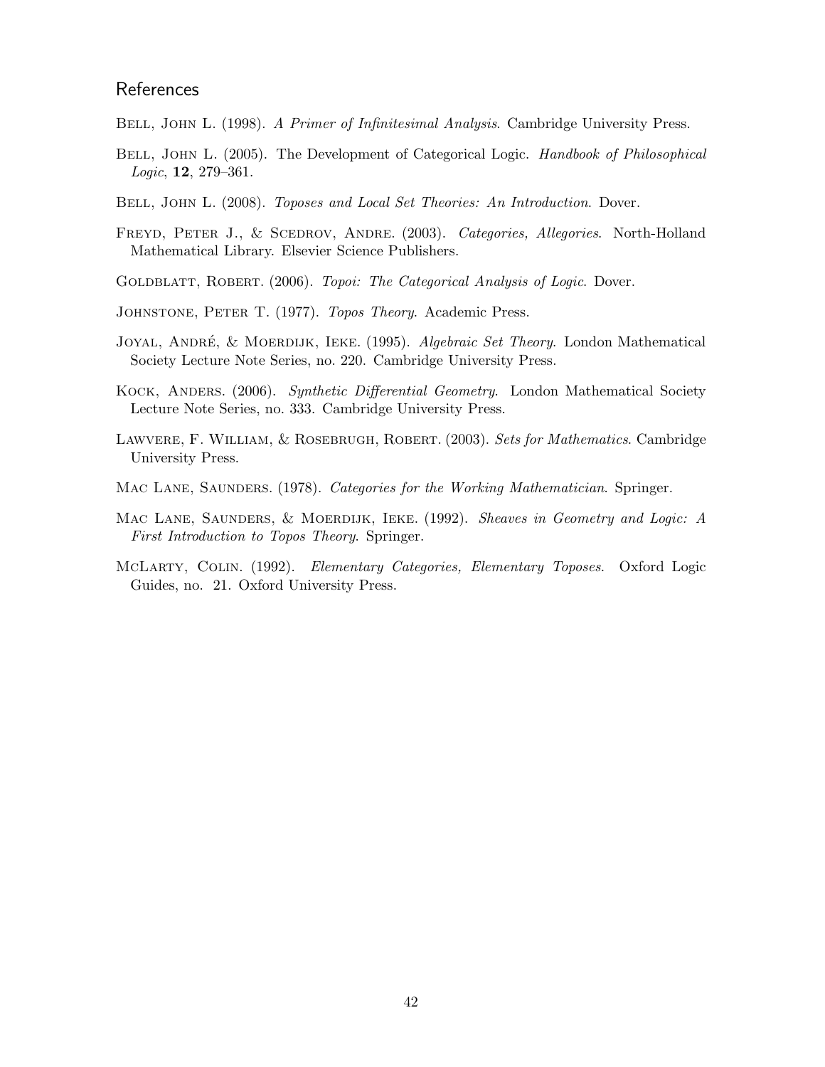## References

Bell, John L. (1998). *A Primer of Infinitesimal Analysis*. Cambridge University Press.

Bell, John L. (2005). The Development of Categorical Logic. *Handbook of Philosophical Logic*, **12**, 279–361.

Bell, John L. (2008). *Toposes and Local Set Theories: An Introduction*. Dover.

Freyd, Peter J., & Scedrov, Andre. (2003). *Categories, Allegories*. North-Holland Mathematical Library. Elsevier Science Publishers.

Goldblatt, Robert. (2006). *Topoi: The Categorical Analysis of Logic*. Dover.

Johnstone, Peter T. (1977). *Topos Theory*. Academic Press.

Joyal, André, & Moerdijk, Ieke. (1995). *Algebraic Set Theory*. London Mathematical Society Lecture Note Series, no. 220. Cambridge University Press.

Kock, Anders. (2006). *Synthetic Differential Geometry*. London Mathematical Society Lecture Note Series, no. 333. Cambridge University Press.

Lawvere, F. William, & Rosebrugh, Robert. (2003). *Sets for Mathematics*. Cambridge University Press.

Mac Lane, Saunders. (1978). *Categories for the Working Mathematician*. Springer.

Mac Lane, Saunders, & Moerdijk, Ieke. (1992). *Sheaves in Geometry and Logic: A First Introduction to Topos Theory*. Springer.

McLarty, Colin. (1992). *Elementary Categories, Elementary Toposes*. Oxford Logic Guides, no. 21. Oxford University Press.